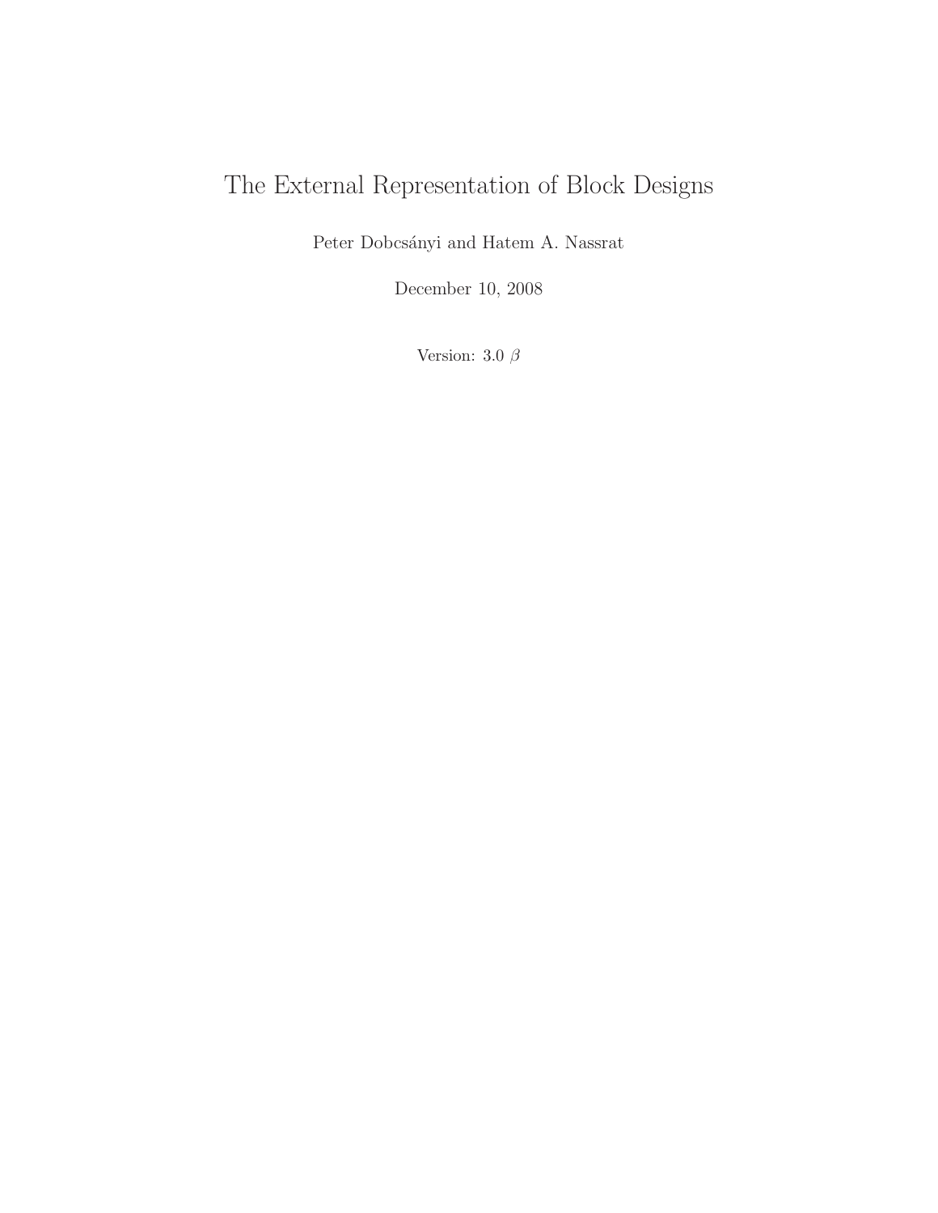# The External Representation of Block Designs

Peter Dobcsányi and Hatem A. Nassrat

December 10, 2008

Version: 3.0 $\beta$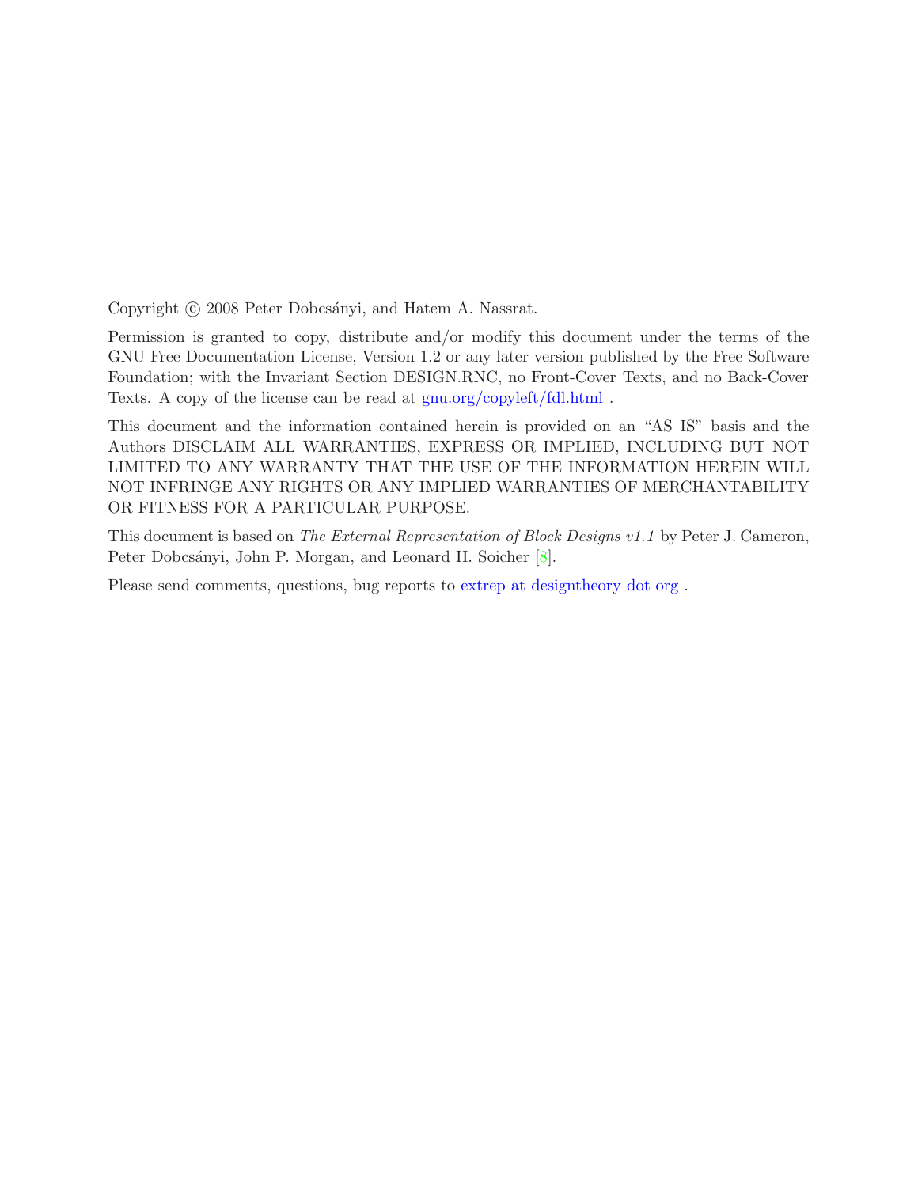Copyright © 2008 Peter Dobcsányi, and Hatem A. Nassrat.

Permission is granted to copy, distribute and/or modify this document under the terms of the GNU Free Documentation License, Version 1.2 or any later version published by the Free Software Foundation; with the Invariant Section DESIGN.RNC, no Front-Cover Texts, and no Back-Cover Texts. A copy of the license can be read at gnu.org/copyleft/fdl.html .

This document and the information contained herein is provided on an "AS IS" basis and the Authors DISCLAIM ALL WARRANTIES, EXPRESS OR IMPLIED, INCLUDING BUT NOT LIMITED TO ANY WARRANTY THAT THE USE OF THE INFORMATION HEREIN WILL NOT INFRINGE ANY RIGHTS OR ANY IMPLIED WARRANTIES OF MERCHANTABILITY OR FITNESS FOR A PARTICULAR PURPOSE.

This document is based on *The External Representation of Block Designs v1.1* by Peter J. Cameron, Peter Dobcsányi, John P. Morgan, and Leonard H. Soicher [8].

Please send comments, questions, bug reports to extrep at designtheory dot org .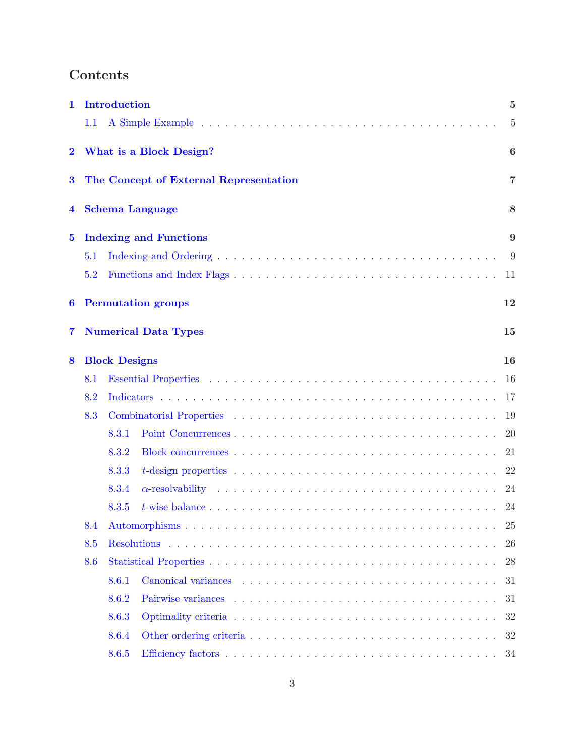# Contents

**1 Introduction** — 5

- 1.1 A Simple Example — 5

**2 What is a Block Design?** — 6

**3 The Concept of External Representation** — 7

**4 Schema Language** — 8

**5 Indexing and Functions** — 9

- 5.1 Indexing and Ordering — 9
- 5.2 Functions and Index Flags — 11

**6 Permutation groups** — 12

**7 Numerical Data Types** — 15

**8 Block Designs** — 16

- 8.1 Essential Properties — 16
- 8.2 Indicators — 17
- 8.3 Combinatorial Properties — 19
  - 8.3.1 Point Concurrences — 20
  - 8.3.2 Block concurrences — 21
  - 8.3.3 $t$-design properties — 22
  - 8.3.4 $\alpha$-resolvability — 24
  - 8.3.5 $t$-wise balance — 24
- 8.4 Automorphisms — 25
- 8.5 Resolutions — 26
- 8.6 Statistical Properties — 28
  - 8.6.1 Canonical variances — 31
  - 8.6.2 Pairwise variances — 31
  - 8.6.3 Optimality criteria — 32
  - 8.6.4 Other ordering criteria — 32
  - 8.6.5 Efficiency factors — 34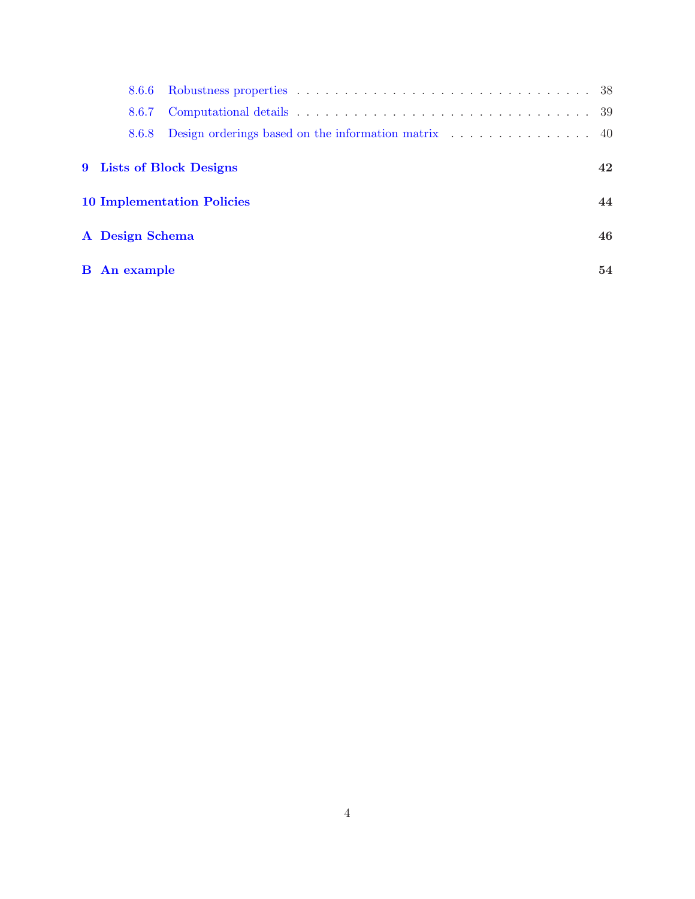- 8.6.6 Robustness properties . . . . . . . . . . . . . . . . . . . . . . . . . . . . . . . . 38
- 8.6.7 Computational details . . . . . . . . . . . . . . . . . . . . . . . . . . . . . . . . 39
- 8.6.8 Design orderings based on the information matrix . . . . . . . . . . . . . . . . 40

**9 Lists of Block Designs** **42**

**10 Implementation Policies** **44**

**A Design Schema** **46**

**B An example** **54**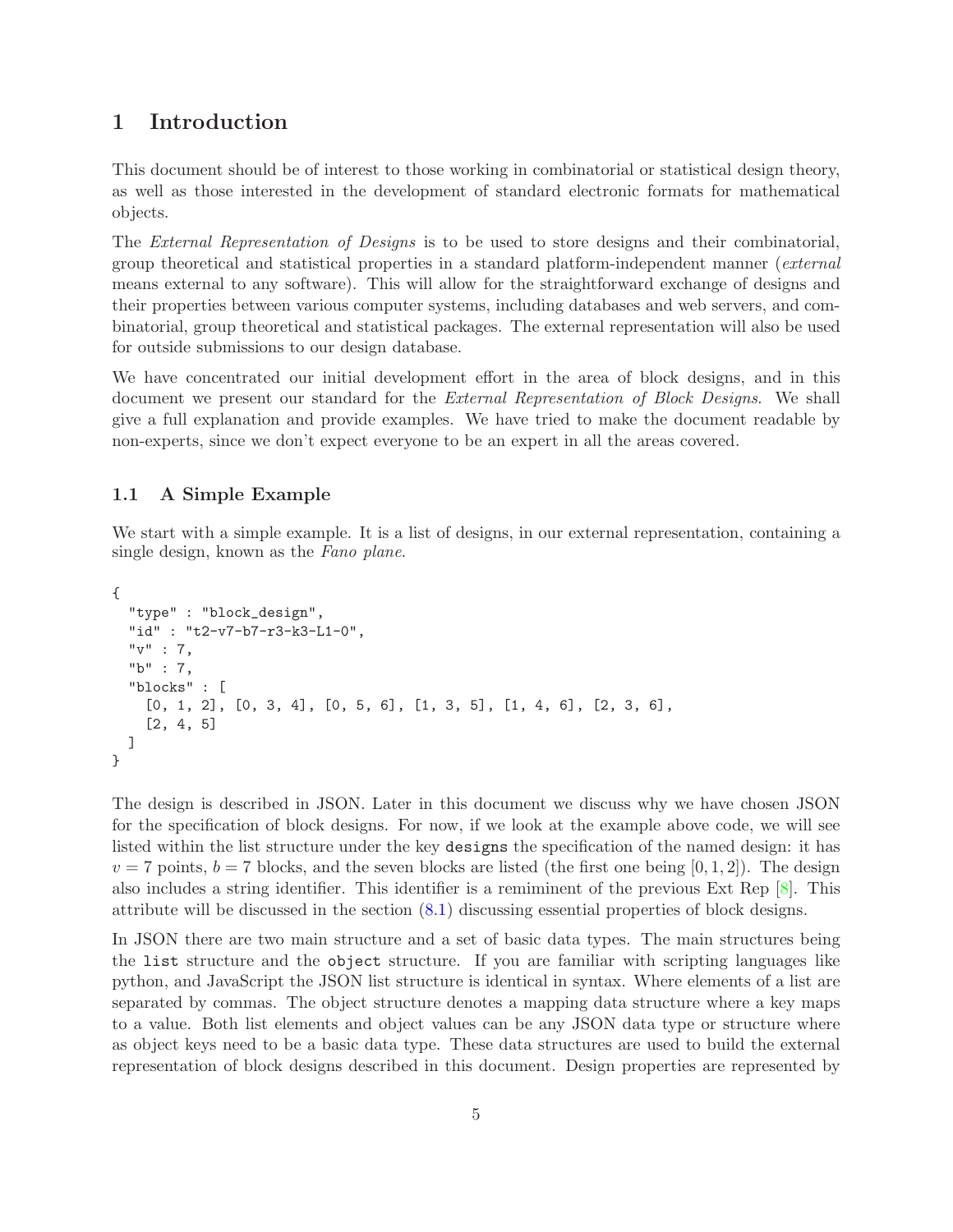# 1 Introduction

This document should be of interest to those working in combinatorial or statistical design theory, as well as those interested in the development of standard electronic formats for mathematical objects.

The *External Representation of Designs* is to be used to store designs and their combinatorial, group theoretical and statistical properties in a standard platform-independent manner (*external* means external to any software). This will allow for the straightforward exchange of designs and their properties between various computer systems, including databases and web servers, and combinatorial, group theoretical and statistical packages. The external representation will also be used for outside submissions to our design database.

We have concentrated our initial development effort in the area of block designs, and in this document we present our standard for the *External Representation of Block Designs*. We shall give a full explanation and provide examples. We have tried to make the document readable by non-experts, since we don't expect everyone to be an expert in all the areas covered.

## 1.1 A Simple Example

We start with a simple example. It is a list of designs, in our external representation, containing a single design, known as the *Fano plane*.

```
{
  "type" : "block_design",
  "id" : "t2-v7-b7-r3-k3-L1-0",
  "v" : 7,
  "b" : 7,
  "blocks" : [
    [0, 1, 2], [0, 3, 4], [0, 5, 6], [1, 3, 5], [1, 4, 6], [2, 3, 6],
    [2, 4, 5]
  ]
}
```

The design is described in JSON. Later in this document we discuss why we have chosen JSON for the specification of block designs. For now, if we look at the example above code, we will see listed within the list structure under the key `designs` the specification of the named design: it has $v = 7$ points, $b = 7$ blocks, and the seven blocks are listed (the first one being $[0, 1, 2]$). The design also includes a string identifier. This identifier is a remiminent of the previous Ext Rep [8]. This attribute will be discussed in the section (8.1) discussing essential properties of block designs.

In JSON there are two main structure and a set of basic data types. The main structures being the `list` structure and the `object` structure. If you are familiar with scripting languages like python, and JavaScript the JSON list structure is identical in syntax. Where elements of a list are separated by commas. The object structure denotes a mapping data structure where a key maps to a value. Both list elements and object values can be any JSON data type or structure where as object keys need to be a basic data type. These data structures are used to build the external representation of block designs described in this document. Design properties are represented by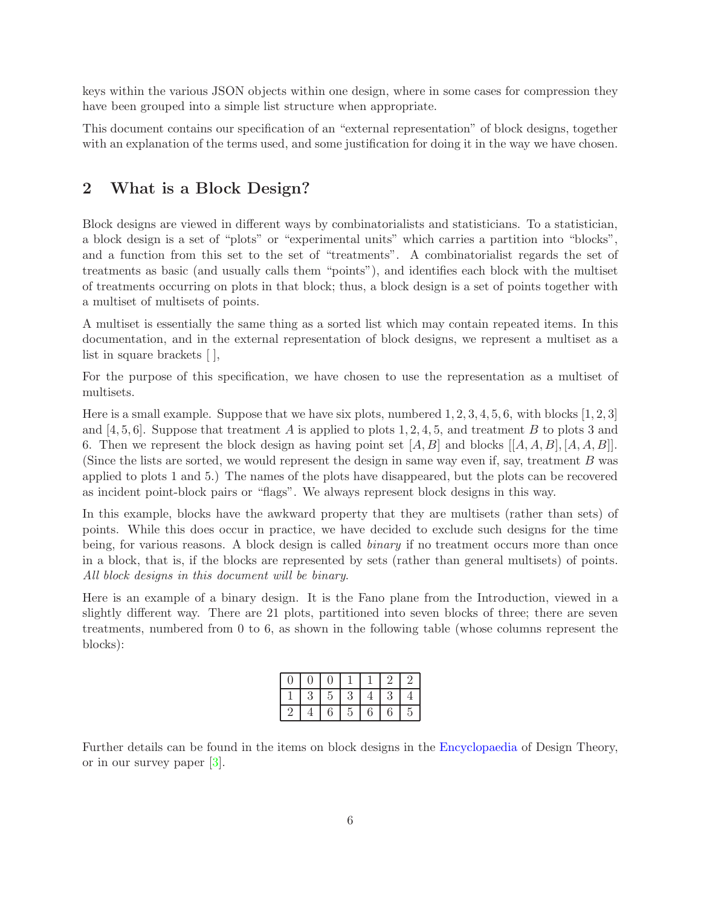keys within the various JSON objects within one design, where in some cases for compression they have been grouped into a simple list structure when appropriate.

This document contains our specification of an "external representation" of block designs, together with an explanation of the terms used, and some justification for doing it in the way we have chosen.

## 2 What is a Block Design?

Block designs are viewed in different ways by combinatorialists and statisticians. To a statistician, a block design is a set of "plots" or "experimental units" which carries a partition into "blocks", and a function from this set to the set of "treatments". A combinatorialist regards the set of treatments as basic (and usually calls them "points"), and identifies each block with the multiset of treatments occurring on plots in that block; thus, a block design is a set of points together with a multiset of multisets of points.

A multiset is essentially the same thing as a sorted list which may contain repeated items. In this documentation, and in the external representation of block designs, we represent a multiset as a list in square brackets [ ],

For the purpose of this specification, we have chosen to use the representation as a multiset of multisets.

Here is a small example. Suppose that we have six plots, numbered $1, 2, 3, 4, 5, 6$, with blocks $[1, 2, 3]$ and $[4, 5, 6]$. Suppose that treatment $A$ is applied to plots $1, 2, 4, 5$, and treatment $B$ to plots 3 and 6. Then we represent the block design as having point set $[A, B]$ and blocks $[[A, A, B], [A, A, B]]$. (Since the lists are sorted, we would represent the design in same way even if, say, treatment $B$ was applied to plots 1 and 5.) The names of the plots have disappeared, but the plots can be recovered as incident point-block pairs or "flags". We always represent block designs in this way.

In this example, blocks have the awkward property that they are multisets (rather than sets) of points. While this does occur in practice, we have decided to exclude such designs for the time being, for various reasons. A block design is called *binary* if no treatment occurs more than once in a block, that is, if the blocks are represented by sets (rather than general multisets) of points. *All block designs in this document will be binary.*

Here is an example of a binary design. It is the Fano plane from the Introduction, viewed in a slightly different way. There are 21 plots, partitioned into seven blocks of three; there are seven treatments, numbered from 0 to 6, as shown in the following table (whose columns represent the blocks):

| | | | | | | |
|---|---|---|---|---|---|---|
| 0 | 0 | 0 | 1 | 1 | 2 | 2 |
| 1 | 3 | 5 | 3 | 4 | 3 | 4 |
| 2 | 4 | 6 | 5 | 6 | 6 | 5 |

Further details can be found in the items on block designs in the Encyclopaedia of Design Theory, or in our survey paper [3].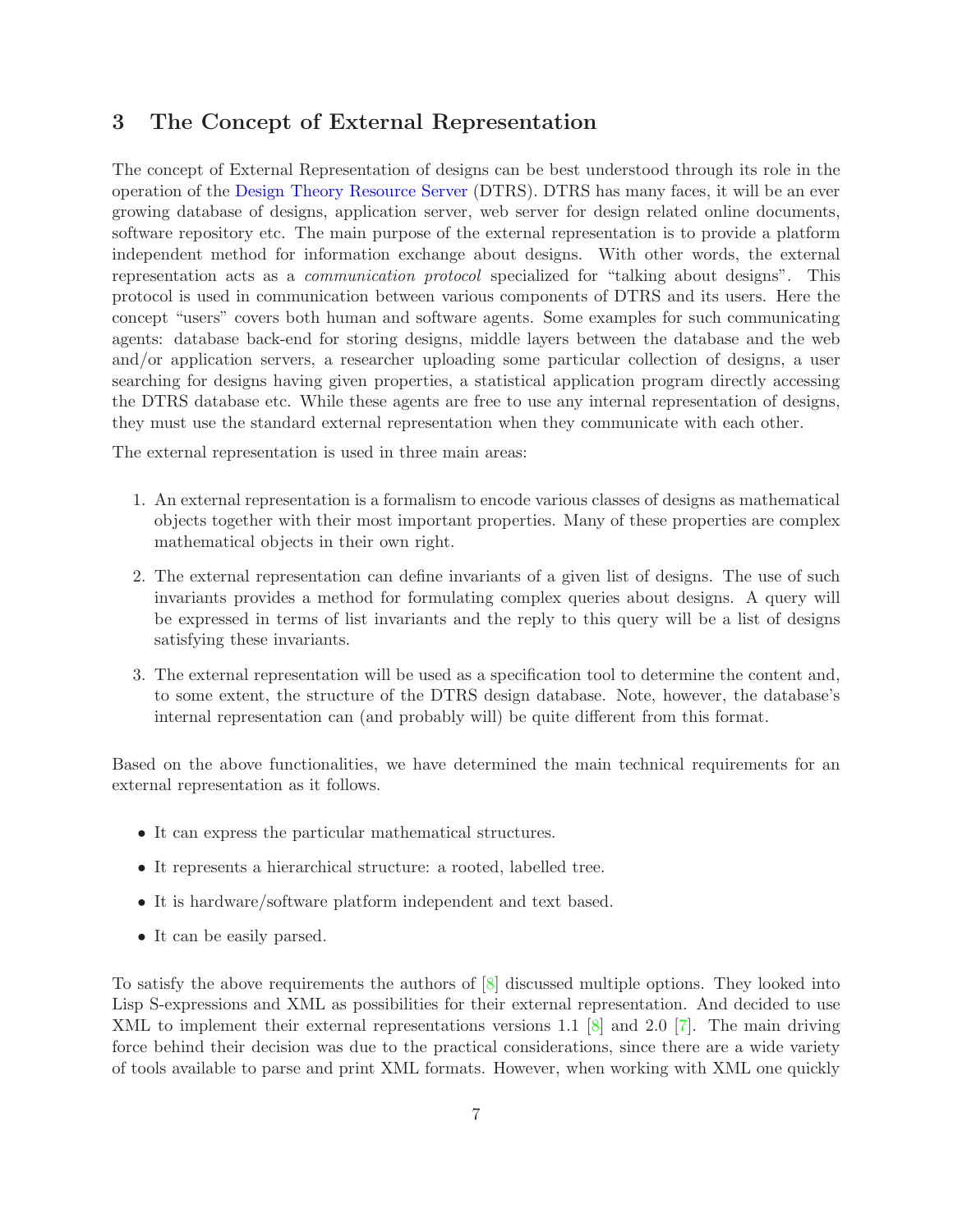## 3 The Concept of External Representation

The concept of External Representation of designs can be best understood through its role in the operation of the Design Theory Resource Server (DTRS). DTRS has many faces, it will be an ever growing database of designs, application server, web server for design related online documents, software repository etc. The main purpose of the external representation is to provide a platform independent method for information exchange about designs. With other words, the external representation acts as a *communication protocol* specialized for "talking about designs". This protocol is used in communication between various components of DTRS and its users. Here the concept "users" covers both human and software agents. Some examples for such communicating agents: database back-end for storing designs, middle layers between the database and the web and/or application servers, a researcher uploading some particular collection of designs, a user searching for designs having given properties, a statistical application program directly accessing the DTRS database etc. While these agents are free to use any internal representation of designs, they must use the standard external representation when they communicate with each other.

The external representation is used in three main areas:

1. An external representation is a formalism to encode various classes of designs as mathematical objects together with their most important properties. Many of these properties are complex mathematical objects in their own right.

2. The external representation can define invariants of a given list of designs. The use of such invariants provides a method for formulating complex queries about designs. A query will be expressed in terms of list invariants and the reply to this query will be a list of designs satisfying these invariants.

3. The external representation will be used as a specification tool to determine the content and, to some extent, the structure of the DTRS design database. Note, however, the database's internal representation can (and probably will) be quite different from this format.

Based on the above functionalities, we have determined the main technical requirements for an external representation as it follows.

- It can express the particular mathematical structures.
- It represents a hierarchical structure: a rooted, labelled tree.
- It is hardware/software platform independent and text based.
- It can be easily parsed.

To satisfy the above requirements the authors of [8] discussed multiple options. They looked into Lisp S-expressions and XML as possibilities for their external representation. And decided to use XML to implement their external representations versions 1.1 [8] and 2.0 [7]. The main driving force behind their decision was due to the practical considerations, since there are a wide variety of tools available to parse and print XML formats. However, when working with XML one quickly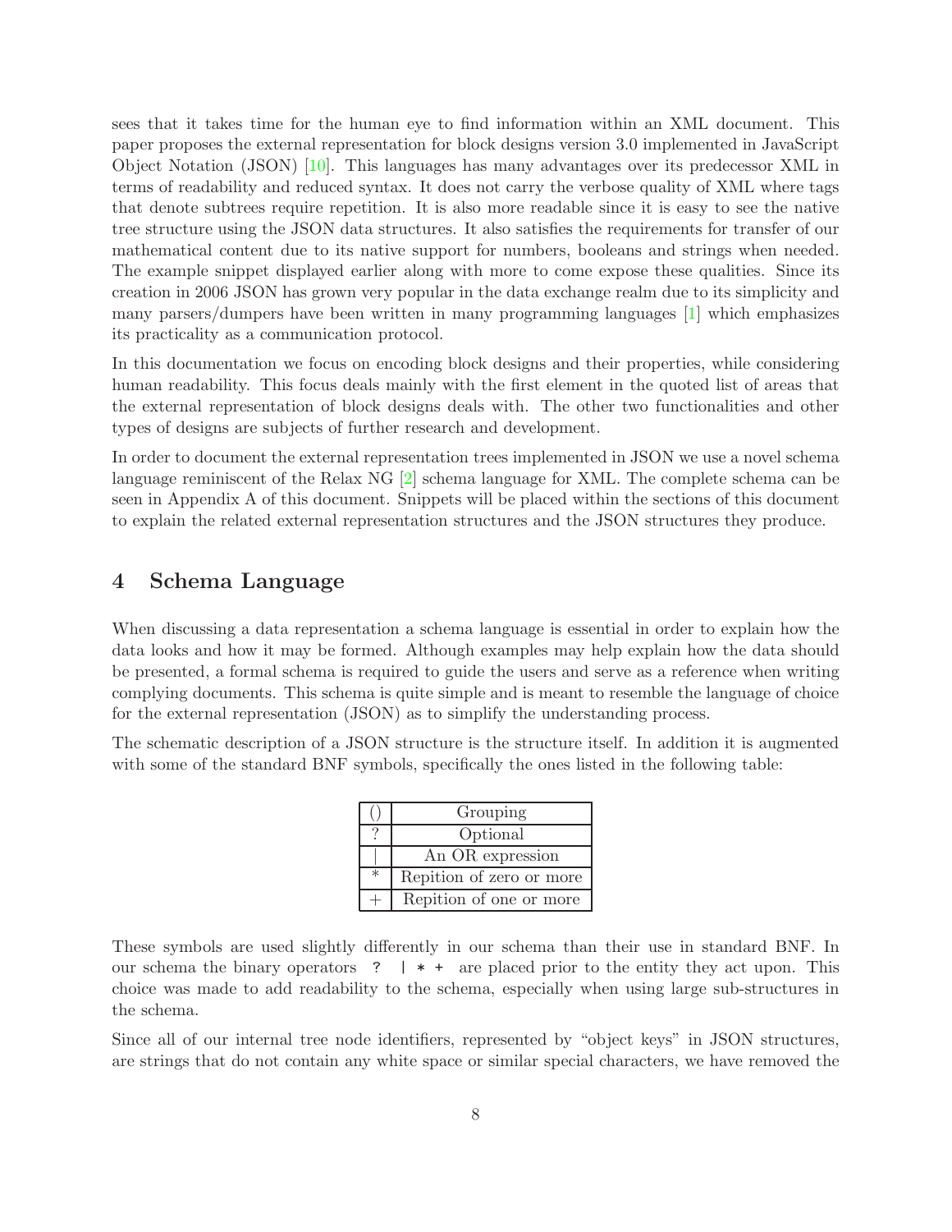sees that it takes time for the human eye to find information within an XML document. This paper proposes the external representation for block designs version 3.0 implemented in JavaScript Object Notation (JSON) [10]. This languages has many advantages over its predecessor XML in terms of readability and reduced syntax. It does not carry the verbose quality of XML where tags that denote subtrees require repetition. It is also more readable since it is easy to see the native tree structure using the JSON data structures. It also satisfies the requirements for transfer of our mathematical content due to its native support for numbers, booleans and strings when needed. The example snippet displayed earlier along with more to come expose these qualities. Since its creation in 2006 JSON has grown very popular in the data exchange realm due to its simplicity and many parsers/dumpers have been written in many programming languages [1] which emphasizes its practicality as a communication protocol.

In this documentation we focus on encoding block designs and their properties, while considering human readability. This focus deals mainly with the first element in the quoted list of areas that the external representation of block designs deals with. The other two functionalities and other types of designs are subjects of further research and development.

In order to document the external representation trees implemented in JSON we use a novel schema language reminiscent of the Relax NG [2] schema language for XML. The complete schema can be seen in Appendix A of this document. Snippets will be placed within the sections of this document to explain the related external representation structures and the JSON structures they produce.

# 4 Schema Language

When discussing a data representation a schema language is essential in order to explain how the data looks and how it may be formed. Although examples may help explain how the data should be presented, a formal schema is required to guide the users and serve as a reference when writing complying documents. This schema is quite simple and is meant to resemble the language of choice for the external representation (JSON) as to simplify the understanding process.

The schematic description of a JSON structure is the structure itself. In addition it is augmented with some of the standard BNF symbols, specifically the ones listed in the following table:

| Symbol | Meaning |
|---|---|
| () | Grouping |
| ? | Optional |
| \| | An OR expression |
| * | Repition of zero or more |
| + | Repition of one or more |

These symbols are used slightly differently in our schema than their use in standard BNF. In our schema the binary operators `? | * +` are placed prior to the entity they act upon. This choice was made to add readability to the schema, especially when using large sub-structures in the schema.

Since all of our internal tree node identifiers, represented by "object keys" in JSON structures, are strings that do not contain any white space or similar special characters, we have removed the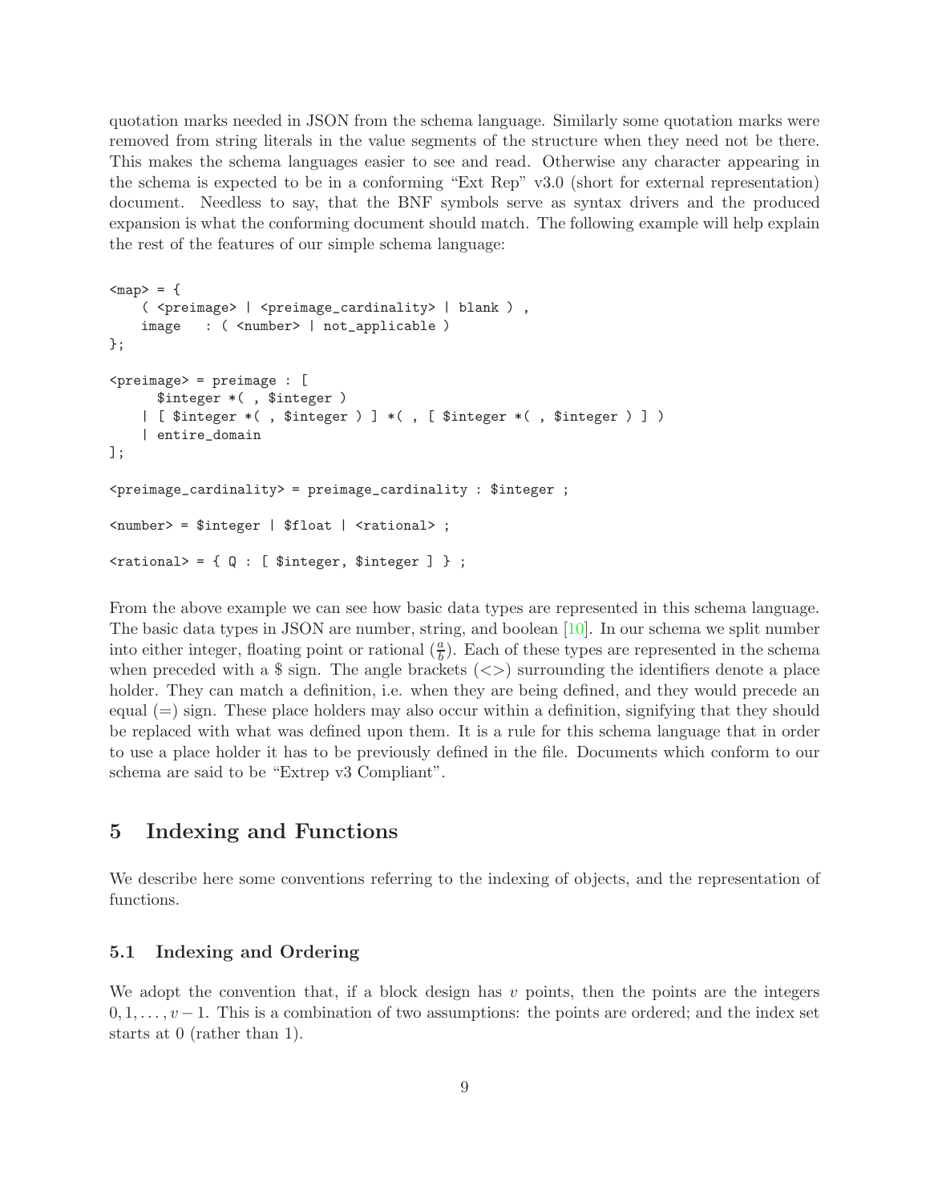quotation marks needed in JSON from the schema language. Similarly some quotation marks were removed from string literals in the value segments of the structure when they need not be there. This makes the schema languages easier to see and read. Otherwise any character appearing in the schema is expected to be in a conforming "Ext Rep" v3.0 (short for external representation) document. Needless to say, that the BNF symbols serve as syntax drivers and the produced expansion is what the conforming document should match. The following example will help explain the rest of the features of our simple schema language:

```
<map> = {
    ( <preimage> | <preimage_cardinality> | blank ) ,
    image   : ( <number> | not_applicable )
};

<preimage> = preimage : [
      $integer *( , $integer )
    | [ $integer *( , $integer ) ] *( , [ $integer *( , $integer ) ] )
    | entire_domain
];

<preimage_cardinality> = preimage_cardinality : $integer ;

<number> = $integer | $float | <rational> ;

<rational> = { Q : [ $integer, $integer ] } ;
```

From the above example we can see how basic data types are represented in this schema language. The basic data types in JSON are number, string, and boolean [10]. In our schema we split number into either integer, floating point or rational ($\frac{a}{b}$). Each of these types are represented in the schema when preceded with a \$ sign. The angle brackets (<>) surrounding the identifiers denote a place holder. They can match a definition, i.e. when they are being defined, and they would precede an equal (=) sign. These place holders may also occur within a definition, signifying that they should be replaced with what was defined upon them. It is a rule for this schema language that in order to use a place holder it has to be previously defined in the file. Documents which conform to our schema are said to be "Extrep v3 Compliant".

## 5 Indexing and Functions

We describe here some conventions referring to the indexing of objects, and the representation of functions.

### 5.1 Indexing and Ordering

We adopt the convention that, if a block design has $v$ points, then the points are the integers $0, 1, \ldots, v-1$. This is a combination of two assumptions: the points are ordered; and the index set starts at 0 (rather than 1).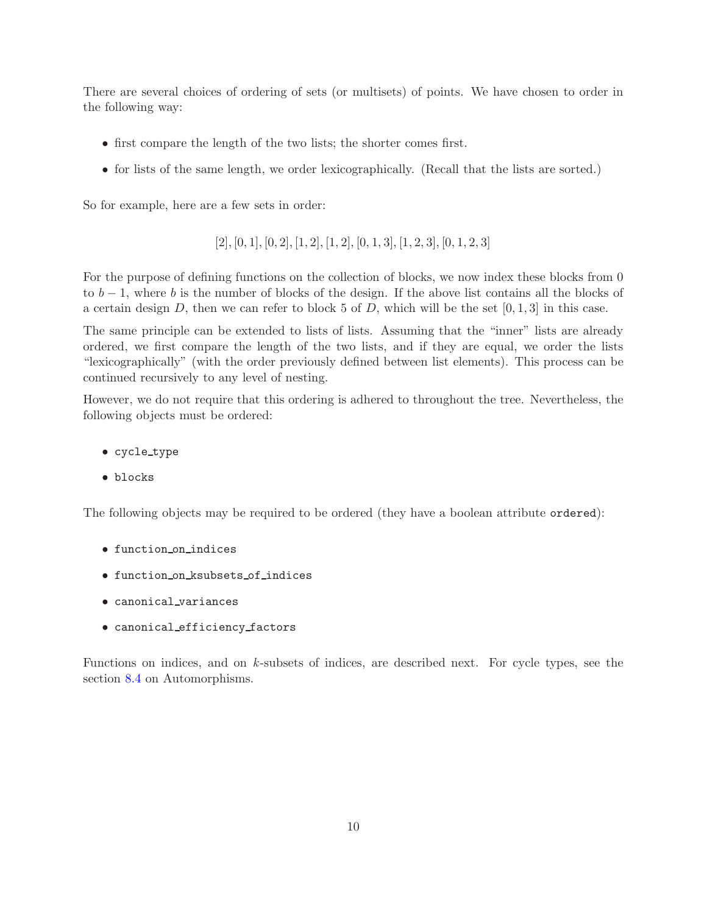There are several choices of ordering of sets (or multisets) of points. We have chosen to order in the following way:

- first compare the length of the two lists; the shorter comes first.
- for lists of the same length, we order lexicographically. (Recall that the lists are sorted.)

So for example, here are a few sets in order:

$$[2], [0, 1], [0, 2], [1, 2], [1, 2], [0, 1, 3], [1, 2, 3], [0, 1, 2, 3]$$

For the purpose of defining functions on the collection of blocks, we now index these blocks from 0 to $b - 1$, where $b$ is the number of blocks of the design. If the above list contains all the blocks of a certain design $D$, then we can refer to block 5 of $D$, which will be the set $[0, 1, 3]$ in this case.

The same principle can be extended to lists of lists. Assuming that the "inner" lists are already ordered, we first compare the length of the two lists, and if they are equal, we order the lists "lexicographically" (with the order previously defined between list elements). This process can be continued recursively to any level of nesting.

However, we do not require that this ordering is adhered to throughout the tree. Nevertheless, the following objects must be ordered:

- `cycle_type`
- `blocks`

The following objects may be required to be ordered (they have a boolean attribute `ordered`):

- `function_on_indices`
- `function_on_ksubsets_of_indices`
- `canonical_variances`
- `canonical_efficiency_factors`

Functions on indices, and on $k$-subsets of indices, are described next. For cycle types, see the section 8.4 on Automorphisms.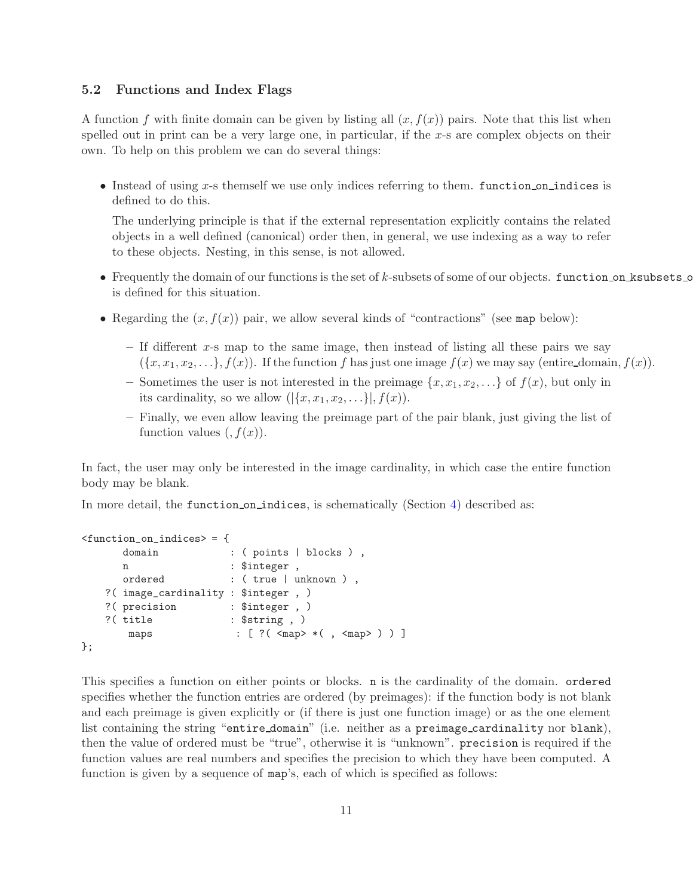### 5.2 Functions and Index Flags

A function $f$ with finite domain can be given by listing all $(x, f(x))$ pairs. Note that this list when spelled out in print can be a very large one, in particular, if the $x$-s are complex objects on their own. To help on this problem we can do several things:

- Instead of using $x$-s themself we use only indices referring to them. `function_on_indices` is defined to do this.

  The underlying principle is that if the external representation explicitly contains the related objects in a well defined (canonical) order then, in general, we use indexing as a way to refer to these objects. Nesting, in this sense, is not allowed.

- Frequently the domain of our functions is the set of $k$-subsets of some of our objects. `function_on_ksubsets_o` is defined for this situation.

- Regarding the $(x, f(x))$ pair, we allow several kinds of "contractions" (see `map` below):

  - If different $x$-s map to the same image, then instead of listing all these pairs we say $(\{x, x_1, x_2, \ldots\}, f(x))$. If the function $f$ has just one image $f(x)$ we may say (entire_domain, $f(x)$).
  - Sometimes the user is not interested in the preimage $\{x, x_1, x_2, \ldots\}$ of $f(x)$, but only in its cardinality, so we allow $(|\{x, x_1, x_2, \ldots\}|, f(x))$.
  - Finally, we even allow leaving the preimage part of the pair blank, just giving the list of function values $(, f(x))$.

In fact, the user may only be interested in the image cardinality, in which case the entire function body may be blank.

In more detail, the `function_on_indices`, is schematically (Section 4) described as:

```
<function_on_indices> = {
       domain            : ( points | blocks ) ,
       n                 : $integer ,
       ordered           : ( true | unknown ) ,
    ?( image_cardinality : $integer , )
    ?( precision         : $integer , )
    ?( title             : $string , )
        maps              : [ ?( <map> *( , <map> ) ) ]
};
```

This specifies a function on either points or blocks. `n` is the cardinality of the domain. `ordered` specifies whether the function entries are ordered (by preimages): if the function body is not blank and each preimage is given explicitly or (if there is just one function image) or as the one element list containing the string "`entire_domain`" (i.e. neither as a `preimage_cardinality` nor `blank`), then the value of ordered must be "true", otherwise it is "unknown". `precision` is required if the function values are real numbers and specifies the precision to which they have been computed. A function is given by a sequence of `map`'s, each of which is specified as follows: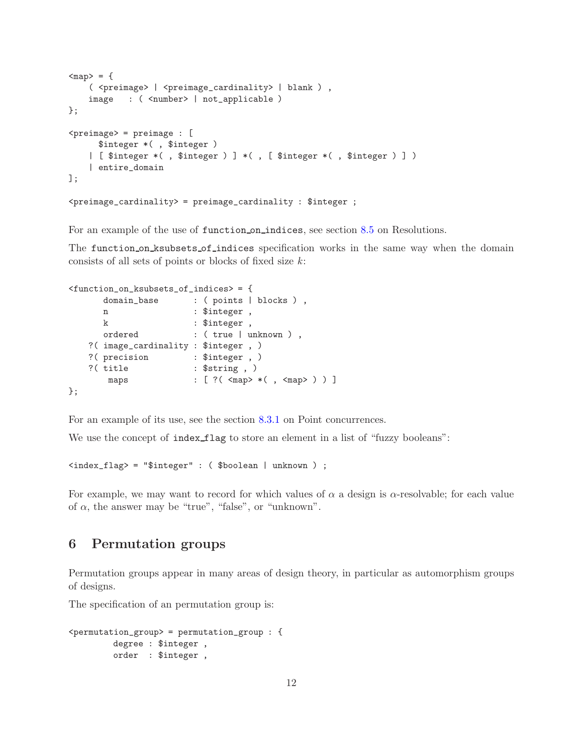```
<map> = {
    ( <preimage> | <preimage_cardinality> | blank ) ,
    image   : ( <number> | not_applicable )
};

<preimage> = preimage : [
      $integer *( , $integer )
    | [ $integer *( , $integer ) ] *( , [ $integer *( , $integer ) ] )
    | entire_domain
];

<preimage_cardinality> = preimage_cardinality : $integer ;
```

For an example of the use of function_on_indices, see section 8.5 on Resolutions.

The function_on_ksubsets_of_indices specification works in the same way when the domain consists of all sets of points or blocks of fixed size $k$:

```
<function_on_ksubsets_of_indices> = {
       domain_base       : ( points | blocks ) ,
       n                 : $integer ,
       k                 : $integer ,
       ordered           : ( true | unknown ) ,
    ?( image_cardinality : $integer , )
    ?( precision         : $integer , )
    ?( title             : $string , )
        maps             : [ ?( <map> *( , <map> ) ) ]
};
```

For an example of its use, see the section 8.3.1 on Point concurrences.

We use the concept of index_flag to store an element in a list of "fuzzy booleans":

```
<index_flag> = "$integer" : ( $boolean | unknown ) ;
```

For example, we may want to record for which values of $\alpha$ a design is $\alpha$-resolvable; for each value of $\alpha$, the answer may be "true", "false", or "unknown".

# 6 Permutation groups

Permutation groups appear in many areas of design theory, in particular as automorphism groups of designs.

The specification of an permutation group is:

```
<permutation_group> = permutation_group : {
         degree : $integer ,
         order  : $integer ,
```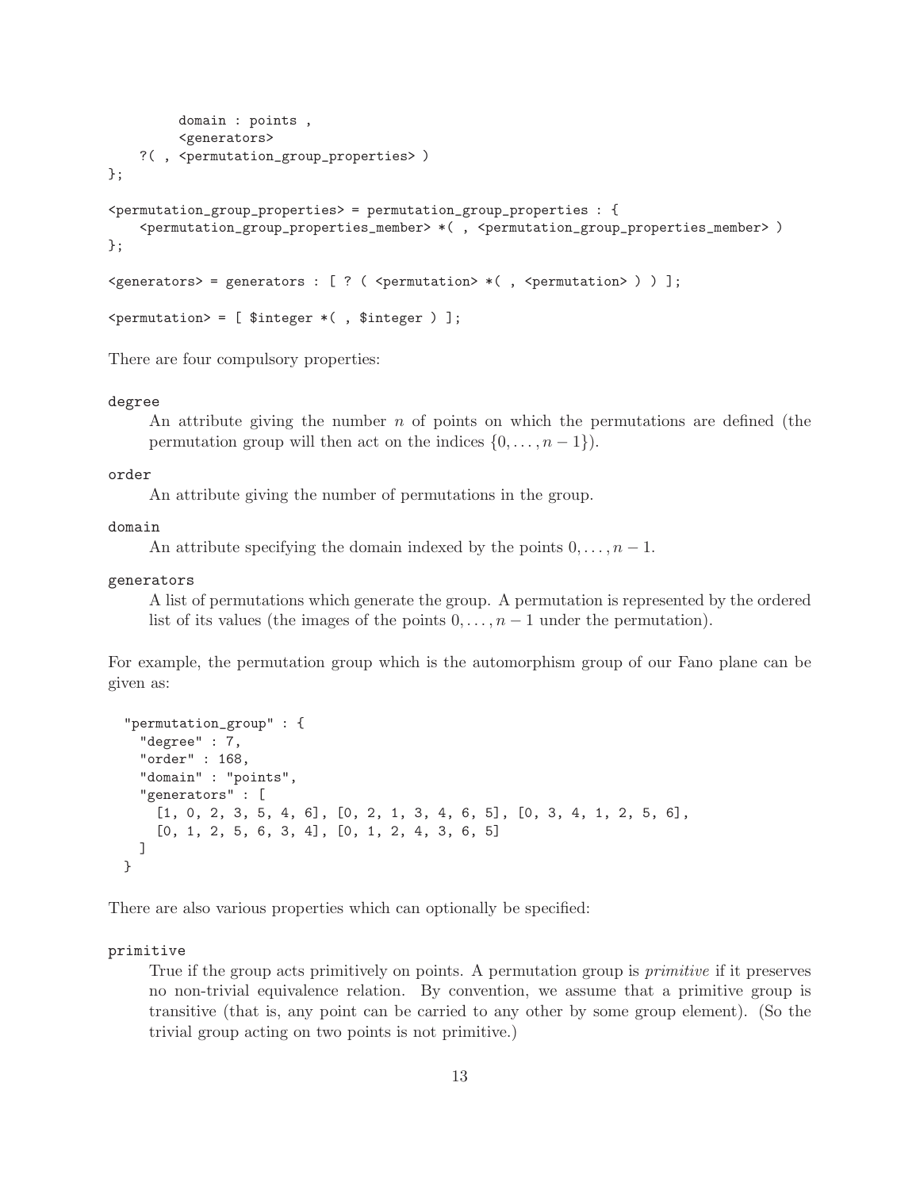```
        domain : points ,
        <generators>
    ?( , <permutation_group_properties> )
};

<permutation_group_properties> = permutation_group_properties : {
    <permutation_group_properties_member> *( , <permutation_group_properties_member> )
};

<generators> = generators : [ ? ( <permutation> *( , <permutation> ) ) ];

<permutation> = [ $integer *( , $integer ) ];
```

There are four compulsory properties:

`degree`
: An attribute giving the number $n$ of points on which the permutations are defined (the permutation group will then act on the indices $\{0, \ldots, n-1\}$).

`order`
: An attribute giving the number of permutations in the group.

`domain`
: An attribute specifying the domain indexed by the points $0, \ldots, n-1$.

`generators`
: A list of permutations which generate the group. A permutation is represented by the ordered list of its values (the images of the points $0, \ldots, n-1$ under the permutation).

For example, the permutation group which is the automorphism group of our Fano plane can be given as:

```
  "permutation_group" : {
    "degree" : 7,
    "order" : 168,
    "domain" : "points",
    "generators" : [
      [1, 0, 2, 3, 5, 4, 6], [0, 2, 1, 3, 4, 6, 5], [0, 3, 4, 1, 2, 5, 6],
      [0, 1, 2, 5, 6, 3, 4], [0, 1, 2, 4, 3, 6, 5]
    ]
  }
```

There are also various properties which can optionally be specified:

`primitive`
: True if the group acts primitively on points. A permutation group is *primitive* if it preserves no non-trivial equivalence relation. By convention, we assume that a primitive group is transitive (that is, any point can be carried to any other by some group element). (So the trivial group acting on two points is not primitive.)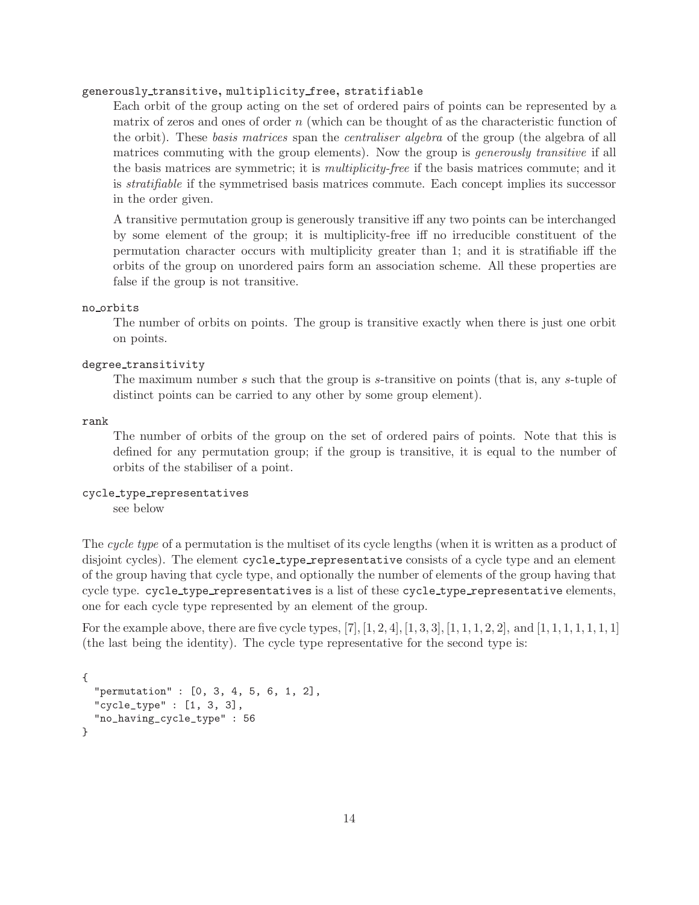`generously_transitive`, `multiplicity_free`, `stratifiable`

Each orbit of the group acting on the set of ordered pairs of points can be represented by a matrix of zeros and ones of order $n$ (which can be thought of as the characteristic function of the orbit). These *basis matrices* span the *centraliser algebra* of the group (the algebra of all matrices commuting with the group elements). Now the group is *generously transitive* if all the basis matrices are symmetric; it is *multiplicity-free* if the basis matrices commute; and it is *stratifiable* if the symmetrised basis matrices commute. Each concept implies its successor in the order given.

A transitive permutation group is generously transitive iff any two points can be interchanged by some element of the group; it is multiplicity-free iff no irreducible constituent of the permutation character occurs with multiplicity greater than 1; and it is stratifiable iff the orbits of the group on unordered pairs form an association scheme. All these properties are false if the group is not transitive.

`no_orbits`

The number of orbits on points. The group is transitive exactly when there is just one orbit on points.

`degree_transitivity`

The maximum number $s$ such that the group is $s$-transitive on points (that is, any $s$-tuple of distinct points can be carried to any other by some group element).

`rank`

The number of orbits of the group on the set of ordered pairs of points. Note that this is defined for any permutation group; if the group is transitive, it is equal to the number of orbits of the stabiliser of a point.

`cycle_type_representatives`

see below

The *cycle type* of a permutation is the multiset of its cycle lengths (when it is written as a product of disjoint cycles). The element `cycle_type_representative` consists of a cycle type and an element of the group having that cycle type, and optionally the number of elements of the group having that cycle type. `cycle_type_representatives` is a list of these `cycle_type_representative` elements, one for each cycle type represented by an element of the group.

For the example above, there are five cycle types, $[7]$, $[1, 2, 4]$, $[1, 3, 3]$, $[1, 1, 1, 2, 2]$, and $[1, 1, 1, 1, 1, 1, 1]$ (the last being the identity). The cycle type representative for the second type is:

```
{
  "permutation" : [0, 3, 4, 5, 6, 1, 2],
  "cycle_type" : [1, 3, 3],
  "no_having_cycle_type" : 56
}
```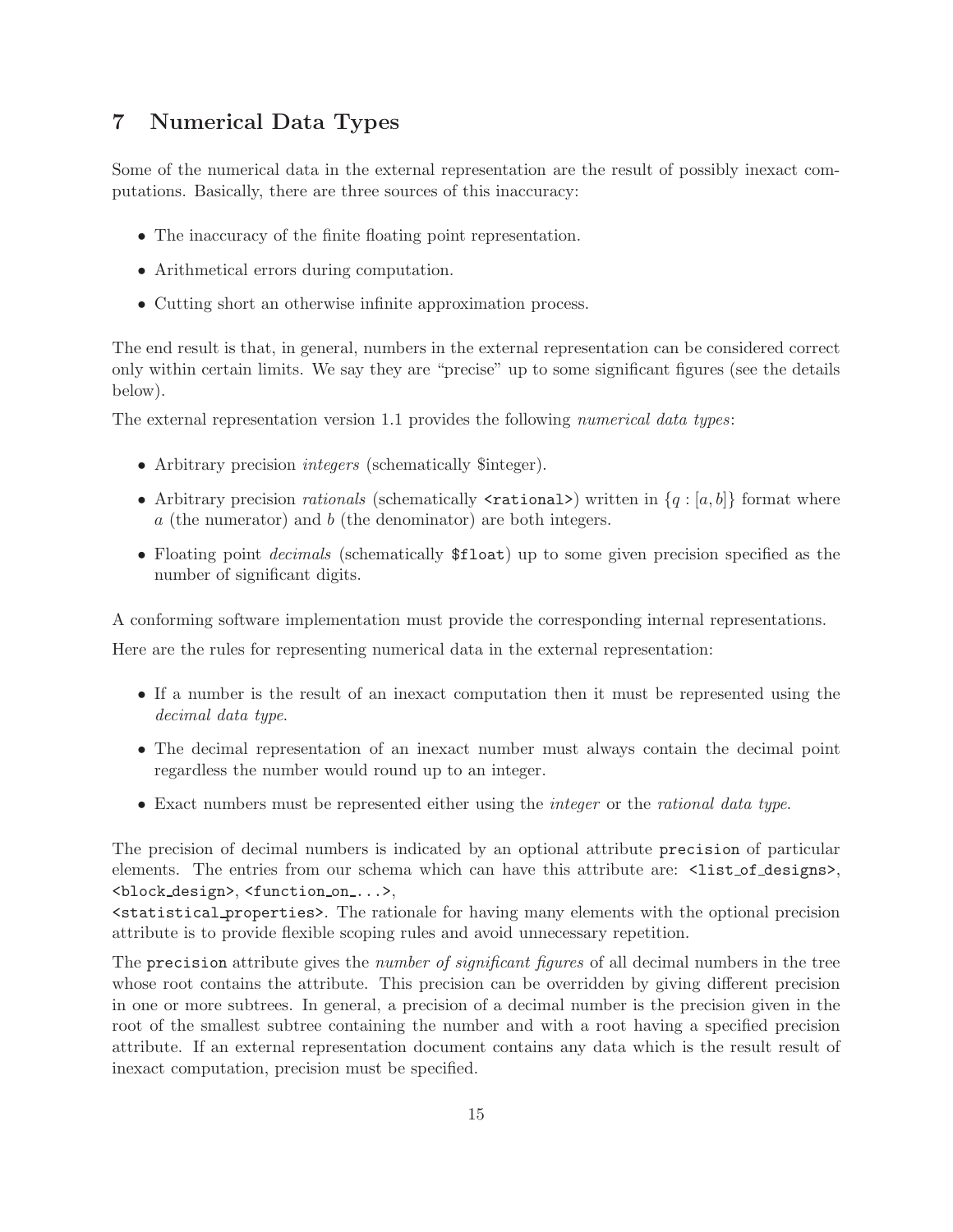# 7 Numerical Data Types

Some of the numerical data in the external representation are the result of possibly inexact computations. Basically, there are three sources of this inaccuracy:

- The inaccuracy of the finite floating point representation.
- Arithmetical errors during computation.
- Cutting short an otherwise infinite approximation process.

The end result is that, in general, numbers in the external representation can be considered correct only within certain limits. We say they are "precise" up to some significant figures (see the details below).

The external representation version 1.1 provides the following *numerical data types*:

- Arbitrary precision *integers* (schematically $integer).
- Arbitrary precision *rationals* (schematically `<rational>`) written in $\{q : [a, b]\}$ format where $a$ (the numerator) and $b$ (the denominator) are both integers.
- Floating point *decimals* (schematically `$float`) up to some given precision specified as the number of significant digits.

A conforming software implementation must provide the corresponding internal representations.

Here are the rules for representing numerical data in the external representation:

- If a number is the result of an inexact computation then it must be represented using the *decimal data type*.
- The decimal representation of an inexact number must always contain the decimal point regardless the number would round up to an integer.
- Exact numbers must be represented either using the *integer* or the *rational data type*.

The precision of decimal numbers is indicated by an optional attribute `precision` of particular elements. The entries from our schema which can have this attribute are: `<list_of_designs>`, `<block_design>`, `<function_on_...>`, `<statistical_properties>`. The rationale for having many elements with the optional precision attribute is to provide flexible scoping rules and avoid unnecessary repetition.

The `precision` attribute gives the *number of significant figures* of all decimal numbers in the tree whose root contains the attribute. This precision can be overridden by giving different precision in one or more subtrees. In general, a precision of a decimal number is the precision given in the root of the smallest subtree containing the number and with a root having a specified precision attribute. If an external representation document contains any data which is the result result of inexact computation, precision must be specified.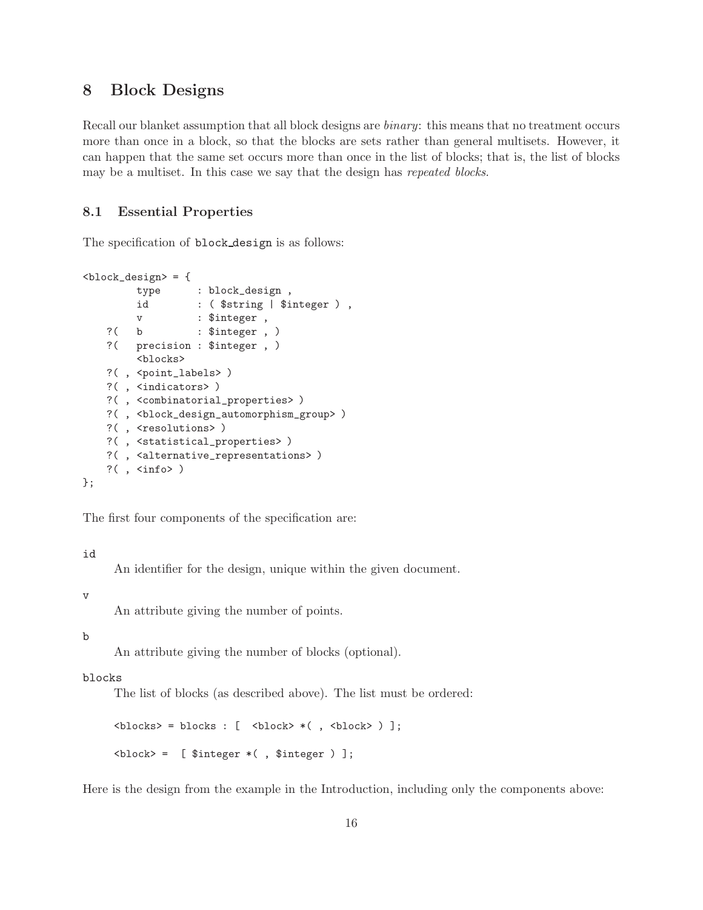# 8 Block Designs

Recall our blanket assumption that all block designs are *binary*: this means that no treatment occurs more than once in a block, so that the blocks are sets rather than general multisets. However, it can happen that the same set occurs more than once in the list of blocks; that is, the list of blocks may be a multiset. In this case we say that the design has *repeated blocks*.

## 8.1 Essential Properties

The specification of block_design is as follows:

```
<block_design> = {
        type      : block_design ,
        id        : ( $string | $integer ) ,
        v         : $integer ,
    ?(  b         : $integer , )
    ?(  precision : $integer , )
        <blocks>
    ?( , <point_labels> )
    ?( , <indicators> )
    ?( , <combinatorial_properties> )
    ?( , <block_design_automorphism_group> )
    ?( , <resolutions> )
    ?( , <statistical_properties> )
    ?( , <alternative_representations> )
    ?( , <info> )
};
```

The first four components of the specification are:

id

An identifier for the design, unique within the given document.

v

An attribute giving the number of points.

b

An attribute giving the number of blocks (optional).

blocks

The list of blocks (as described above). The list must be ordered:

```
<blocks> = blocks : [  <block> *( , <block> ) ];

<block> =  [ $integer *( , $integer ) ];
```

Here is the design from the example in the Introduction, including only the components above: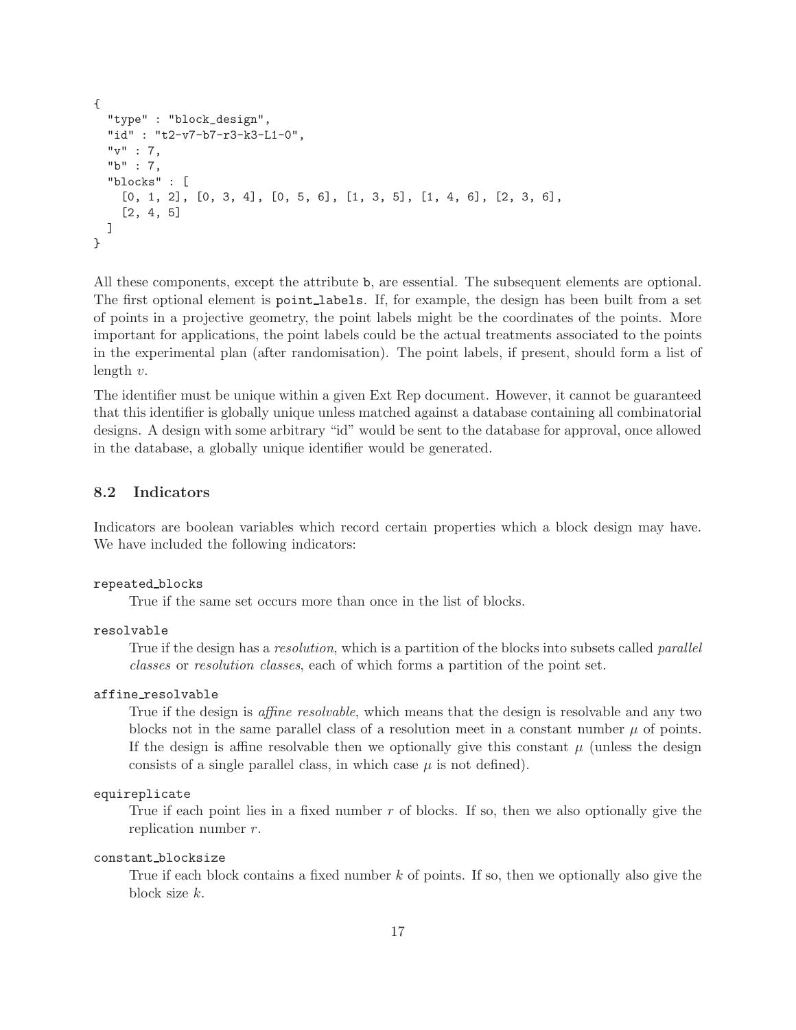```
{
  "type" : "block_design",
  "id" : "t2-v7-b7-r3-k3-L1-0",
  "v" : 7,
  "b" : 7,
  "blocks" : [
    [0, 1, 2], [0, 3, 4], [0, 5, 6], [1, 3, 5], [1, 4, 6], [2, 3, 6],
    [2, 4, 5]
  ]
}
```

All these components, except the attribute `b`, are essential. The subsequent elements are optional. The first optional element is `point_labels`. If, for example, the design has been built from a set of points in a projective geometry, the point labels might be the coordinates of the points. More important for applications, the point labels could be the actual treatments associated to the points in the experimental plan (after randomisation). The point labels, if present, should form a list of length $v$.

The identifier must be unique within a given Ext Rep document. However, it cannot be guaranteed that this identifier is globally unique unless matched against a database containing all combinatorial designs. A design with some arbitrary "id" would be sent to the database for approval, once allowed in the database, a globally unique identifier would be generated.

### 8.2 Indicators

Indicators are boolean variables which record certain properties which a block design may have. We have included the following indicators:

`repeated_blocks`
: True if the same set occurs more than once in the list of blocks.

`resolvable`
: True if the design has a *resolution*, which is a partition of the blocks into subsets called *parallel classes* or *resolution classes*, each of which forms a partition of the point set.

`affine_resolvable`
: True if the design is *affine resolvable*, which means that the design is resolvable and any two blocks not in the same parallel class of a resolution meet in a constant number $\mu$ of points. If the design is affine resolvable then we optionally give this constant $\mu$ (unless the design consists of a single parallel class, in which case $\mu$ is not defined).

`equireplicate`
: True if each point lies in a fixed number $r$ of blocks. If so, then we also optionally give the replication number $r$.

`constant_blocksize`
: True if each block contains a fixed number $k$ of points. If so, then we optionally also give the block size $k$.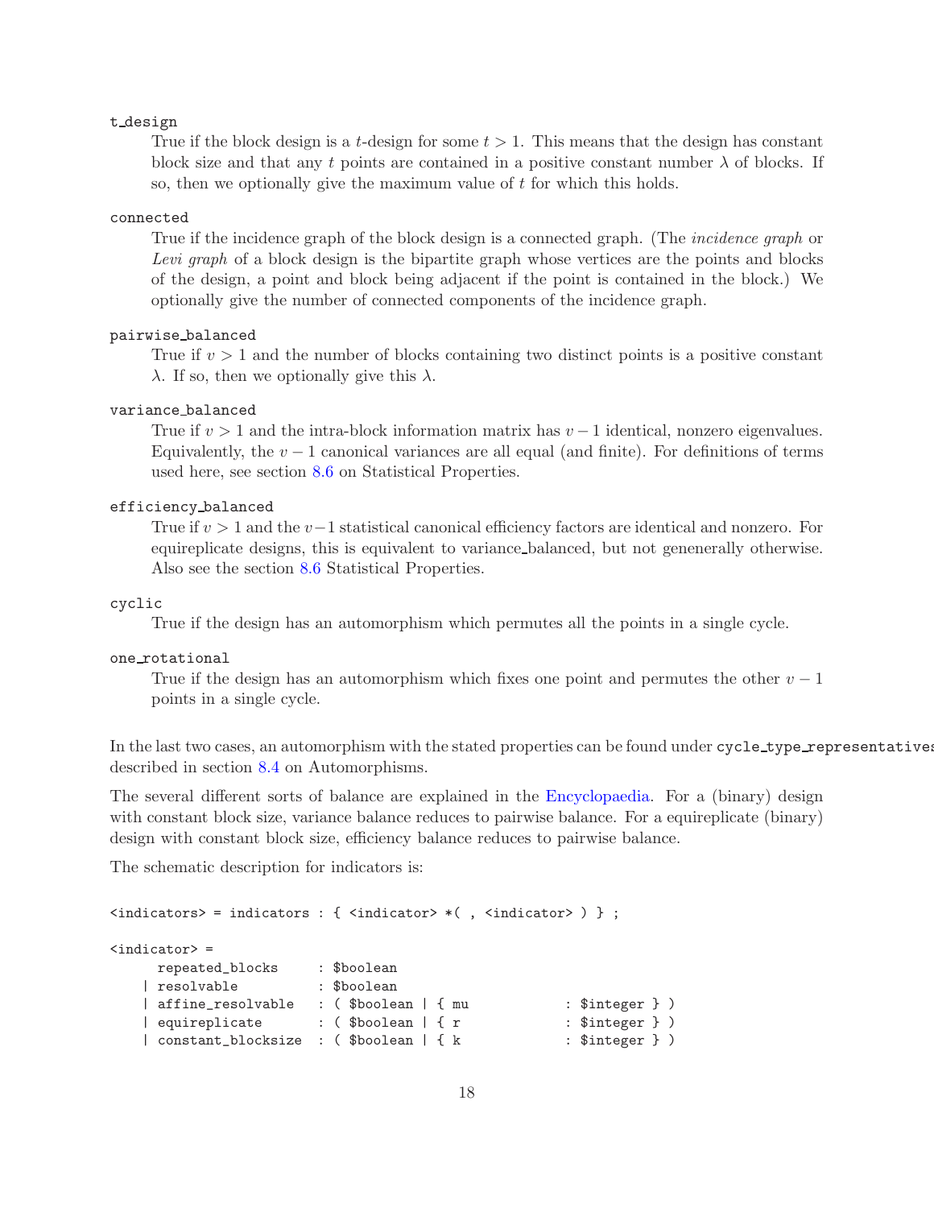`t_design`

True if the block design is a $t$-design for some $t > 1$. This means that the design has constant block size and that any $t$ points are contained in a positive constant number $\lambda$ of blocks. If so, then we optionally give the maximum value of $t$ for which this holds.

`connected`

True if the incidence graph of the block design is a connected graph. (The *incidence graph* or *Levi graph* of a block design is the bipartite graph whose vertices are the points and blocks of the design, a point and block being adjacent if the point is contained in the block.) We optionally give the number of connected components of the incidence graph.

`pairwise_balanced`

True if $v > 1$ and the number of blocks containing two distinct points is a positive constant $\lambda$. If so, then we optionally give this $\lambda$.

`variance_balanced`

True if $v > 1$ and the intra-block information matrix has $v - 1$ identical, nonzero eigenvalues. Equivalently, the $v - 1$ canonical variances are all equal (and finite). For definitions of terms used here, see section 8.6 on Statistical Properties.

`efficiency_balanced`

True if $v > 1$ and the $v-1$ statistical canonical efficiency factors are identical and nonzero. For equireplicate designs, this is equivalent to variance_balanced, but not genenerally otherwise. Also see the section 8.6 Statistical Properties.

`cyclic`

True if the design has an automorphism which permutes all the points in a single cycle.

`one_rotational`

True if the design has an automorphism which fixes one point and permutes the other $v - 1$ points in a single cycle.

In the last two cases, an automorphism with the stated properties can be found under `cycle_type_representatives` described in section 8.4 on Automorphisms.

The several different sorts of balance are explained in the Encyclopaedia. For a (binary) design with constant block size, variance balance reduces to pairwise balance. For a equireplicate (binary) design with constant block size, efficiency balance reduces to pairwise balance.

The schematic description for indicators is:

```
<indicators> = indicators : { <indicator> *( , <indicator> ) } ;

<indicator> =
      repeated_blocks     : $boolean
    | resolvable          : $boolean
    | affine_resolvable   : ( $boolean | { mu            : $integer } )
    | equireplicate       : ( $boolean | { r             : $integer } )
    | constant_blocksize  : ( $boolean | { k             : $integer } )
```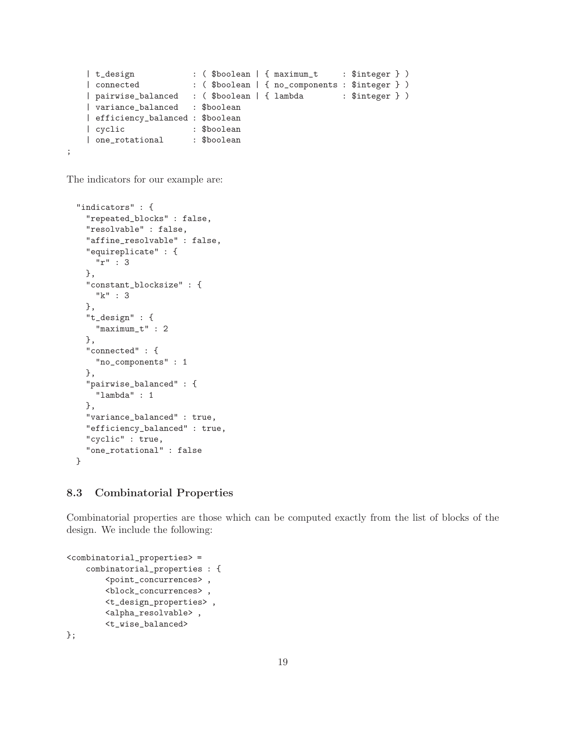```
    | t_design            : ( $boolean | { maximum_t     : $integer } )
    | connected           : ( $boolean | { no_components : $integer } )
    | pairwise_balanced   : ( $boolean | { lambda        : $integer } )
    | variance_balanced   : $boolean
    | efficiency_balanced : $boolean
    | cyclic              : $boolean
    | one_rotational      : $boolean
;
```

The indicators for our example are:

```
  "indicators" : {
    "repeated_blocks" : false,
    "resolvable" : false,
    "affine_resolvable" : false,
    "equireplicate" : {
      "r" : 3
    },
    "constant_blocksize" : {
      "k" : 3
    },
    "t_design" : {
      "maximum_t" : 2
    },
    "connected" : {
      "no_components" : 1
    },
    "pairwise_balanced" : {
      "lambda" : 1
    },
    "variance_balanced" : true,
    "efficiency_balanced" : true,
    "cyclic" : true,
    "one_rotational" : false
  }
```

### 8.3 Combinatorial Properties

Combinatorial properties are those which can be computed exactly from the list of blocks of the design. We include the following:

```
<combinatorial_properties> =
    combinatorial_properties : {
        <point_concurrences> ,
        <block_concurrences> ,
        <t_design_properties> ,
        <alpha_resolvable> ,
        <t_wise_balanced>
};
```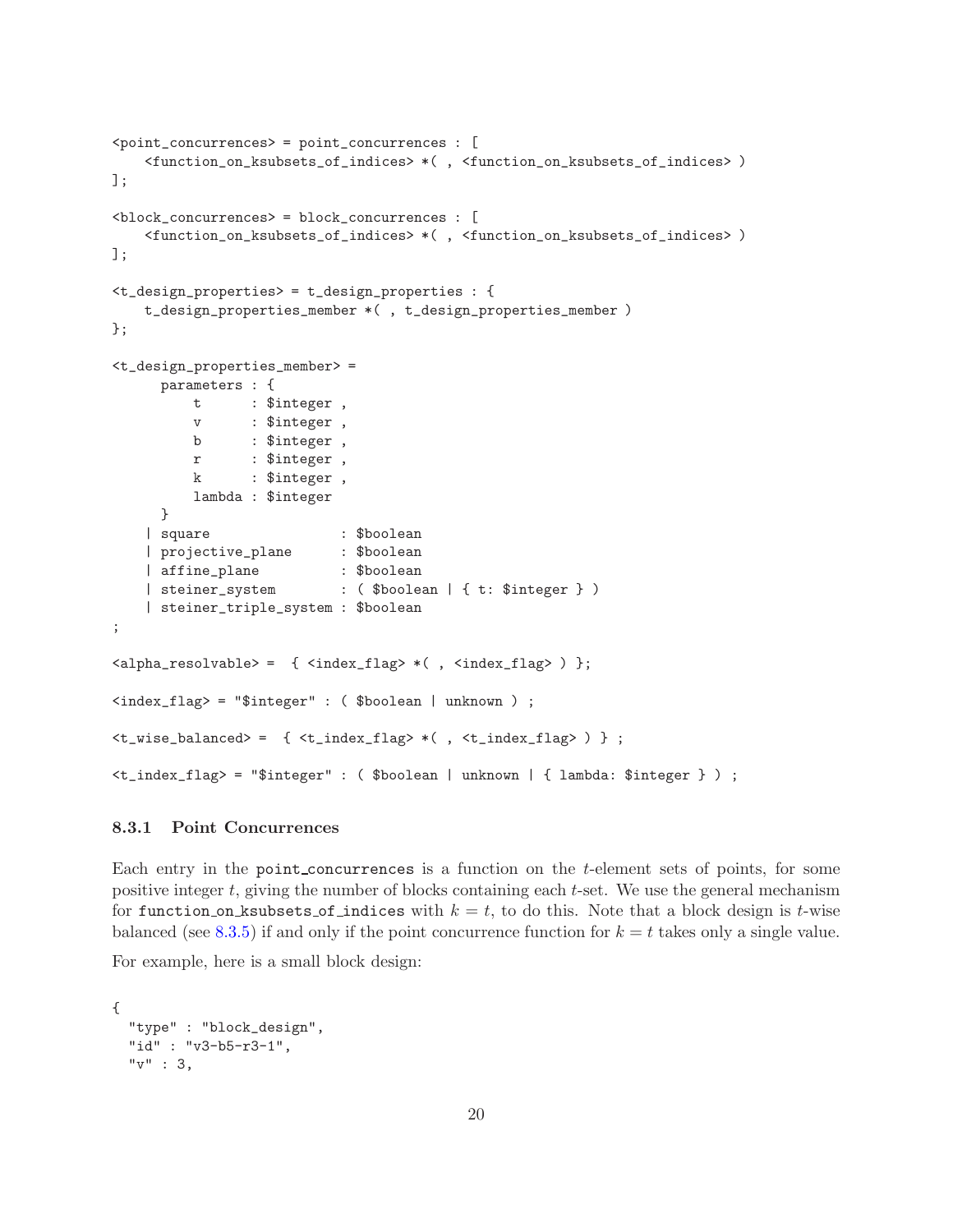```
<point_concurrences> = point_concurrences : [
    <function_on_ksubsets_of_indices> *( , <function_on_ksubsets_of_indices> )
];

<block_concurrences> = block_concurrences : [
    <function_on_ksubsets_of_indices> *( , <function_on_ksubsets_of_indices> )
];

<t_design_properties> = t_design_properties : {
    t_design_properties_member *( , t_design_properties_member )
};

<t_design_properties_member> =
      parameters : {
          t      : $integer ,
          v      : $integer ,
          b      : $integer ,
          r      : $integer ,
          k      : $integer ,
          lambda : $integer
      }
    | square                : $boolean
    | projective_plane      : $boolean
    | affine_plane          : $boolean
    | steiner_system        : ( $boolean | { t: $integer } )
    | steiner_triple_system : $boolean
;

<alpha_resolvable> =  { <index_flag> *( , <index_flag> ) };

<index_flag> = "$integer" : ( $boolean | unknown ) ;

<t_wise_balanced> =  { <t_index_flag> *( , <t_index_flag> ) } ;

<t_index_flag> = "$integer" : ( $boolean | unknown | { lambda: $integer } ) ;
```

### 8.3.1 Point Concurrences

Each entry in the point_concurrences is a function on the $t$-element sets of points, for some positive integer $t$, giving the number of blocks containing each $t$-set. We use the general mechanism for function_on_ksubsets_of_indices with $k = t$, to do this. Note that a block design is $t$-wise balanced (see 8.3.5) if and only if the point concurrence function for $k = t$ takes only a single value.

For example, here is a small block design:

```
{
  "type" : "block_design",
  "id" : "v3-b5-r3-1",
  "v" : 3,
```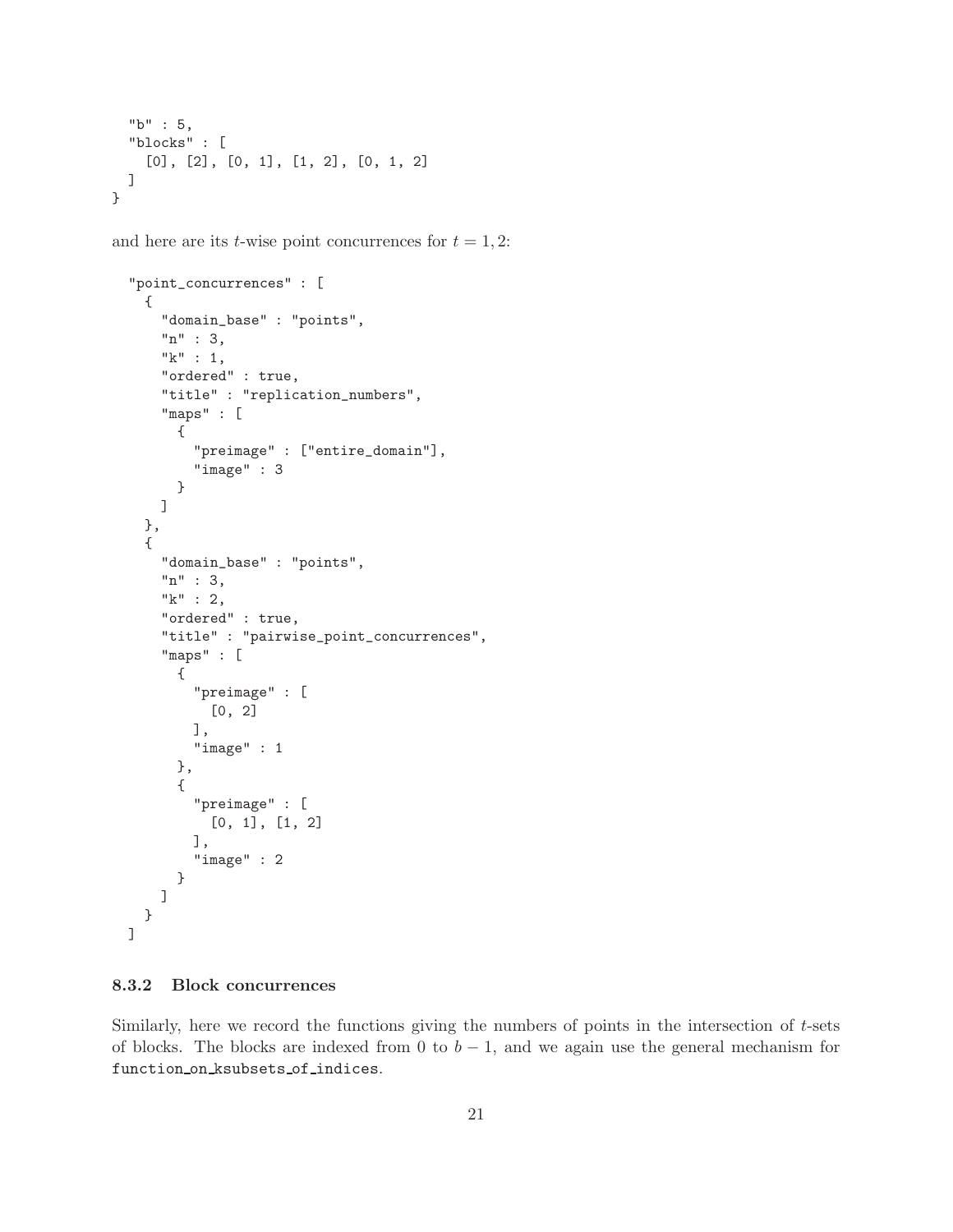```
  "b" : 5,
  "blocks" : [
    [0], [2], [0, 1], [1, 2], [0, 1, 2]
  ]
}
```

and here are its $t$-wise point concurrences for $t = 1, 2$:

```
  "point_concurrences" : [
    {
      "domain_base" : "points",
      "n" : 3,
      "k" : 1,
      "ordered" : true,
      "title" : "replication_numbers",
      "maps" : [
        {
          "preimage" : ["entire_domain"],
          "image" : 3
        }
      ]
    },
    {
      "domain_base" : "points",
      "n" : 3,
      "k" : 2,
      "ordered" : true,
      "title" : "pairwise_point_concurrences",
      "maps" : [
        {
          "preimage" : [
            [0, 2]
          ],
          "image" : 1
        },
        {
          "preimage" : [
            [0, 1], [1, 2]
          ],
          "image" : 2
        }
      ]
    }
  ]
```

### 8.3.2 Block concurrences

Similarly, here we record the functions giving the numbers of points in the intersection of $t$-sets of blocks. The blocks are indexed from 0 to $b - 1$, and we again use the general mechanism for `function_on_ksubsets_of_indices`.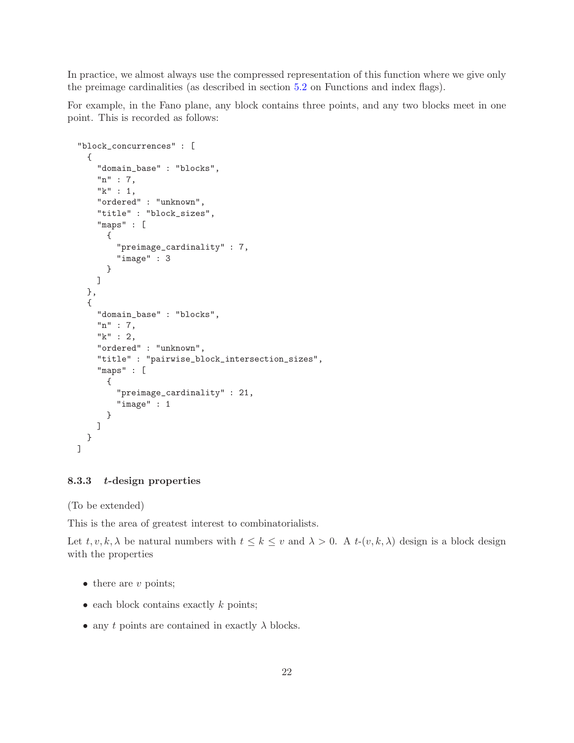In practice, we almost always use the compressed representation of this function where we give only the preimage cardinalities (as described in section 5.2 on Functions and index flags).

For example, in the Fano plane, any block contains three points, and any two blocks meet in one point. This is recorded as follows:

```
"block_concurrences" : [
  {
    "domain_base" : "blocks",
    "n" : 7,
    "k" : 1,
    "ordered" : "unknown",
    "title" : "block_sizes",
    "maps" : [
      {
        "preimage_cardinality" : 7,
        "image" : 3
      }
    ]
  },
  {
    "domain_base" : "blocks",
    "n" : 7,
    "k" : 2,
    "ordered" : "unknown",
    "title" : "pairwise_block_intersection_sizes",
    "maps" : [
      {
        "preimage_cardinality" : 21,
        "image" : 1
      }
    ]
  }
]
```

### 8.3.3 $t$-design properties

(To be extended)

This is the area of greatest interest to combinatorialists.

Let $t, v, k, \lambda$ be natural numbers with $t \leq k \leq v$ and $\lambda > 0$. A $t$-$(v, k, \lambda)$ design is a block design with the properties

- there are $v$ points;
- each block contains exactly $k$ points;
- any $t$ points are contained in exactly $\lambda$ blocks.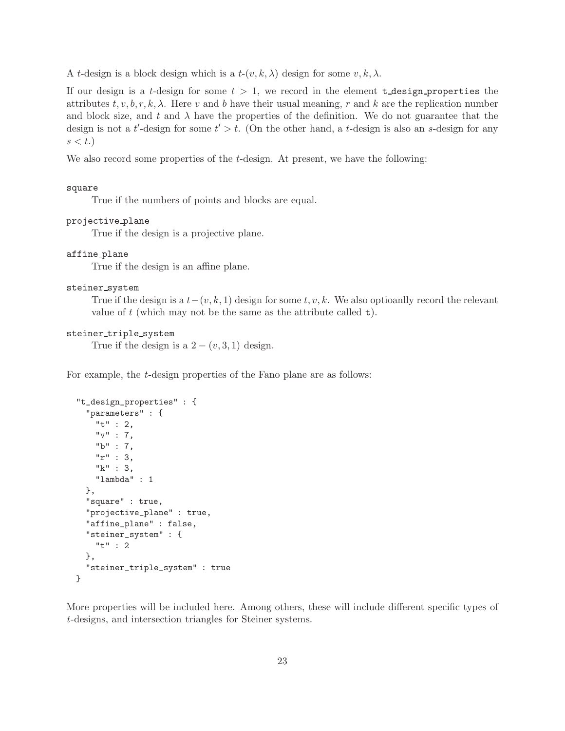A $t$-design is a block design which is a $t$-$(v, k, \lambda)$ design for some $v, k, \lambda$.

If our design is a $t$-design for some $t > 1$, we record in the element `t_design_properties` the attributes $t, v, b, r, k, \lambda$. Here $v$ and $b$ have their usual meaning, $r$ and $k$ are the replication number and block size, and $t$ and $\lambda$ have the properties of the definition. We do not guarantee that the design is not a $t'$-design for some $t' > t$. (On the other hand, a $t$-design is also an $s$-design for any $s < t$.)

We also record some properties of the $t$-design. At present, we have the following:

`square`
: True if the numbers of points and blocks are equal.

`projective_plane`
: True if the design is a projective plane.

`affine_plane`
: True if the design is an affine plane.

`steiner_system`
: True if the design is a $t-(v, k, 1)$ design for some $t, v, k$. We also optioanlly record the relevant value of $t$ (which may not be the same as the attribute called `t`).

`steiner_triple_system`
: True if the design is a $2-(v, 3, 1)$ design.

For example, the $t$-design properties of the Fano plane are as follows:

```
"t_design_properties" : {
  "parameters" : {
    "t" : 2,
    "v" : 7,
    "b" : 7,
    "r" : 3,
    "k" : 3,
    "lambda" : 1
  },
  "square" : true,
  "projective_plane" : true,
  "affine_plane" : false,
  "steiner_system" : {
    "t" : 2
  },
  "steiner_triple_system" : true
}
```

More properties will be included here. Among others, these will include different specific types of $t$-designs, and intersection triangles for Steiner systems.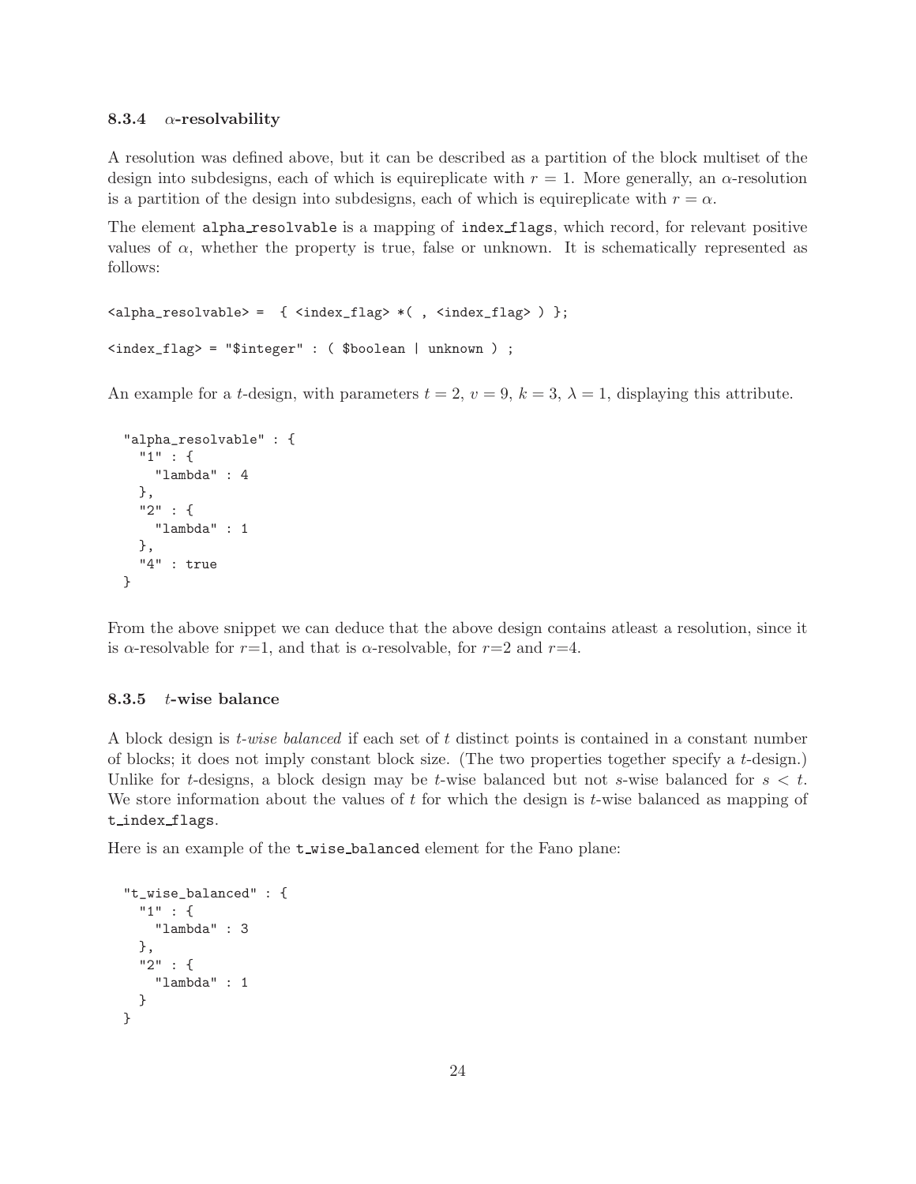### 8.3.4 $\alpha$-resolvability

A resolution was defined above, but it can be described as a partition of the block multiset of the design into subdesigns, each of which is equireplicate with $r = 1$. More generally, an $\alpha$-resolution is a partition of the design into subdesigns, each of which is equireplicate with $r = \alpha$.

The element `alpha_resolvable` is a mapping of `index_flags`, which record, for relevant positive values of $\alpha$, whether the property is true, false or unknown. It is schematically represented as follows:

```
<alpha_resolvable> =  { <index_flag> *( , <index_flag> ) };

<index_flag> = "$integer" : ( $boolean | unknown ) ;
```

An example for a $t$-design, with parameters $t = 2$, $v = 9$, $k = 3$, $\lambda = 1$, displaying this attribute.

```
"alpha_resolvable" : {
  "1" : {
    "lambda" : 4
  },
  "2" : {
    "lambda" : 1
  },
  "4" : true
}
```

From the above snippet we can deduce that the above design contains atleast a resolution, since it is $\alpha$-resolvable for $r$=1, and that is $\alpha$-resolvable, for $r$=2 and $r$=4.

### 8.3.5 $t$-wise balance

A block design is *t-wise balanced* if each set of $t$ distinct points is contained in a constant number of blocks; it does not imply constant block size. (The two properties together specify a $t$-design.) Unlike for $t$-designs, a block design may be $t$-wise balanced but not $s$-wise balanced for $s < t$. We store information about the values of $t$ for which the design is $t$-wise balanced as mapping of `t_index_flags`.

Here is an example of the `t_wise_balanced` element for the Fano plane:

```
"t_wise_balanced" : {
  "1" : {
    "lambda" : 3
  },
  "2" : {
    "lambda" : 1
  }
}
```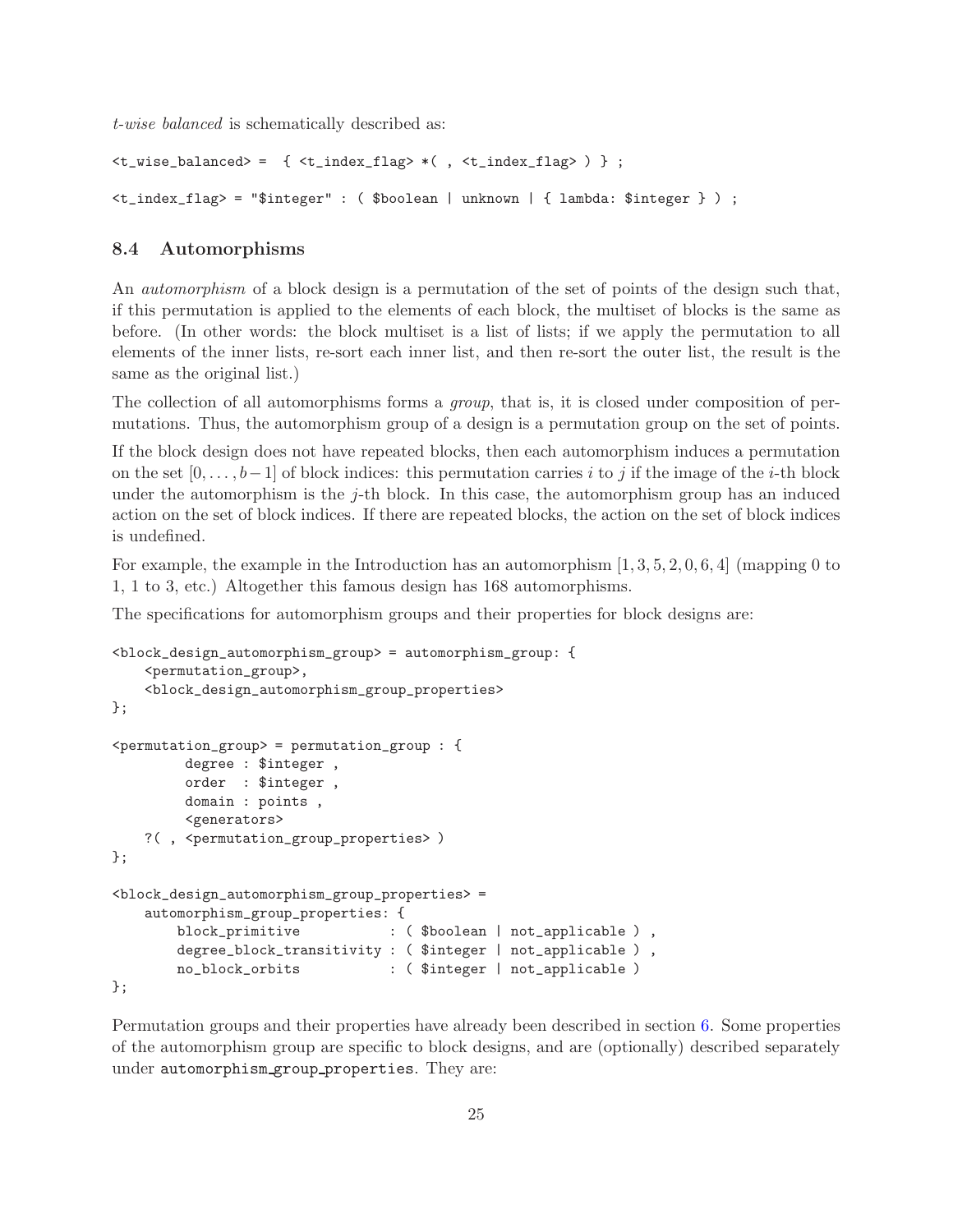*t-wise balanced* is schematically described as:

```
<t_wise_balanced> =  { <t_index_flag> *( , <t_index_flag> ) } ;

<t_index_flag> = "$integer" : ( $boolean | unknown | { lambda: $integer } ) ;
```

### 8.4 Automorphisms

An *automorphism* of a block design is a permutation of the set of points of the design such that, if this permutation is applied to the elements of each block, the multiset of blocks is the same as before. (In other words: the block multiset is a list of lists; if we apply the permutation to all elements of the inner lists, re-sort each inner list, and then re-sort the outer list, the result is the same as the original list.)

The collection of all automorphisms forms a *group*, that is, it is closed under composition of permutations. Thus, the automorphism group of a design is a permutation group on the set of points.

If the block design does not have repeated blocks, then each automorphism induces a permutation on the set $[0, \ldots, b-1]$ of block indices: this permutation carries $i$ to $j$ if the image of the $i$-th block under the automorphism is the $j$-th block. In this case, the automorphism group has an induced action on the set of block indices. If there are repeated blocks, the action on the set of block indices is undefined.

For example, the example in the Introduction has an automorphism $[1, 3, 5, 2, 0, 6, 4]$ (mapping 0 to 1, 1 to 3, etc.) Altogether this famous design has 168 automorphisms.

The specifications for automorphism groups and their properties for block designs are:

```
<block_design_automorphism_group> = automorphism_group: {
    <permutation_group>,
    <block_design_automorphism_group_properties>
};

<permutation_group> = permutation_group : {
        degree : $integer ,
        order  : $integer ,
        domain : points ,
        <generators>
    ?( , <permutation_group_properties> )
};

<block_design_automorphism_group_properties> =
    automorphism_group_properties: {
        block_primitive           : ( $boolean | not_applicable ) ,
        degree_block_transitivity : ( $integer | not_applicable ) ,
        no_block_orbits           : ( $integer | not_applicable )
};
```

Permutation groups and their properties have already been described in section 6. Some properties of the automorphism group are specific to block designs, and are (optionally) described separately under `automorphism_group_properties`. They are: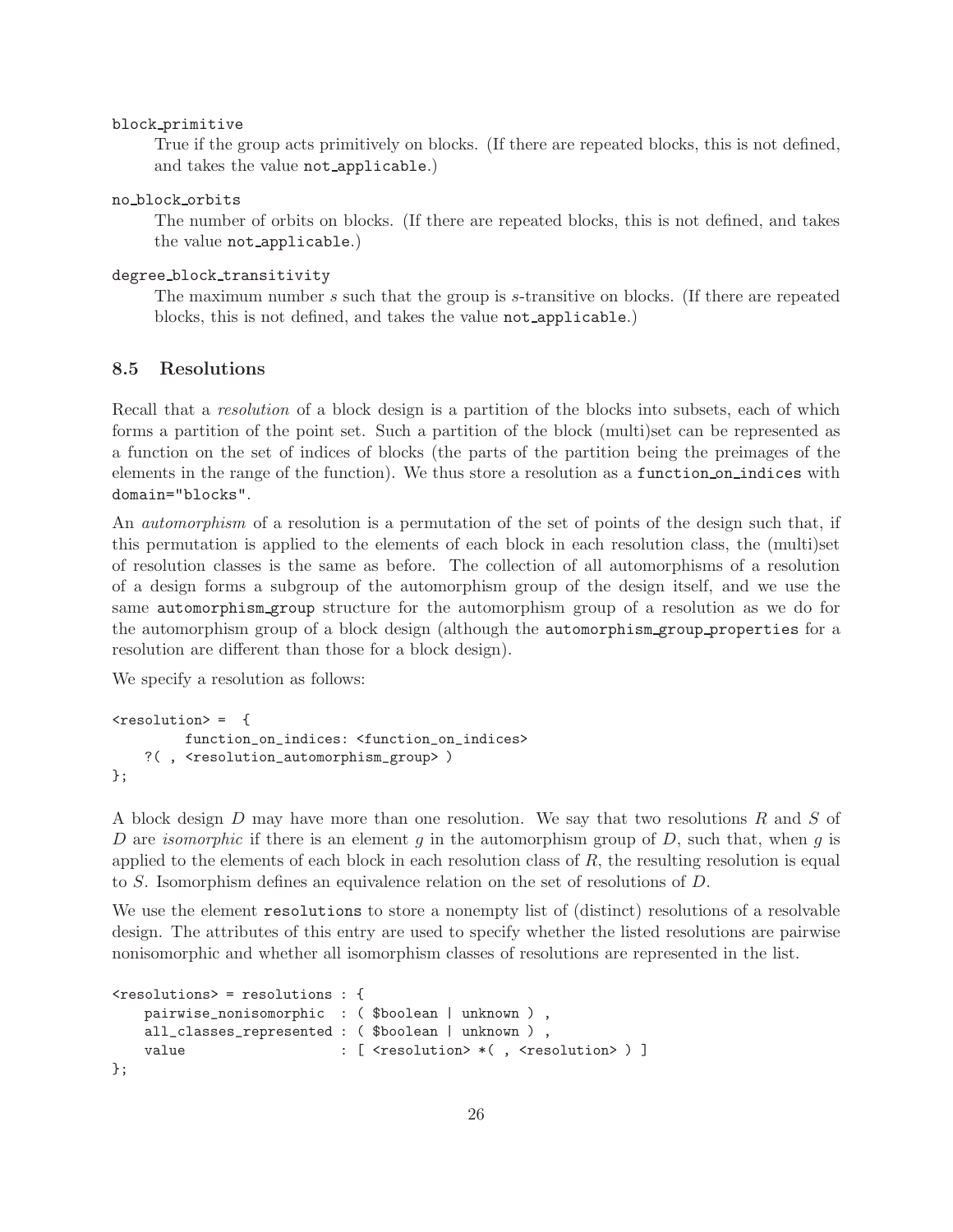`block_primitive`
True if the group acts primitively on blocks. (If there are repeated blocks, this is not defined, and takes the value `not_applicable`.)

`no_block_orbits`
The number of orbits on blocks. (If there are repeated blocks, this is not defined, and takes the value `not_applicable`.)

`degree_block_transitivity`
The maximum number $s$ such that the group is $s$-transitive on blocks. (If there are repeated blocks, this is not defined, and takes the value `not_applicable`.)

### 8.5 Resolutions

Recall that a *resolution* of a block design is a partition of the blocks into subsets, each of which forms a partition of the point set. Such a partition of the block (multi)set can be represented as a function on the set of indices of blocks (the parts of the partition being the preimages of the elements in the range of the function). We thus store a resolution as a `function_on_indices` with `domain="blocks"`.

An *automorphism* of a resolution is a permutation of the set of points of the design such that, if this permutation is applied to the elements of each block in each resolution class, the (multi)set of resolution classes is the same as before. The collection of all automorphisms of a resolution of a design forms a subgroup of the automorphism group of the design itself, and we use the same `automorphism_group` structure for the automorphism group of a resolution as we do for the automorphism group of a block design (although the `automorphism_group_properties` for a resolution are different than those for a block design).

We specify a resolution as follows:

```
<resolution> =  {
        function_on_indices: <function_on_indices>
    ?( , <resolution_automorphism_group> )
};
```

A block design $D$ may have more than one resolution. We say that two resolutions $R$ and $S$ of $D$ are *isomorphic* if there is an element $g$ in the automorphism group of $D$, such that, when $g$ is applied to the elements of each block in each resolution class of $R$, the resulting resolution is equal to $S$. Isomorphism defines an equivalence relation on the set of resolutions of $D$.

We use the element `resolutions` to store a nonempty list of (distinct) resolutions of a resolvable design. The attributes of this entry are used to specify whether the listed resolutions are pairwise nonisomorphic and whether all isomorphism classes of resolutions are represented in the list.

```
<resolutions> = resolutions : {
    pairwise_nonisomorphic  : ( $boolean | unknown ) ,
    all_classes_represented : ( $boolean | unknown ) ,
    value                   : [ <resolution> *( , <resolution> ) ]
};
```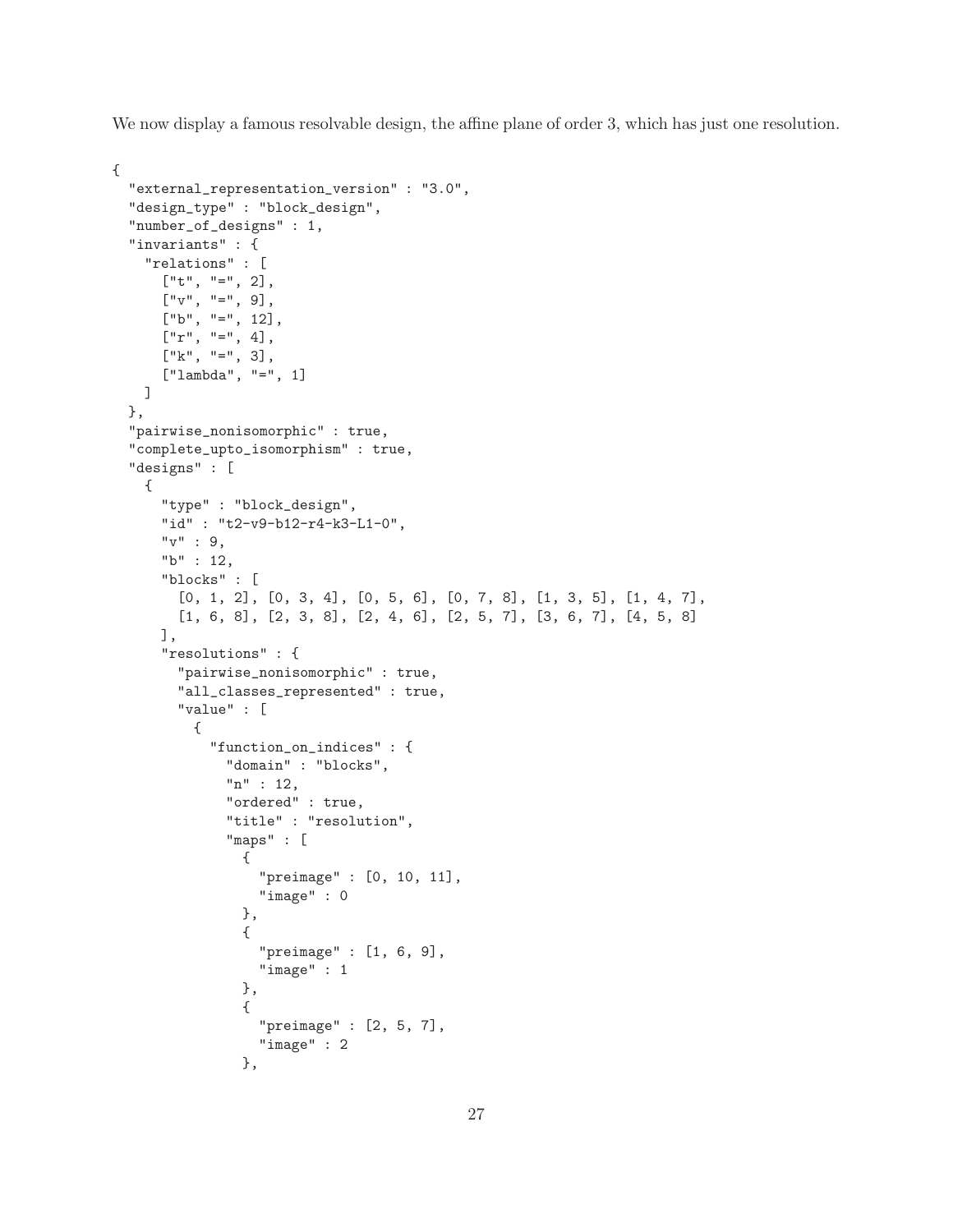We now display a famous resolvable design, the affine plane of order 3, which has just one resolution.

```
{
  "external_representation_version" : "3.0",
  "design_type" : "block_design",
  "number_of_designs" : 1,
  "invariants" : {
    "relations" : [
      ["t", "=", 2],
      ["v", "=", 9],
      ["b", "=", 12],
      ["r", "=", 4],
      ["k", "=", 3],
      ["lambda", "=", 1]
    ]
  },
  "pairwise_nonisomorphic" : true,
  "complete_upto_isomorphism" : true,
  "designs" : [
    {
      "type" : "block_design",
      "id" : "t2-v9-b12-r4-k3-L1-0",
      "v" : 9,
      "b" : 12,
      "blocks" : [
        [0, 1, 2], [0, 3, 4], [0, 5, 6], [0, 7, 8], [1, 3, 5], [1, 4, 7],
        [1, 6, 8], [2, 3, 8], [2, 4, 6], [2, 5, 7], [3, 6, 7], [4, 5, 8]
      ],
      "resolutions" : {
        "pairwise_nonisomorphic" : true,
        "all_classes_represented" : true,
        "value" : [
          {
            "function_on_indices" : {
              "domain" : "blocks",
              "n" : 12,
              "ordered" : true,
              "title" : "resolution",
              "maps" : [
                {
                  "preimage" : [0, 10, 11],
                  "image" : 0
                },
                {
                  "preimage" : [1, 6, 9],
                  "image" : 1
                },
                {
                  "preimage" : [2, 5, 7],
                  "image" : 2
                },
```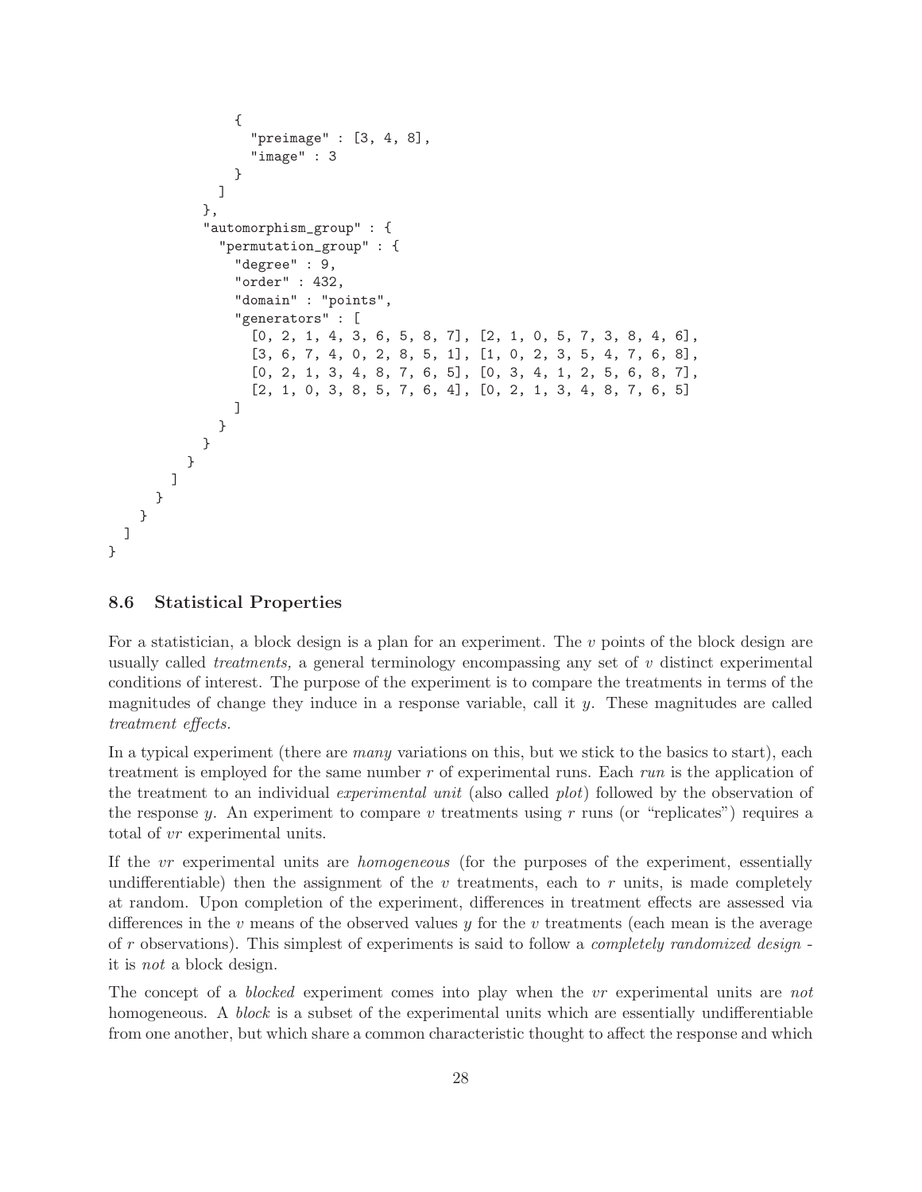```
            {
              "preimage" : [3, 4, 8],
              "image" : 3
            }
          ]
        },
        "automorphism_group" : {
          "permutation_group" : {
            "degree" : 9,
            "order" : 432,
            "domain" : "points",
            "generators" : [
              [0, 2, 1, 4, 3, 6, 5, 8, 7], [2, 1, 0, 5, 7, 3, 8, 4, 6],
              [3, 6, 7, 4, 0, 2, 8, 5, 1], [1, 0, 2, 3, 5, 4, 7, 6, 8],
              [0, 2, 1, 3, 4, 8, 7, 6, 5], [0, 3, 4, 1, 2, 5, 6, 8, 7],
              [2, 1, 0, 3, 8, 5, 7, 6, 4], [0, 2, 1, 3, 4, 8, 7, 6, 5]
            ]
          }
        }
      }
    ]
  }
 }
]
}
```

### 8.6 Statistical Properties

For a statistician, a block design is a plan for an experiment. The $v$ points of the block design are usually called *treatments*, a general terminology encompassing any set of $v$ distinct experimental conditions of interest. The purpose of the experiment is to compare the treatments in terms of the magnitudes of change they induce in a response variable, call it $y$. These magnitudes are called *treatment effects.*

In a typical experiment (there are *many* variations on this, but we stick to the basics to start), each treatment is employed for the same number $r$ of experimental runs. Each *run* is the application of the treatment to an individual *experimental unit* (also called *plot*) followed by the observation of the response $y$. An experiment to compare $v$ treatments using $r$ runs (or "replicates") requires a total of $vr$ experimental units.

If the $vr$ experimental units are *homogeneous* (for the purposes of the experiment, essentially undifferentiable) then the assignment of the $v$ treatments, each to $r$ units, is made completely at random. Upon completion of the experiment, differences in treatment effects are assessed via differences in the $v$ means of the observed values $y$ for the $v$ treatments (each mean is the average of $r$ observations). This simplest of experiments is said to follow a *completely randomized design* - it is *not* a block design.

The concept of a *blocked* experiment comes into play when the $vr$ experimental units are *not* homogeneous. A *block* is a subset of the experimental units which are essentially undifferentiable from one another, but which share a common characteristic thought to affect the response and which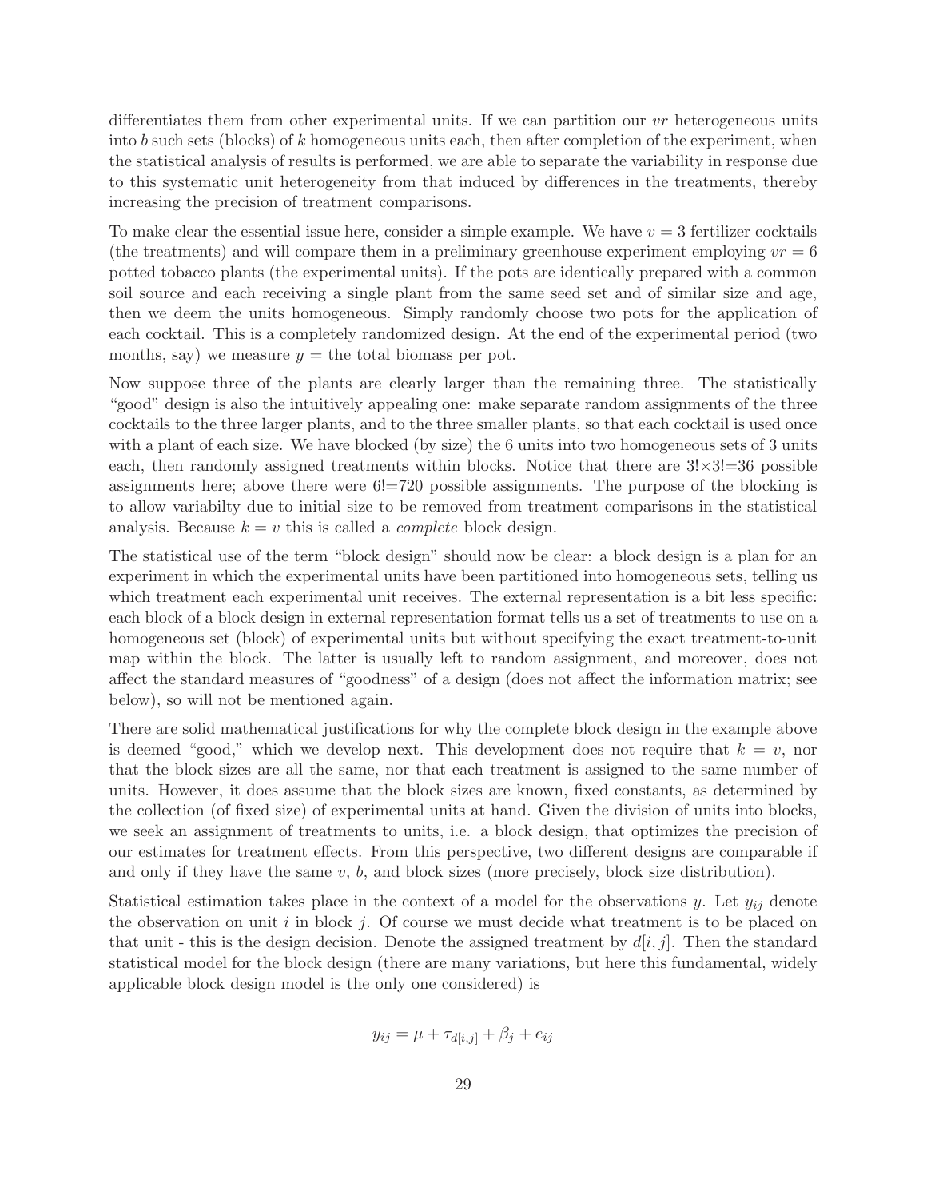differentiates them from other experimental units. If we can partition our $vr$ heterogeneous units into $b$ such sets (blocks) of $k$ homogeneous units each, then after completion of the experiment, when the statistical analysis of results is performed, we are able to separate the variability in response due to this systematic unit heterogeneity from that induced by differences in the treatments, thereby increasing the precision of treatment comparisons.

To make clear the essential issue here, consider a simple example. We have $v = 3$ fertilizer cocktails (the treatments) and will compare them in a preliminary greenhouse experiment employing $vr = 6$ potted tobacco plants (the experimental units). If the pots are identically prepared with a common soil source and each receiving a single plant from the same seed set and of similar size and age, then we deem the units homogeneous. Simply randomly choose two pots for the application of each cocktail. This is a completely randomized design. At the end of the experimental period (two months, say) we measure $y$ = the total biomass per pot.

Now suppose three of the plants are clearly larger than the remaining three. The statistically "good" design is also the intuitively appealing one: make separate random assignments of the three cocktails to the three larger plants, and to the three smaller plants, so that each cocktail is used once with a plant of each size. We have blocked (by size) the 6 units into two homogeneous sets of 3 units each, then randomly assigned treatments within blocks. Notice that there are $3! \times 3! = 36$ possible assignments here; above there were $6! = 720$ possible assignments. The purpose of the blocking is to allow variabilty due to initial size to be removed from treatment comparisons in the statistical analysis. Because $k = v$ this is called a *complete* block design.

The statistical use of the term "block design" should now be clear: a block design is a plan for an experiment in which the experimental units have been partitioned into homogeneous sets, telling us which treatment each experimental unit receives. The external representation is a bit less specific: each block of a block design in external representation format tells us a set of treatments to use on a homogeneous set (block) of experimental units but without specifying the exact treatment-to-unit map within the block. The latter is usually left to random assignment, and moreover, does not affect the standard measures of "goodness" of a design (does not affect the information matrix; see below), so will not be mentioned again.

There are solid mathematical justifications for why the complete block design in the example above is deemed "good," which we develop next. This development does not require that $k = v$, nor that the block sizes are all the same, nor that each treatment is assigned to the same number of units. However, it does assume that the block sizes are known, fixed constants, as determined by the collection (of fixed size) of experimental units at hand. Given the division of units into blocks, we seek an assignment of treatments to units, i.e. a block design, that optimizes the precision of our estimates for treatment effects. From this perspective, two different designs are comparable if and only if they have the same $v$, $b$, and block sizes (more precisely, block size distribution).

Statistical estimation takes place in the context of a model for the observations $y$. Let $y_{ij}$ denote the observation on unit $i$ in block $j$. Of course we must decide what treatment is to be placed on that unit - this is the design decision. Denote the assigned treatment by $d[i, j]$. Then the standard statistical model for the block design (there are many variations, but here this fundamental, widely applicable block design model is the only one considered) is

$$y_{ij} = \mu + \tau_{d[i,j]} + \beta_j + e_{ij}$$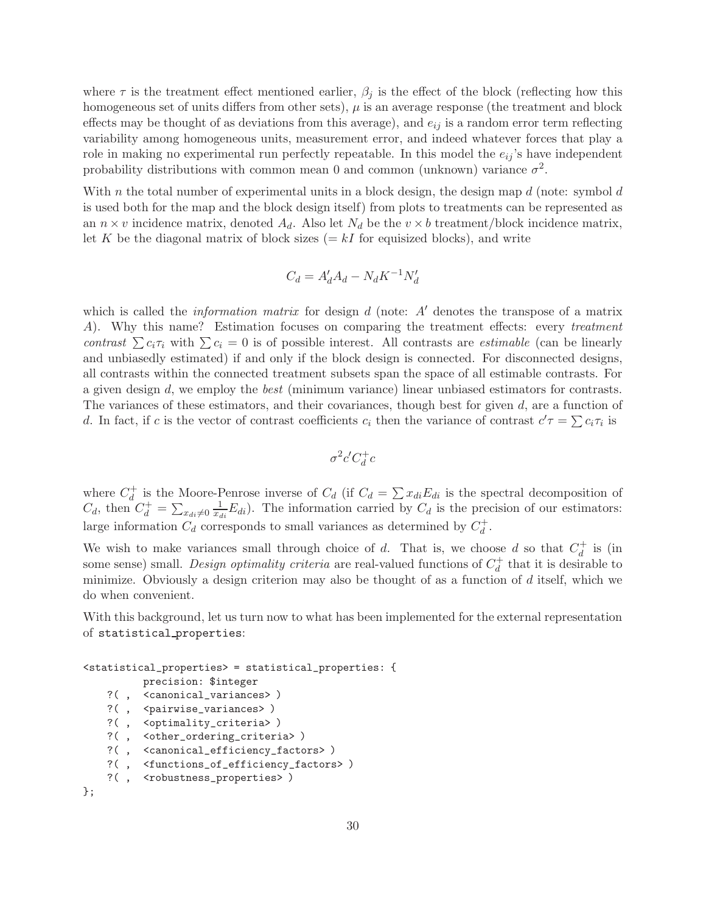where $\tau$ is the treatment effect mentioned earlier, $\beta_j$ is the effect of the block (reflecting how this homogeneous set of units differs from other sets), $\mu$ is an average response (the treatment and block effects may be thought of as deviations from this average), and $e_{ij}$ is a random error term reflecting variability among homogeneous units, measurement error, and indeed whatever forces that play a role in making no experimental run perfectly repeatable. In this model the $e_{ij}$'s have independent probability distributions with common mean 0 and common (unknown) variance $\sigma^2$.

With $n$ the total number of experimental units in a block design, the design map $d$ (note: symbol $d$ is used both for the map and the block design itself) from plots to treatments can be represented as an $n \times v$ incidence matrix, denoted $A_d$. Also let $N_d$ be the $v \times b$ treatment/block incidence matrix, let $K$ be the diagonal matrix of block sizes ($= kI$ for equisized blocks), and write

$$C_d = A_d' A_d - N_d K^{-1} N_d'$$

which is called the *information matrix* for design $d$ (note: $A'$ denotes the transpose of a matrix $A$). Why this name? Estimation focuses on comparing the treatment effects: every *treatment contrast* $\sum c_i \tau_i$ with $\sum c_i = 0$ is of possible interest. All contrasts are *estimable* (can be linearly and unbiasedly estimated) if and only if the block design is connected. For disconnected designs, all contrasts within the connected treatment subsets span the space of all estimable contrasts. For a given design $d$, we employ the *best* (minimum variance) linear unbiased estimators for contrasts. The variances of these estimators, and their covariances, though best for given $d$, are a function of $d$. In fact, if $c$ is the vector of contrast coefficients $c_i$ then the variance of contrast $c'\tau = \sum c_i \tau_i$ is

$$\sigma^2 c' C_d^+ c$$

where $C_d^+$ is the Moore-Penrose inverse of $C_d$ (if $C_d = \sum x_{di} E_{di}$ is the spectral decomposition of $C_d$, then $C_d^+ = \sum_{x_{di} \neq 0} \frac{1}{x_{di}} E_{di}$). The information carried by $C_d$ is the precision of our estimators: large information $C_d$ corresponds to small variances as determined by $C_d^+$.

We wish to make variances small through choice of $d$. That is, we choose $d$ so that $C_d^+$ is (in some sense) small. *Design optimality criteria* are real-valued functions of $C_d^+$ that it is desirable to minimize. Obviously a design criterion may also be thought of as a function of $d$ itself, which we do when convenient.

With this background, let us turn now to what has been implemented for the external representation of `statistical_properties`:

```
<statistical_properties> = statistical_properties: {
          precision: $integer
    ?( ,  <canonical_variances> )
    ?( ,  <pairwise_variances> )
    ?( ,  <optimality_criteria> )
    ?( ,  <other_ordering_criteria> )
    ?( ,  <canonical_efficiency_factors> )
    ?( ,  <functions_of_efficiency_factors> )
    ?( ,  <robustness_properties> )
};
```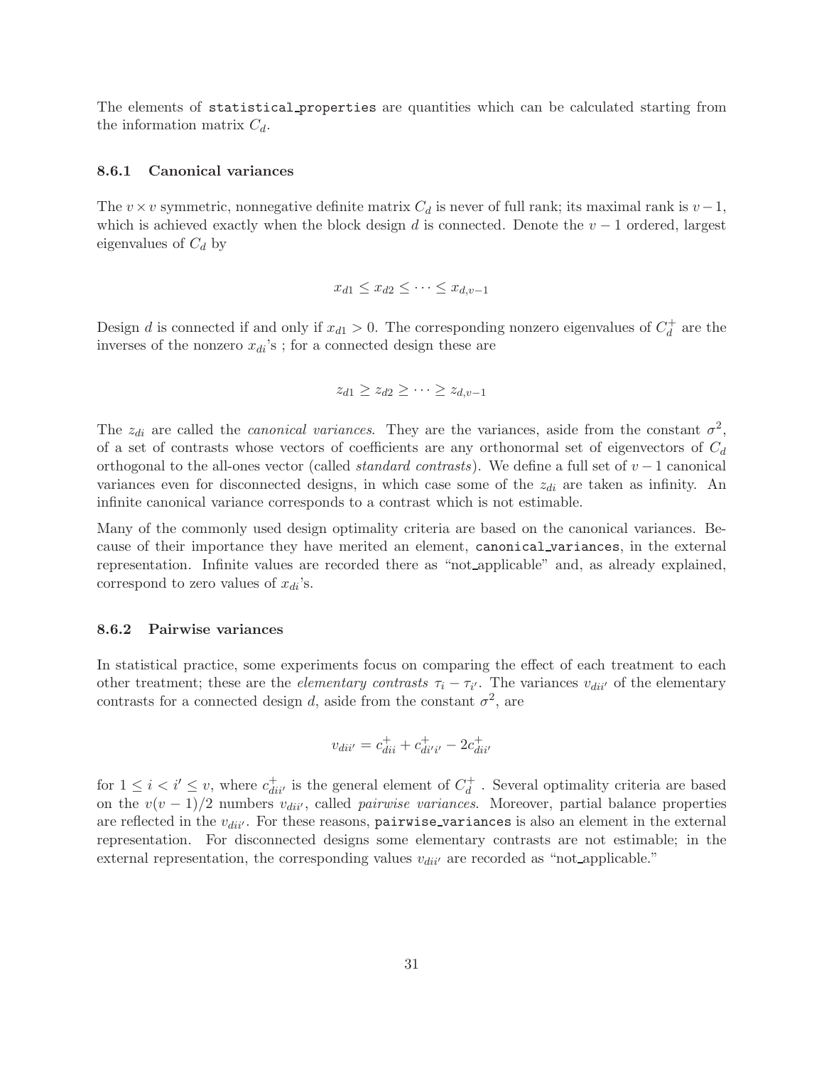The elements of `statistical_properties` are quantities which can be calculated starting from the information matrix $C_d$.

### 8.6.1 Canonical variances

The $v \times v$ symmetric, nonnegative definite matrix $C_d$ is never of full rank; its maximal rank is $v-1$, which is achieved exactly when the block design $d$ is connected. Denote the $v-1$ ordered, largest eigenvalues of $C_d$ by

$$x_{d1} \leq x_{d2} \leq \cdots \leq x_{d,v-1}$$

Design $d$ is connected if and only if $x_{d1} > 0$. The corresponding nonzero eigenvalues of $C_d^+$ are the inverses of the nonzero $x_{di}$'s ; for a connected design these are

$$z_{d1} \geq z_{d2} \geq \cdots \geq z_{d,v-1}$$

The $z_{di}$ are called the *canonical variances*. They are the variances, aside from the constant $\sigma^2$, of a set of contrasts whose vectors of coefficients are any orthonormal set of eigenvectors of $C_d$ orthogonal to the all-ones vector (called *standard contrasts*). We define a full set of $v-1$ canonical variances even for disconnected designs, in which case some of the $z_{di}$ are taken as infinity. An infinite canonical variance corresponds to a contrast which is not estimable.

Many of the commonly used design optimality criteria are based on the canonical variances. Because of their importance they have merited an element, `canonical_variances`, in the external representation. Infinite values are recorded there as "not_applicable" and, as already explained, correspond to zero values of $x_{di}$'s.

### 8.6.2 Pairwise variances

In statistical practice, some experiments focus on comparing the effect of each treatment to each other treatment; these are the *elementary contrasts* $\tau_i - \tau_{i'}$. The variances $v_{dii'}$ of the elementary contrasts for a connected design $d$, aside from the constant $\sigma^2$, are

$$v_{dii'} = c^+_{dii} + c^+_{di'i'} - 2c^+_{dii'}$$

for $1 \leq i < i' \leq v$, where $c^+_{dii'}$ is the general element of $C_d^+$ . Several optimality criteria are based on the $v(v-1)/2$ numbers $v_{dii'}$, called *pairwise variances*. Moreover, partial balance properties are reflected in the $v_{dii'}$. For these reasons, `pairwise_variances` is also an element in the external representation. For disconnected designs some elementary contrasts are not estimable; in the external representation, the corresponding values $v_{dii'}$ are recorded as "not_applicable."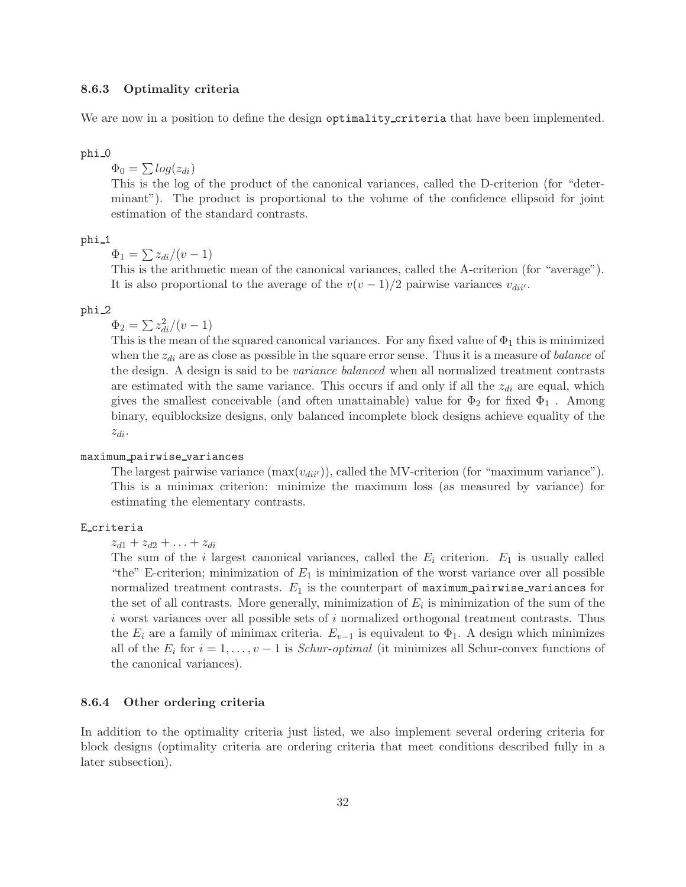### 8.6.3 Optimality criteria

We are now in a position to define the design `optimality_criteria` that have been implemented.

`phi_0`

$\Phi_0 = \sum log(z_{di})$

This is the log of the product of the canonical variances, called the D-criterion (for "determinant"). The product is proportional to the volume of the confidence ellipsoid for joint estimation of the standard contrasts.

`phi_1`

$\Phi_1 = \sum z_{di}/(v-1)$

This is the arithmetic mean of the canonical variances, called the A-criterion (for "average"). It is also proportional to the average of the $v(v-1)/2$ pairwise variances $v_{dii'}$.

`phi_2`

$\Phi_2 = \sum z_{di}^2/(v-1)$

This is the mean of the squared canonical variances. For any fixed value of $\Phi_1$ this is minimized when the $z_{di}$ are as close as possible in the square error sense. Thus it is a measure of *balance* of the design. A design is said to be *variance balanced* when all normalized treatment contrasts are estimated with the same variance. This occurs if and only if all the $z_{di}$ are equal, which gives the smallest conceivable (and often unattainable) value for $\Phi_2$ for fixed $\Phi_1$ . Among binary, equiblocksize designs, only balanced incomplete block designs achieve equality of the $z_{di}$.

`maximum_pairwise_variances`

The largest pairwise variance ($\max(v_{dii'})$), called the MV-criterion (for "maximum variance"). This is a minimax criterion: minimize the maximum loss (as measured by variance) for estimating the elementary contrasts.

`E_criteria`

$z_{d1} + z_{d2} + \ldots + z_{di}$

The sum of the $i$ largest canonical variances, called the $E_i$ criterion. $E_1$ is usually called "the" E-criterion; minimization of $E_1$ is minimization of the worst variance over all possible normalized treatment contrasts. $E_1$ is the counterpart of `maximum_pairwise_variances` for the set of all contrasts. More generally, minimization of $E_i$ is minimization of the sum of the $i$ worst variances over all possible sets of $i$ normalized orthogonal treatment contrasts. Thus the $E_i$ are a family of minimax criteria. $E_{v-1}$ is equivalent to $\Phi_1$. A design which minimizes all of the $E_i$ for $i = 1, \ldots, v-1$ is *Schur-optimal* (it minimizes all Schur-convex functions of the canonical variances).

### 8.6.4 Other ordering criteria

In addition to the optimality criteria just listed, we also implement several ordering criteria for block designs (optimality criteria are ordering criteria that meet conditions described fully in a later subsection).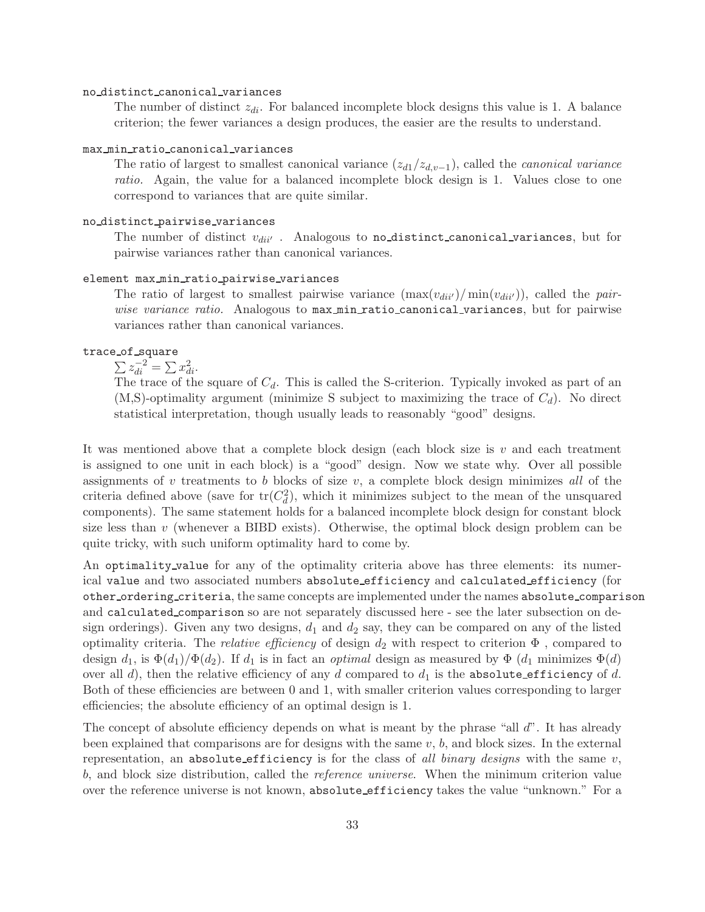`no_distinct_canonical_variances`

The number of distinct $z_{di}$. For balanced incomplete block designs this value is 1. A balance criterion; the fewer variances a design produces, the easier are the results to understand.

`max_min_ratio_canonical_variances`

The ratio of largest to smallest canonical variance ($z_{d1}/z_{d,v-1}$), called the *canonical variance ratio*. Again, the value for a balanced incomplete block design is 1. Values close to one correspond to variances that are quite similar.

`no_distinct_pairwise_variances`

The number of distinct $v_{dii'}$ . Analogous to `no_distinct_canonical_variances`, but for pairwise variances rather than canonical variances.

`element max_min_ratio_pairwise_variances`

The ratio of largest to smallest pairwise variance ($\max(v_{dii'})/\min(v_{dii'})$), called the *pairwise variance ratio*. Analogous to `max_min_ratio_canonical_variances`, but for pairwise variances rather than canonical variances.

`trace_of_square`

$\sum z_{di}^{-2} = \sum x_{di}^2$.

The trace of the square of $C_d$. This is called the S-criterion. Typically invoked as part of an (M,S)-optimality argument (minimize S subject to maximizing the trace of $C_d$). No direct statistical interpretation, though usually leads to reasonably "good" designs.

It was mentioned above that a complete block design (each block size is $v$ and each treatment is assigned to one unit in each block) is a "good" design. Now we state why. Over all possible assignments of $v$ treatments to $b$ blocks of size $v$, a complete block design minimizes *all* of the criteria defined above (save for $\mathrm{tr}(C_d^2)$, which it minimizes subject to the mean of the unsquared components). The same statement holds for a balanced incomplete block design for constant block size less than $v$ (whenever a BIBD exists). Otherwise, the optimal block design problem can be quite tricky, with such uniform optimality hard to come by.

An `optimality_value` for any of the optimality criteria above has three elements: its numerical `value` and two associated numbers `absolute_efficiency` and `calculated_efficiency` (for `other_ordering_criteria`, the same concepts are implemented under the names `absolute_comparison` and `calculated_comparison` so are not separately discussed here - see the later subsection on design orderings). Given any two designs, $d_1$ and $d_2$ say, they can be compared on any of the listed optimality criteria. The *relative efficiency* of design $d_2$ with respect to criterion $\Phi$ , compared to design $d_1$, is $\Phi(d_1)/\Phi(d_2)$. If $d_1$ is in fact an *optimal* design as measured by $\Phi$ ($d_1$ minimizes $\Phi(d)$ over all $d$), then the relative efficiency of any $d$ compared to $d_1$ is the `absolute_efficiency` of $d$. Both of these efficiencies are between 0 and 1, with smaller criterion values corresponding to larger efficiencies; the absolute efficiency of an optimal design is 1.

The concept of absolute efficiency depends on what is meant by the phrase "all $d$". It has already been explained that comparisons are for designs with the same $v$, $b$, and block sizes. In the external representation, an `absolute_efficiency` is for the class of *all binary designs* with the same $v$, $b$, and block size distribution, called the *reference universe*. When the minimum criterion value over the reference universe is not known, `absolute_efficiency` takes the value "unknown." For a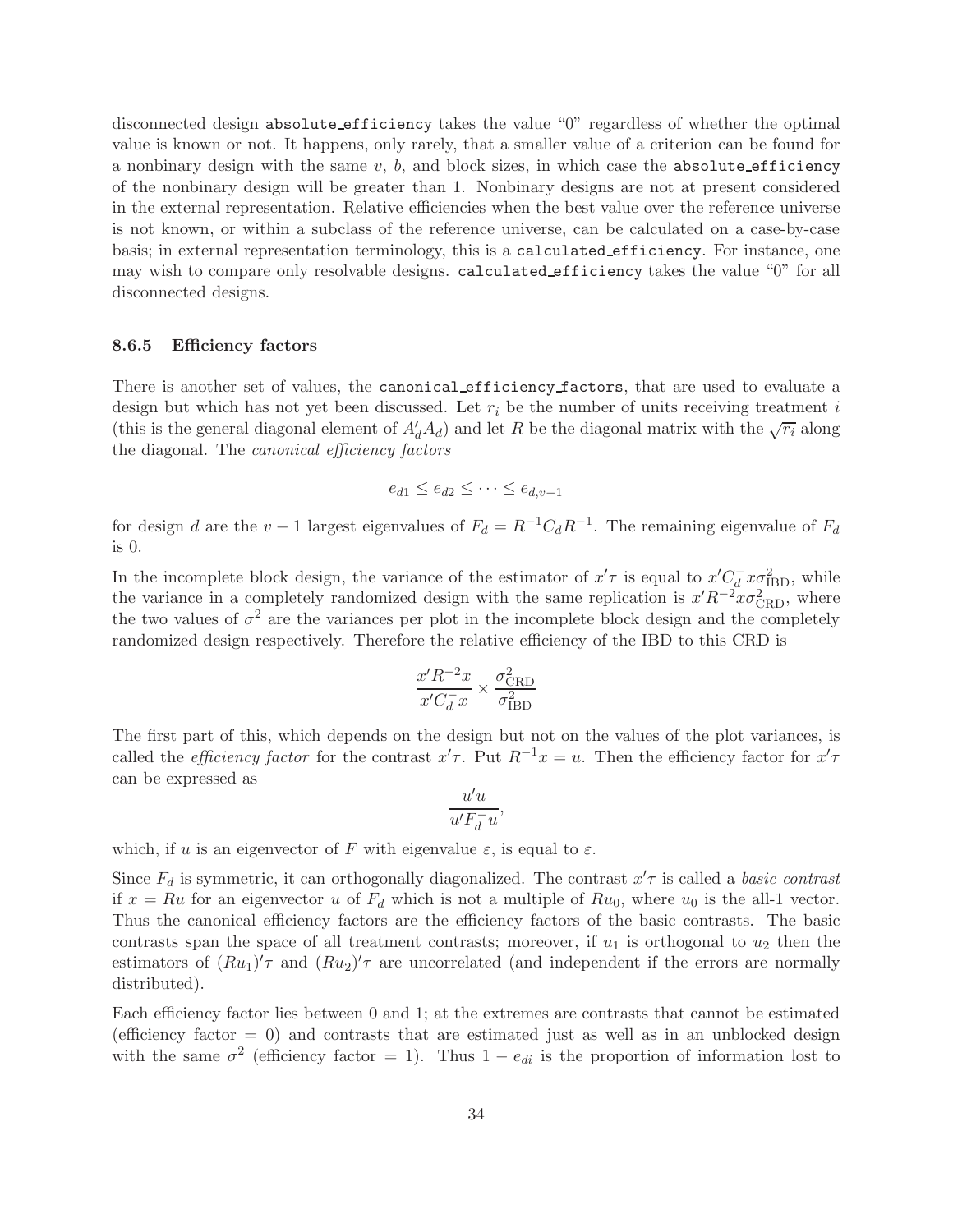disconnected design absolute_efficiency takes the value "0" regardless of whether the optimal value is known or not. It happens, only rarely, that a smaller value of a criterion can be found for a nonbinary design with the same $v$, $b$, and block sizes, in which case the absolute_efficiency of the nonbinary design will be greater than 1. Nonbinary designs are not at present considered in the external representation. Relative efficiencies when the best value over the reference universe is not known, or within a subclass of the reference universe, can be calculated on a case-by-case basis; in external representation terminology, this is a calculated_efficiency. For instance, one may wish to compare only resolvable designs. calculated_efficiency takes the value "0" for all disconnected designs.

### 8.6.5 Efficiency factors

There is another set of values, the canonical_efficiency_factors, that are used to evaluate a design but which has not yet been discussed. Let $r_i$ be the number of units receiving treatment $i$ (this is the general diagonal element of $A_d'A_d$) and let $R$ be the diagonal matrix with the $\sqrt{r_i}$ along the diagonal. The *canonical efficiency factors*

$$e_{d1} \leq e_{d2} \leq \cdots \leq e_{d,v-1}$$

for design $d$ are the $v-1$ largest eigenvalues of $F_d = R^{-1}C_dR^{-1}$. The remaining eigenvalue of $F_d$ is 0.

In the incomplete block design, the variance of the estimator of $x'\tau$ is equal to $x'C_d^- x\sigma^2_{\mathrm{IBD}}$, while the variance in a completely randomized design with the same replication is $x'R^{-2}x\sigma^2_{\mathrm{CRD}}$, where the two values of $\sigma^2$ are the variances per plot in the incomplete block design and the completely randomized design respectively. Therefore the relative efficiency of the IBD to this CRD is

$$\frac{x'R^{-2}x}{x'C_d^- x} \times \frac{\sigma^2_{\mathrm{CRD}}}{\sigma^2_{\mathrm{IBD}}}$$

The first part of this, which depends on the design but not on the values of the plot variances, is called the *efficiency factor* for the contrast $x'\tau$. Put $R^{-1}x = u$. Then the efficiency factor for $x'\tau$ can be expressed as

$$\frac{u'u}{u'F_d^- u},$$

which, if $u$ is an eigenvector of $F$ with eigenvalue $\varepsilon$, is equal to $\varepsilon$.

Since $F_d$ is symmetric, it can orthogonally diagonalized. The contrast $x'\tau$ is called a *basic contrast* if $x = Ru$ for an eigenvector $u$ of $F_d$ which is not a multiple of $Ru_0$, where $u_0$ is the all-1 vector. Thus the canonical efficiency factors are the efficiency factors of the basic contrasts. The basic contrasts span the space of all treatment contrasts; moreover, if $u_1$ is orthogonal to $u_2$ then the estimators of $(Ru_1)'\tau$ and $(Ru_2)'\tau$ are uncorrelated (and independent if the errors are normally distributed).

Each efficiency factor lies between 0 and 1; at the extremes are contrasts that cannot be estimated (efficiency factor = 0) and contrasts that are estimated just as well as in an unblocked design with the same $\sigma^2$ (efficiency factor = 1). Thus $1 - e_{di}$ is the proportion of information lost to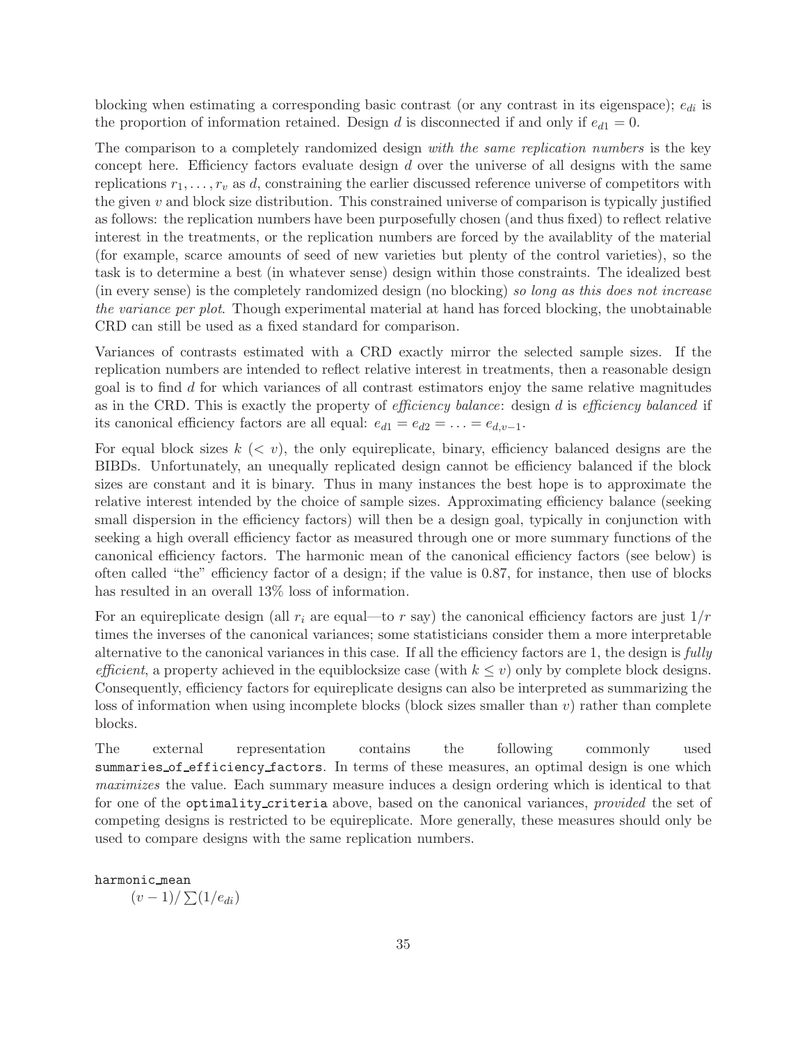blocking when estimating a corresponding basic contrast (or any contrast in its eigenspace); $e_{di}$ is the proportion of information retained. Design $d$ is disconnected if and only if $e_{d1} = 0$.

The comparison to a completely randomized design *with the same replication numbers* is the key concept here. Efficiency factors evaluate design $d$ over the universe of all designs with the same replications $r_1, \ldots, r_v$ as $d$, constraining the earlier discussed reference universe of competitors with the given $v$ and block size distribution. This constrained universe of comparison is typically justified as follows: the replication numbers have been purposefully chosen (and thus fixed) to reflect relative interest in the treatments, or the replication numbers are forced by the availablity of the material (for example, scarce amounts of seed of new varieties but plenty of the control varieties), so the task is to determine a best (in whatever sense) design within those constraints. The idealized best (in every sense) is the completely randomized design (no blocking) *so long as this does not increase the variance per plot*. Though experimental material at hand has forced blocking, the unobtainable CRD can still be used as a fixed standard for comparison.

Variances of contrasts estimated with a CRD exactly mirror the selected sample sizes. If the replication numbers are intended to reflect relative interest in treatments, then a reasonable design goal is to find $d$ for which variances of all contrast estimators enjoy the same relative magnitudes as in the CRD. This is exactly the property of *efficiency balance*: design $d$ is *efficiency balanced* if its canonical efficiency factors are all equal: $e_{d1} = e_{d2} = \ldots = e_{d,v-1}$.

For equal block sizes $k$ $(< v)$, the only equireplicate, binary, efficiency balanced designs are the BIBDs. Unfortunately, an unequally replicated design cannot be efficiency balanced if the block sizes are constant and it is binary. Thus in many instances the best hope is to approximate the relative interest intended by the choice of sample sizes. Approximating efficiency balance (seeking small dispersion in the efficiency factors) will then be a design goal, typically in conjunction with seeking a high overall efficiency factor as measured through one or more summary functions of the canonical efficiency factors. The harmonic mean of the canonical efficiency factors (see below) is often called "the" efficiency factor of a design; if the value is 0.87, for instance, then use of blocks has resulted in an overall 13% loss of information.

For an equireplicate design (all $r_i$ are equal—to $r$ say) the canonical efficiency factors are just $1/r$ times the inverses of the canonical variances; some statisticians consider them a more interpretable alternative to the canonical variances in this case. If all the efficiency factors are 1, the design is *fully efficient*, a property achieved in the equiblocksize case (with $k \leq v$) only by complete block designs. Consequently, efficiency factors for equireplicate designs can also be interpreted as summarizing the loss of information when using incomplete blocks (block sizes smaller than $v$) rather than complete blocks.

The external representation contains the following commonly used `summaries_of_efficiency_factors`. In terms of these measures, an optimal design is one which *maximizes* the value. Each summary measure induces a design ordering which is identical to that for one of the `optimality_criteria` above, based on the canonical variances, *provided* the set of competing designs is restricted to be equireplicate. More generally, these measures should only be used to compare designs with the same replication numbers.

`harmonic_mean`
$(v-1)/\sum(1/e_{di})$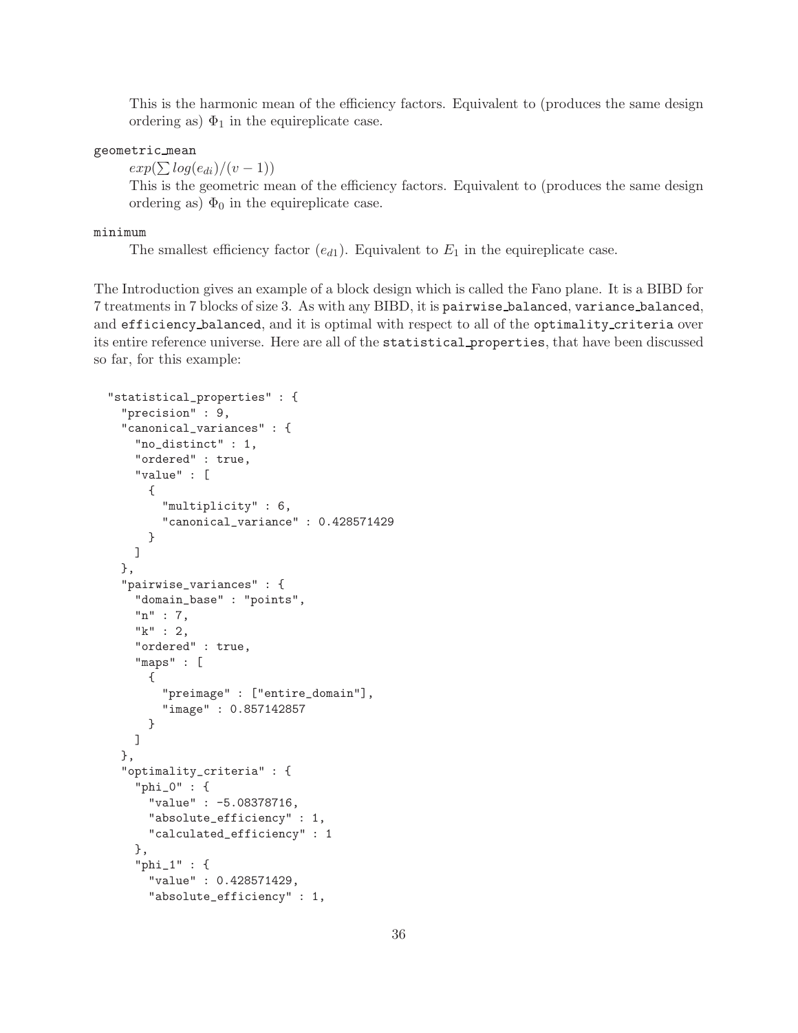This is the harmonic mean of the efficiency factors. Equivalent to (produces the same design ordering as) $\Phi_1$ in the equireplicate case.

geometric_mean

$exp(\sum log(e_{di})/(v-1))$

This is the geometric mean of the efficiency factors. Equivalent to (produces the same design ordering as) $\Phi_0$ in the equireplicate case.

minimum

The smallest efficiency factor ($e_{d1}$). Equivalent to $E_1$ in the equireplicate case.

The Introduction gives an example of a block design which is called the Fano plane. It is a BIBD for 7 treatments in 7 blocks of size 3. As with any BIBD, it is pairwise_balanced, variance_balanced, and efficiency_balanced, and it is optimal with respect to all of the optimality_criteria over its entire reference universe. Here are all of the statistical_properties, that have been discussed so far, for this example:

```
"statistical_properties" : {
  "precision" : 9,
  "canonical_variances" : {
    "no_distinct" : 1,
    "ordered" : true,
    "value" : [
      {
        "multiplicity" : 6,
        "canonical_variance" : 0.428571429
      }
    ]
  },
  "pairwise_variances" : {
    "domain_base" : "points",
    "n" : 7,
    "k" : 2,
    "ordered" : true,
    "maps" : [
      {
        "preimage" : ["entire_domain"],
        "image" : 0.857142857
      }
    ]
  },
  "optimality_criteria" : {
    "phi_0" : {
      "value" : -5.08378716,
      "absolute_efficiency" : 1,
      "calculated_efficiency" : 1
    },
    "phi_1" : {
      "value" : 0.428571429,
      "absolute_efficiency" : 1,
```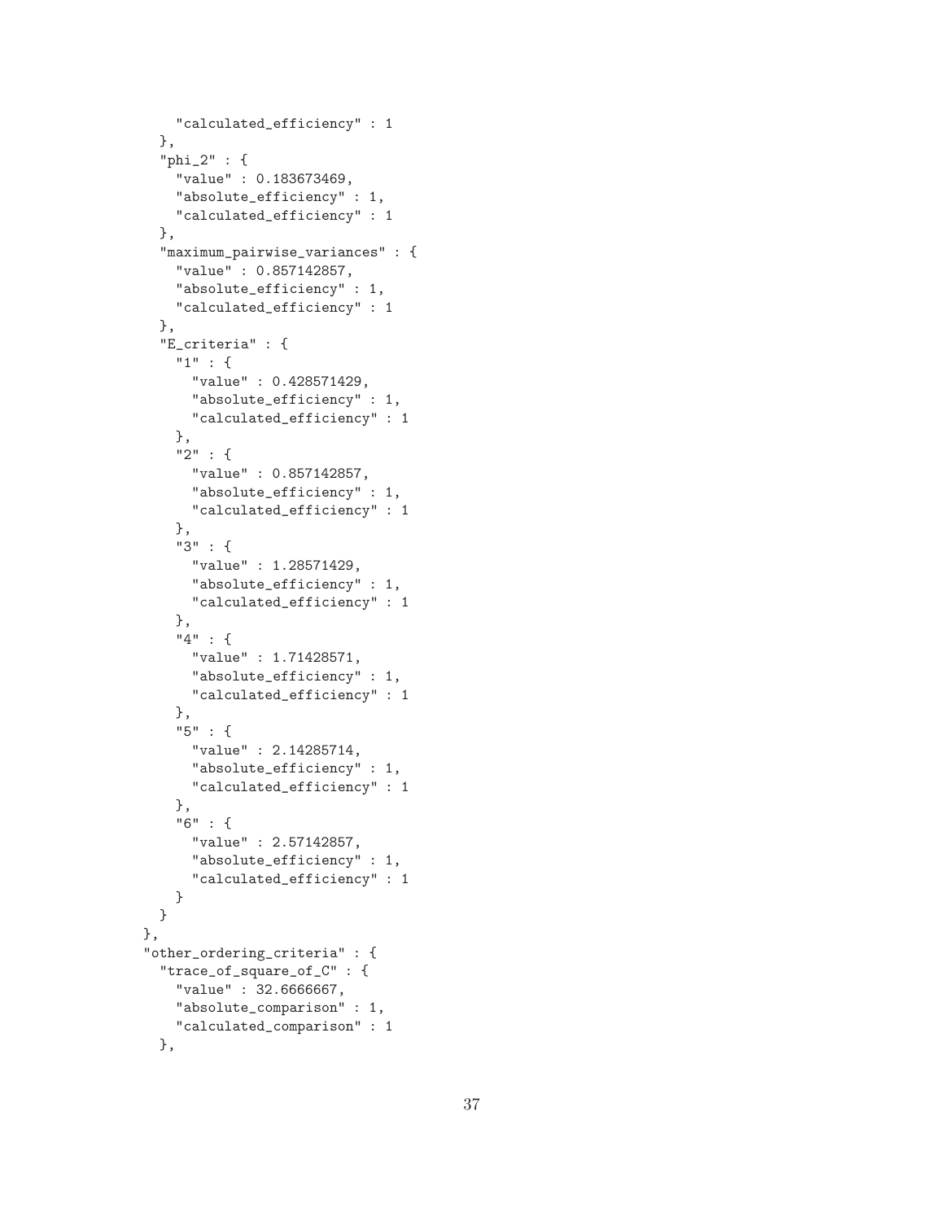```
      "calculated_efficiency" : 1
    },
    "phi_2" : {
      "value" : 0.183673469,
      "absolute_efficiency" : 1,
      "calculated_efficiency" : 1
    },
    "maximum_pairwise_variances" : {
      "value" : 0.857142857,
      "absolute_efficiency" : 1,
      "calculated_efficiency" : 1
    },
    "E_criteria" : {
      "1" : {
        "value" : 0.428571429,
        "absolute_efficiency" : 1,
        "calculated_efficiency" : 1
      },
      "2" : {
        "value" : 0.857142857,
        "absolute_efficiency" : 1,
        "calculated_efficiency" : 1
      },
      "3" : {
        "value" : 1.28571429,
        "absolute_efficiency" : 1,
        "calculated_efficiency" : 1
      },
      "4" : {
        "value" : 1.71428571,
        "absolute_efficiency" : 1,
        "calculated_efficiency" : 1
      },
      "5" : {
        "value" : 2.14285714,
        "absolute_efficiency" : 1,
        "calculated_efficiency" : 1
      },
      "6" : {
        "value" : 2.57142857,
        "absolute_efficiency" : 1,
        "calculated_efficiency" : 1
      }
    }
  },
  "other_ordering_criteria" : {
    "trace_of_square_of_C" : {
      "value" : 32.6666667,
      "absolute_comparison" : 1,
      "calculated_comparison" : 1
    },
```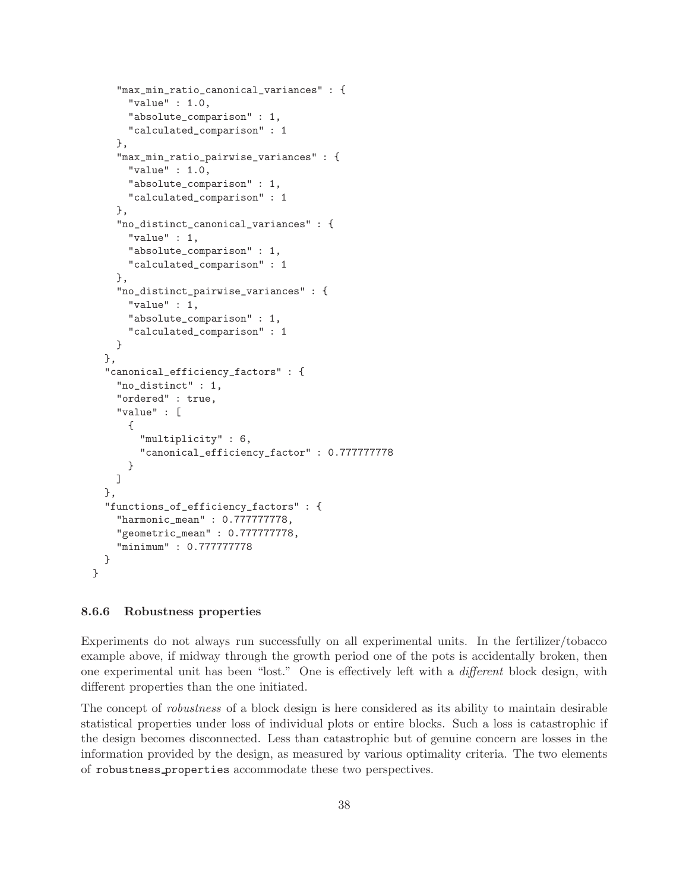```
      "max_min_ratio_canonical_variances" : {
        "value" : 1.0,
        "absolute_comparison" : 1,
        "calculated_comparison" : 1
      },
      "max_min_ratio_pairwise_variances" : {
        "value" : 1.0,
        "absolute_comparison" : 1,
        "calculated_comparison" : 1
      },
      "no_distinct_canonical_variances" : {
        "value" : 1,
        "absolute_comparison" : 1,
        "calculated_comparison" : 1
      },
      "no_distinct_pairwise_variances" : {
        "value" : 1,
        "absolute_comparison" : 1,
        "calculated_comparison" : 1
      }
    },
    "canonical_efficiency_factors" : {
      "no_distinct" : 1,
      "ordered" : true,
      "value" : [
        {
          "multiplicity" : 6,
          "canonical_efficiency_factor" : 0.777777778
        }
      ]
    },
    "functions_of_efficiency_factors" : {
      "harmonic_mean" : 0.777777778,
      "geometric_mean" : 0.777777778,
      "minimum" : 0.777777778
    }
  }
}
```

### 8.6.6 Robustness properties

Experiments do not always run successfully on all experimental units. In the fertilizer/tobacco example above, if midway through the growth period one of the pots is accidentally broken, then one experimental unit has been "lost." One is effectively left with a *different* block design, with different properties than the one initiated.

The concept of *robustness* of a block design is here considered as its ability to maintain desirable statistical properties under loss of individual plots or entire blocks. Such a loss is catastrophic if the design becomes disconnected. Less than catastrophic but of genuine concern are losses in the information provided by the design, as measured by various optimality criteria. The two elements of `robustness_properties` accommodate these two perspectives.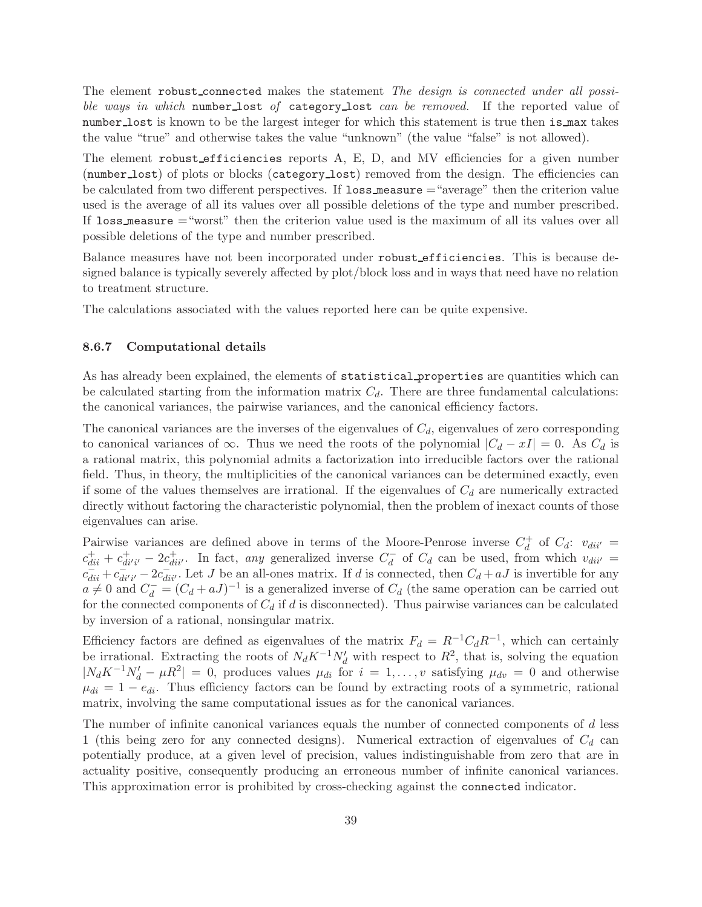The element `robust_connected` makes the statement *The design is connected under all possible ways in which* `number_lost` *of* `category_lost` *can be removed.* If the reported value of `number_lost` is known to be the largest integer for which this statement is true then `is_max` takes the value "true" and otherwise takes the value "unknown" (the value "false" is not allowed).

The element `robust_efficiencies` reports A, E, D, and MV efficiencies for a given number (`number_lost`) of plots or blocks (`category_lost`) removed from the design. The efficiencies can be calculated from two different perspectives. If `loss_measure` ="average" then the criterion value used is the average of all its values over all possible deletions of the type and number prescribed. If `loss_measure` ="worst" then the criterion value used is the maximum of all its values over all possible deletions of the type and number prescribed.

Balance measures have not been incorporated under `robust_efficiencies`. This is because designed balance is typically severely affected by plot/block loss and in ways that need have no relation to treatment structure.

The calculations associated with the values reported here can be quite expensive.

### 8.6.7 Computational details

As has already been explained, the elements of `statistical_properties` are quantities which can be calculated starting from the information matrix $C_d$. There are three fundamental calculations: the canonical variances, the pairwise variances, and the canonical efficiency factors.

The canonical variances are the inverses of the eigenvalues of $C_d$, eigenvalues of zero corresponding to canonical variances of $\infty$. Thus we need the roots of the polynomial $|C_d - xI| = 0$. As $C_d$ is a rational matrix, this polynomial admits a factorization into irreducible factors over the rational field. Thus, in theory, the multiplicities of the canonical variances can be determined exactly, even if some of the values themselves are irrational. If the eigenvalues of $C_d$ are numerically extracted directly without factoring the characteristic polynomial, then the problem of inexact counts of those eigenvalues can arise.

Pairwise variances are defined above in terms of the Moore-Penrose inverse $C_d^+$ of $C_d$: $v_{dii'} = c^+_{dii} + c^+_{di'i'} - 2c^+_{dii'}$. In fact, *any* generalized inverse $C_d^-$ of $C_d$ can be used, from which $v_{dii'} = c^-_{dii} + c^-_{di'i'} - 2c^-_{dii'}$. Let $J$ be an all-ones matrix. If $d$ is connected, then $C_d + aJ$ is invertible for any $a \neq 0$ and $C_d^- = (C_d + aJ)^{-1}$ is a generalized inverse of $C_d$ (the same operation can be carried out for the connected components of $C_d$ if $d$ is disconnected). Thus pairwise variances can be calculated by inversion of a rational, nonsingular matrix.

Efficiency factors are defined as eigenvalues of the matrix $F_d = R^{-1}C_dR^{-1}$, which can certainly be irrational. Extracting the roots of $N_dK^{-1}N_d'$ with respect to $R^2$, that is, solving the equation $|N_dK^{-1}N_d' - \mu R^2| = 0$, produces values $\mu_{di}$ for $i = 1, \ldots, v$ satisfying $\mu_{dv} = 0$ and otherwise $\mu_{di} = 1 - e_{di}$. Thus efficiency factors can be found by extracting roots of a symmetric, rational matrix, involving the same computational issues as for the canonical variances.

The number of infinite canonical variances equals the number of connected components of $d$ less 1 (this being zero for any connected designs). Numerical extraction of eigenvalues of $C_d$ can potentially produce, at a given level of precision, values indistinguishable from zero that are in actuality positive, consequently producing an erroneous number of infinite canonical variances. This approximation error is prohibited by cross-checking against the `connected` indicator.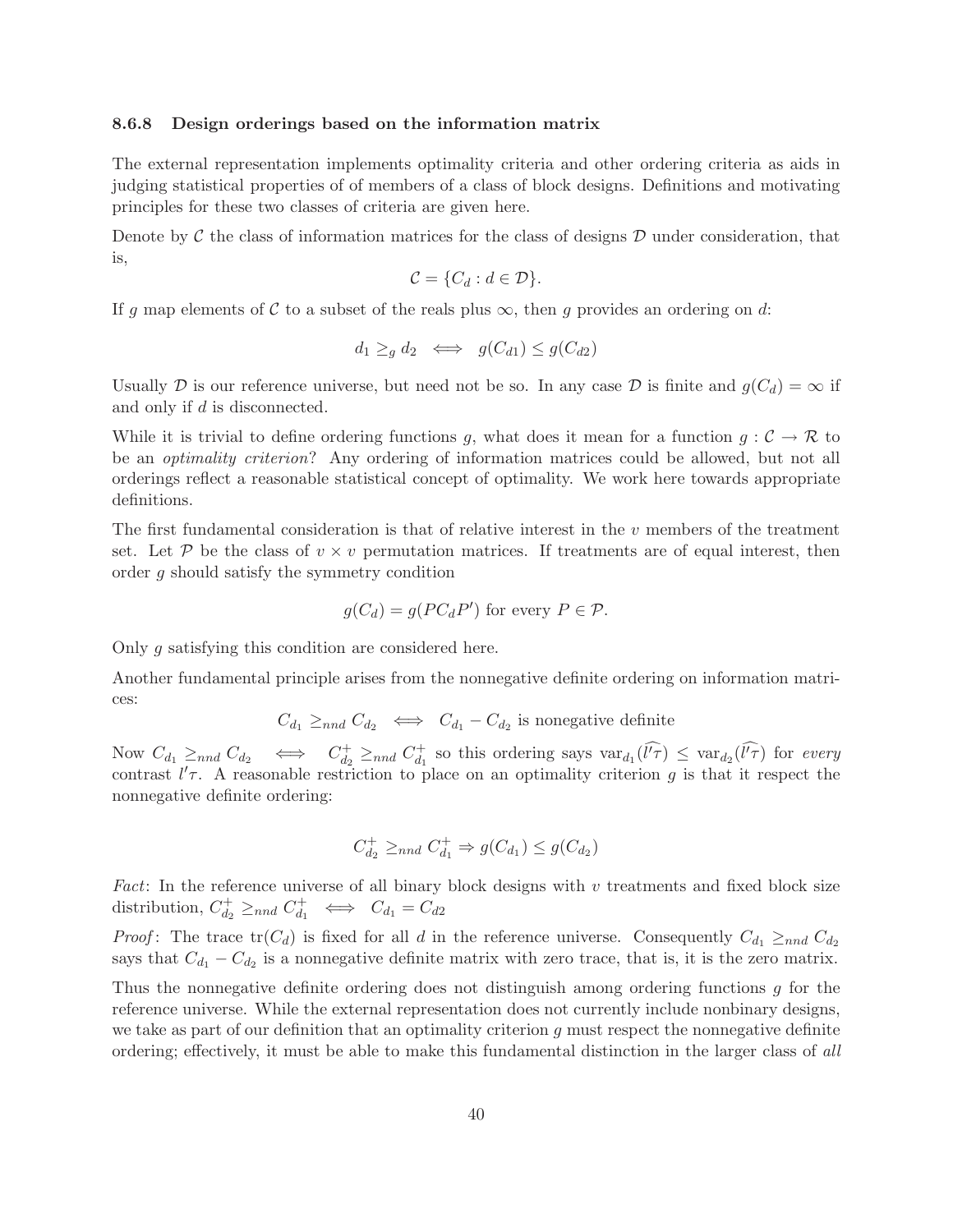### 8.6.8 Design orderings based on the information matrix

The external representation implements optimality criteria and other ordering criteria as aids in judging statistical properties of of members of a class of block designs. Definitions and motivating principles for these two classes of criteria are given here.

Denote by $\mathcal{C}$ the class of information matrices for the class of designs $\mathcal{D}$ under consideration, that is,

$$\mathcal{C} = \{C_d : d \in \mathcal{D}\}.$$

If $g$ map elements of $\mathcal{C}$ to a subset of the reals plus $\infty$, then $g$ provides an ordering on $d$:

$$d_1 \geq_g d_2 \iff g(C_{d1}) \leq g(C_{d2})$$

Usually $\mathcal{D}$ is our reference universe, but need not be so. In any case $\mathcal{D}$ is finite and $g(C_d) = \infty$ if and only if $d$ is disconnected.

While it is trivial to define ordering functions $g$, what does it mean for a function $g : \mathcal{C} \to \mathcal{R}$ to be an *optimality criterion*? Any ordering of information matrices could be allowed, but not all orderings reflect a reasonable statistical concept of optimality. We work here towards appropriate definitions.

The first fundamental consideration is that of relative interest in the $v$ members of the treatment set. Let $\mathcal{P}$ be the class of $v \times v$ permutation matrices. If treatments are of equal interest, then order $g$ should satisfy the symmetry condition

$$g(C_d) = g(PC_dP') \text{ for every } P \in \mathcal{P}.$$

Only $g$ satisfying this condition are considered here.

Another fundamental principle arises from the nonnegative definite ordering on information matrices:

$$C_{d_1} \geq_{nnd} C_{d_2} \iff C_{d_1} - C_{d_2} \text{ is nonegative definite}$$

Now $C_{d_1} \geq_{nnd} C_{d_2} \iff C_{d_2}^+ \geq_{nnd} C_{d_1}^+$ so this ordering says $\text{var}_{d_1}(\widehat{l'\tau}) \leq \text{var}_{d_2}(\widehat{l'\tau})$ for *every* contrast $l'\tau$. A reasonable restriction to place on an optimality criterion $g$ is that it respect the nonnegative definite ordering:

$$C_{d_2}^+ \geq_{nnd} C_{d_1}^+ \Rightarrow g(C_{d_1}) \leq g(C_{d_2})$$

*Fact*: In the reference universe of all binary block designs with $v$ treatments and fixed block size distribution, $C_{d_2}^+ \geq_{nnd} C_{d_1}^+ \iff C_{d_1} = C_{d2}$

*Proof*: The trace $\text{tr}(C_d)$ is fixed for all $d$ in the reference universe. Consequently $C_{d_1} \geq_{nnd} C_{d_2}$ says that $C_{d_1} - C_{d_2}$ is a nonnegative definite matrix with zero trace, that is, it is the zero matrix.

Thus the nonnegative definite ordering does not distinguish among ordering functions $g$ for the reference universe. While the external representation does not currently include nonbinary designs, we take as part of our definition that an optimality criterion $g$ must respect the nonnegative definite ordering; effectively, it must be able to make this fundamental distinction in the larger class of *all*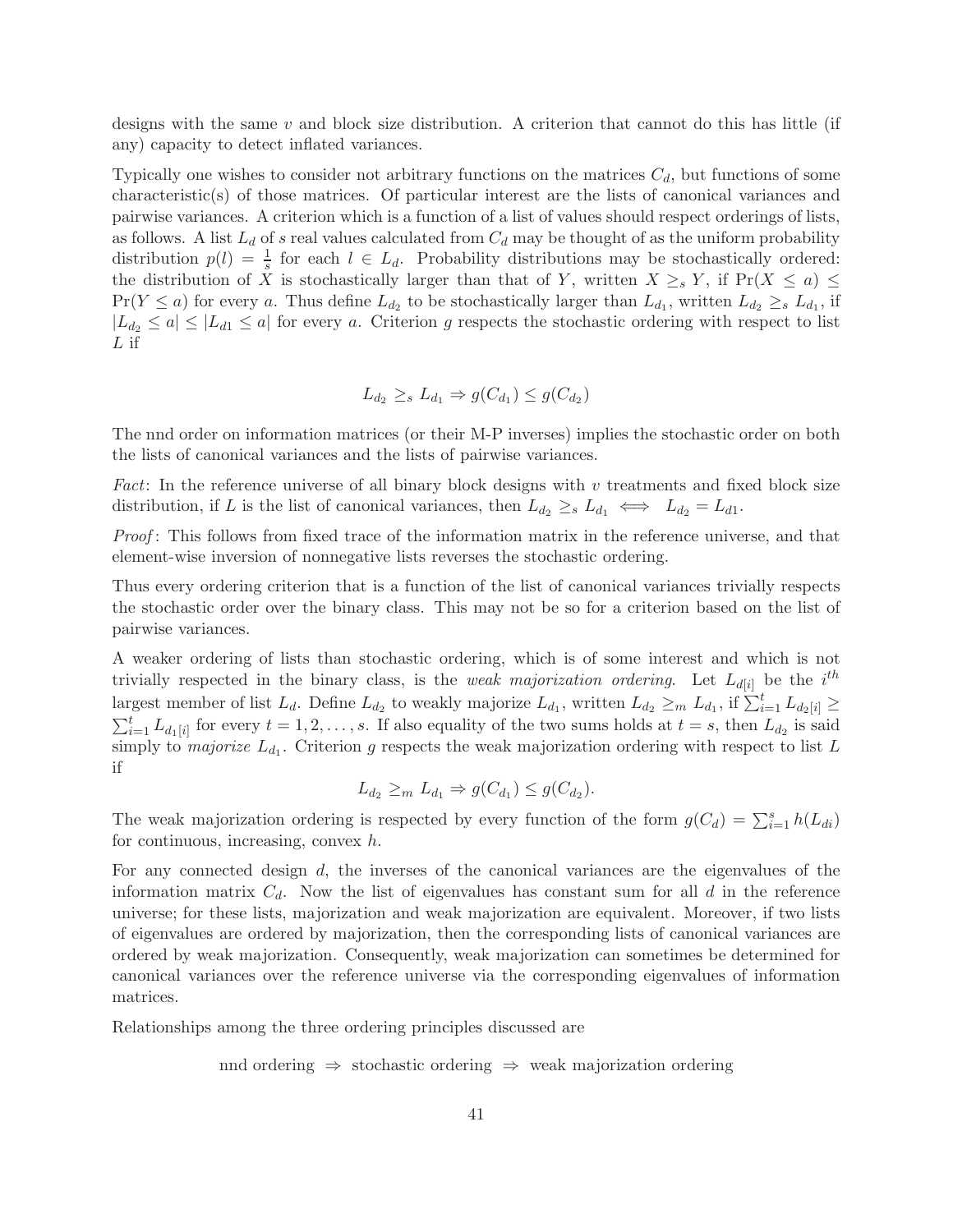designs with the same $v$ and block size distribution. A criterion that cannot do this has little (if any) capacity to detect inflated variances.

Typically one wishes to consider not arbitrary functions on the matrices $C_d$, but functions of some characteristic(s) of those matrices. Of particular interest are the lists of canonical variances and pairwise variances. A criterion which is a function of a list of values should respect orderings of lists, as follows. A list $L_d$ of $s$ real values calculated from $C_d$ may be thought of as the uniform probability distribution $p(l) = \frac{1}{s}$ for each $l \in L_d$. Probability distributions may be stochastically ordered: the distribution of $X$ is stochastically larger than that of $Y$, written $X \geq_s Y$, if $\Pr(X \leq a) \leq \Pr(Y \leq a)$ for every $a$. Thus define $L_{d_2}$ to be stochastically larger than $L_{d_1}$, written $L_{d_2} \geq_s L_{d_1}$, if $|L_{d_2} \leq a| \leq |L_{d1} \leq a|$ for every $a$. Criterion $g$ respects the stochastic ordering with respect to list $L$ if

$$L_{d_2} \geq_s L_{d_1} \Rightarrow g(C_{d_1}) \leq g(C_{d_2})$$

The nnd order on information matrices (or their M-P inverses) implies the stochastic order on both the lists of canonical variances and the lists of pairwise variances.

*Fact*: In the reference universe of all binary block designs with $v$ treatments and fixed block size distribution, if $L$ is the list of canonical variances, then $L_{d_2} \geq_s L_{d_1} \iff L_{d_2} = L_{d1}$.

*Proof*: This follows from fixed trace of the information matrix in the reference universe, and that element-wise inversion of nonnegative lists reverses the stochastic ordering.

Thus every ordering criterion that is a function of the list of canonical variances trivially respects the stochastic order over the binary class. This may not be so for a criterion based on the list of pairwise variances.

A weaker ordering of lists than stochastic ordering, which is of some interest and which is not trivially respected in the binary class, is the *weak majorization ordering*. Let $L_{d[i]}$ be the $i^{th}$ largest member of list $L_d$. Define $L_{d_2}$ to weakly majorize $L_{d_1}$, written $L_{d_2} \geq_m L_{d_1}$, if $\sum_{i=1}^{t} L_{d_2[i]} \geq \sum_{i=1}^{t} L_{d_1[i]}$ for every $t = 1, 2, \ldots, s$. If also equality of the two sums holds at $t = s$, then $L_{d_2}$ is said simply to *majorize* $L_{d_1}$. Criterion $g$ respects the weak majorization ordering with respect to list $L$ if

$$L_{d_2} \geq_m L_{d_1} \Rightarrow g(C_{d_1}) \leq g(C_{d_2}).$$

The weak majorization ordering is respected by every function of the form $g(C_d) = \sum_{i=1}^{s} h(L_{di})$ for continuous, increasing, convex $h$.

For any connected design $d$, the inverses of the canonical variances are the eigenvalues of the information matrix $C_d$. Now the list of eigenvalues has constant sum for all $d$ in the reference universe; for these lists, majorization and weak majorization are equivalent. Moreover, if two lists of eigenvalues are ordered by majorization, then the corresponding lists of canonical variances are ordered by weak majorization. Consequently, weak majorization can sometimes be determined for canonical variances over the reference universe via the corresponding eigenvalues of information matrices.

Relationships among the three ordering principles discussed are

$$\text{nnd ordering} \;\Rightarrow\; \text{stochastic ordering} \;\Rightarrow\; \text{weak majorization ordering}$$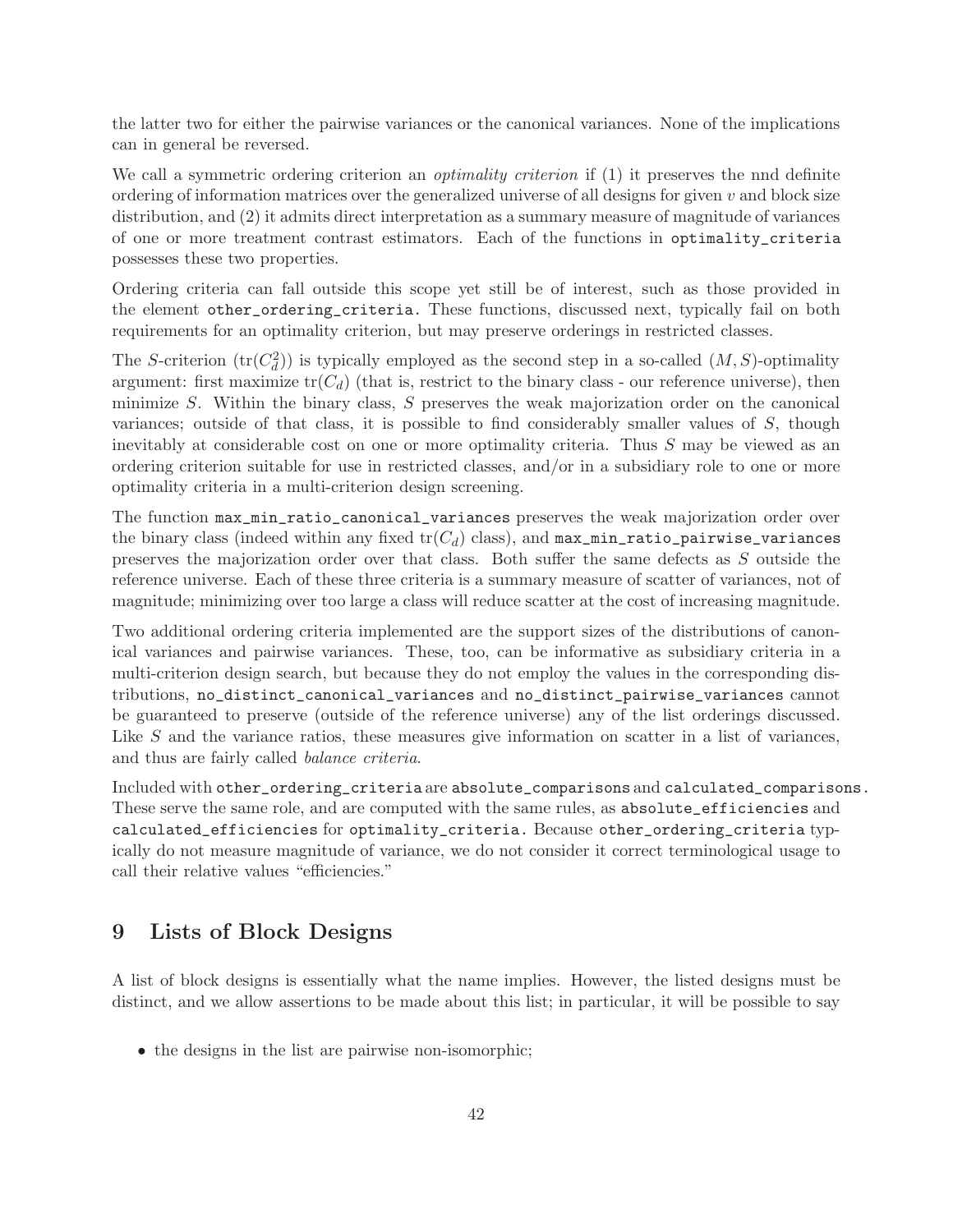the latter two for either the pairwise variances or the canonical variances. None of the implications can in general be reversed.

We call a symmetric ordering criterion an *optimality criterion* if (1) it preserves the nnd definite ordering of information matrices over the generalized universe of all designs for given $v$ and block size distribution, and (2) it admits direct interpretation as a summary measure of magnitude of variances of one or more treatment contrast estimators. Each of the functions in `optimality_criteria` possesses these two properties.

Ordering criteria can fall outside this scope yet still be of interest, such as those provided in the element `other_ordering_criteria`. These functions, discussed next, typically fail on both requirements for an optimality criterion, but may preserve orderings in restricted classes.

The $S$-criterion ($\mathrm{tr}(C_d^2)$) is typically employed as the second step in a so-called $(M, S)$-optimality argument: first maximize $\mathrm{tr}(C_d)$ (that is, restrict to the binary class - our reference universe), then minimize $S$. Within the binary class, $S$ preserves the weak majorization order on the canonical variances; outside of that class, it is possible to find considerably smaller values of $S$, though inevitably at considerable cost on one or more optimality criteria. Thus $S$ may be viewed as an ordering criterion suitable for use in restricted classes, and/or in a subsidiary role to one or more optimality criteria in a multi-criterion design screening.

The function `max_min_ratio_canonical_variances` preserves the weak majorization order over the binary class (indeed within any fixed $\mathrm{tr}(C_d)$ class), and `max_min_ratio_pairwise_variances` preserves the majorization order over that class. Both suffer the same defects as $S$ outside the reference universe. Each of these three criteria is a summary measure of scatter of variances, not of magnitude; minimizing over too large a class will reduce scatter at the cost of increasing magnitude.

Two additional ordering criteria implemented are the support sizes of the distributions of canonical variances and pairwise variances. These, too, can be informative as subsidiary criteria in a multi-criterion design search, but because they do not employ the values in the corresponding distributions, `no_distinct_canonical_variances` and `no_distinct_pairwise_variances` cannot be guaranteed to preserve (outside of the reference universe) any of the list orderings discussed. Like $S$ and the variance ratios, these measures give information on scatter in a list of variances, and thus are fairly called *balance criteria*.

Included with `other_ordering_criteria` are `absolute_comparisons` and `calculated_comparisons`. These serve the same role, and are computed with the same rules, as `absolute_efficiencies` and `calculated_efficiencies` for `optimality_criteria`. Because `other_ordering_criteria` typically do not measure magnitude of variance, we do not consider it correct terminological usage to call their relative values "efficiencies."

## 9 Lists of Block Designs

A list of block designs is essentially what the name implies. However, the listed designs must be distinct, and we allow assertions to be made about this list; in particular, it will be possible to say

- the designs in the list are pairwise non-isomorphic;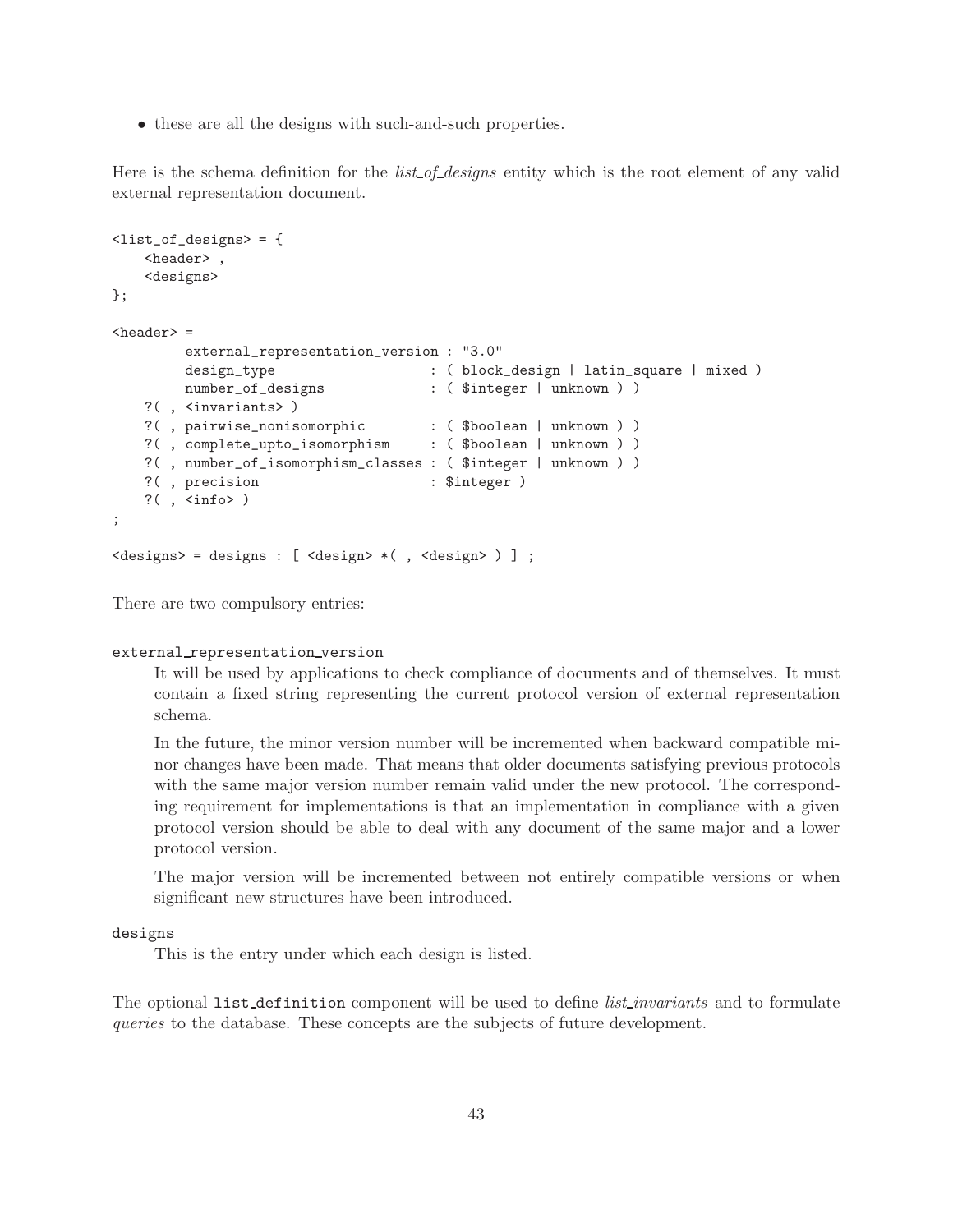- these are all the designs with such-and-such properties.

Here is the schema definition for the *list_of_designs* entity which is the root element of any valid external representation document.

```
<list_of_designs> = {
    <header> ,
    <designs>
};

<header> =
         external_representation_version : "3.0"
         design_type                     : ( block_design | latin_square | mixed )
         number_of_designs               : ( $integer | unknown ) )
    ?( , <invariants> )
    ?( , pairwise_nonisomorphic        : ( $boolean | unknown ) )
    ?( , complete_upto_isomorphism     : ( $boolean | unknown ) )
    ?( , number_of_isomorphism_classes : ( $integer | unknown ) )
    ?( , precision                     : $integer )
    ?( , <info> )
;

<designs> = designs : [ <design> *( , <design> ) ] ;
```

There are two compulsory entries:

`external_representation_version`

It will be used by applications to check compliance of documents and of themselves. It must contain a fixed string representing the current protocol version of external representation schema.

In the future, the minor version number will be incremented when backward compatible minor changes have been made. That means that older documents satisfying previous protocols with the same major version number remain valid under the new protocol. The corresponding requirement for implementations is that an implementation in compliance with a given protocol version should be able to deal with any document of the same major and a lower protocol version.

The major version will be incremented between not entirely compatible versions or when significant new structures have been introduced.

`designs`

This is the entry under which each design is listed.

The optional `list_definition` component will be used to define *list_invariants* and to formulate *queries* to the database. These concepts are the subjects of future development.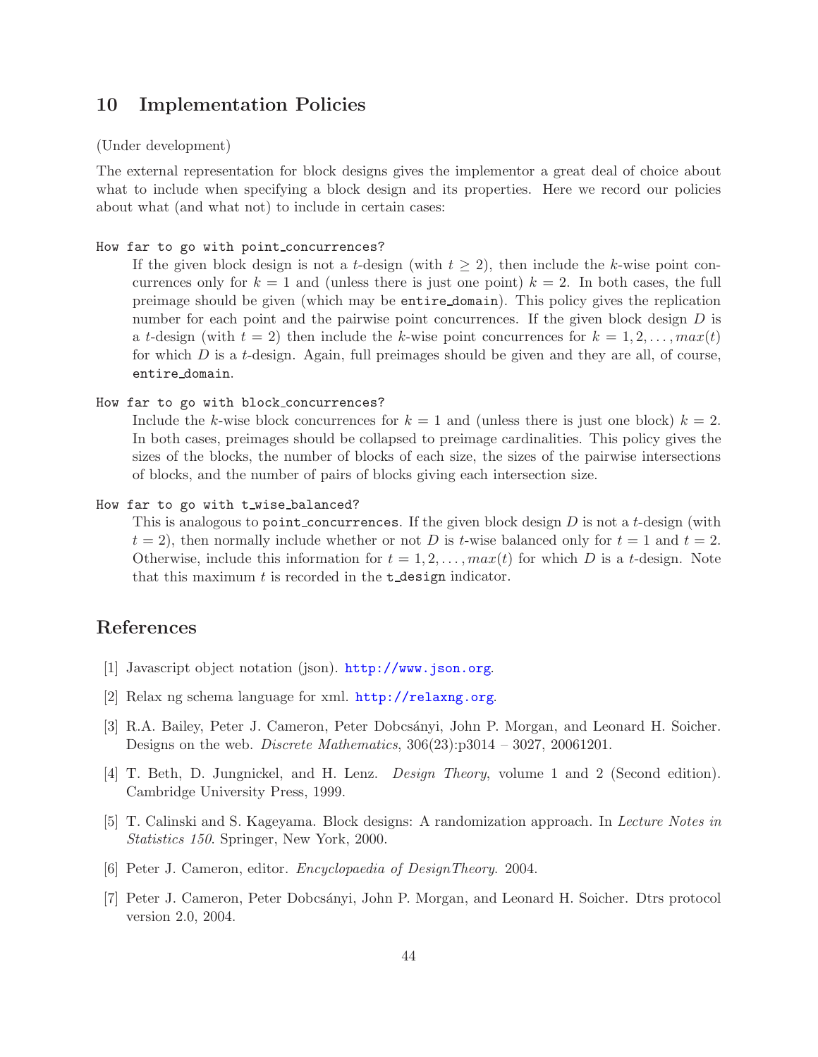## 10 Implementation Policies

(Under development)

The external representation for block designs gives the implementor a great deal of choice about what to include when specifying a block design and its properties. Here we record our policies about what (and what not) to include in certain cases:

`How far to go with point_concurrences?`

If the given block design is not a $t$-design (with $t \geq 2$), then include the $k$-wise point concurrences only for $k = 1$ and (unless there is just one point) $k = 2$. In both cases, the full preimage should be given (which may be `entire_domain`). This policy gives the replication number for each point and the pairwise point concurrences. If the given block design $D$ is a $t$-design (with $t = 2$) then include the $k$-wise point concurrences for $k = 1, 2, \ldots, max(t)$ for which $D$ is a $t$-design. Again, full preimages should be given and they are all, of course, `entire_domain`.

`How far to go with block_concurrences?`

Include the $k$-wise block concurrences for $k = 1$ and (unless there is just one block) $k = 2$. In both cases, preimages should be collapsed to preimage cardinalities. This policy gives the sizes of the blocks, the number of blocks of each size, the sizes of the pairwise intersections of blocks, and the number of pairs of blocks giving each intersection size.

`How far to go with t_wise_balanced?`

This is analogous to `point_concurrences`. If the given block design $D$ is not a $t$-design (with $t = 2$), then normally include whether or not $D$ is $t$-wise balanced only for $t = 1$ and $t = 2$. Otherwise, include this information for $t = 1, 2, \ldots, max(t)$ for which $D$ is a $t$-design. Note that this maximum $t$ is recorded in the `t_design` indicator.

## References

[1] Javascript object notation (json). http://www.json.org.

[2] Relax ng schema language for xml. http://relaxng.org.

[3] R.A. Bailey, Peter J. Cameron, Peter Dobcsányi, John P. Morgan, and Leonard H. Soicher. Designs on the web. *Discrete Mathematics*, 306(23):p3014 – 3027, 20061201.

[4] T. Beth, D. Jungnickel, and H. Lenz. *Design Theory*, volume 1 and 2 (Second edition). Cambridge University Press, 1999.

[5] T. Calinski and S. Kageyama. Block designs: A randomization approach. In *Lecture Notes in Statistics 150*. Springer, New York, 2000.

[6] Peter J. Cameron, editor. *Encyclopaedia of DesignTheory*. 2004.

[7] Peter J. Cameron, Peter Dobcsányi, John P. Morgan, and Leonard H. Soicher. Dtrs protocol version 2.0, 2004.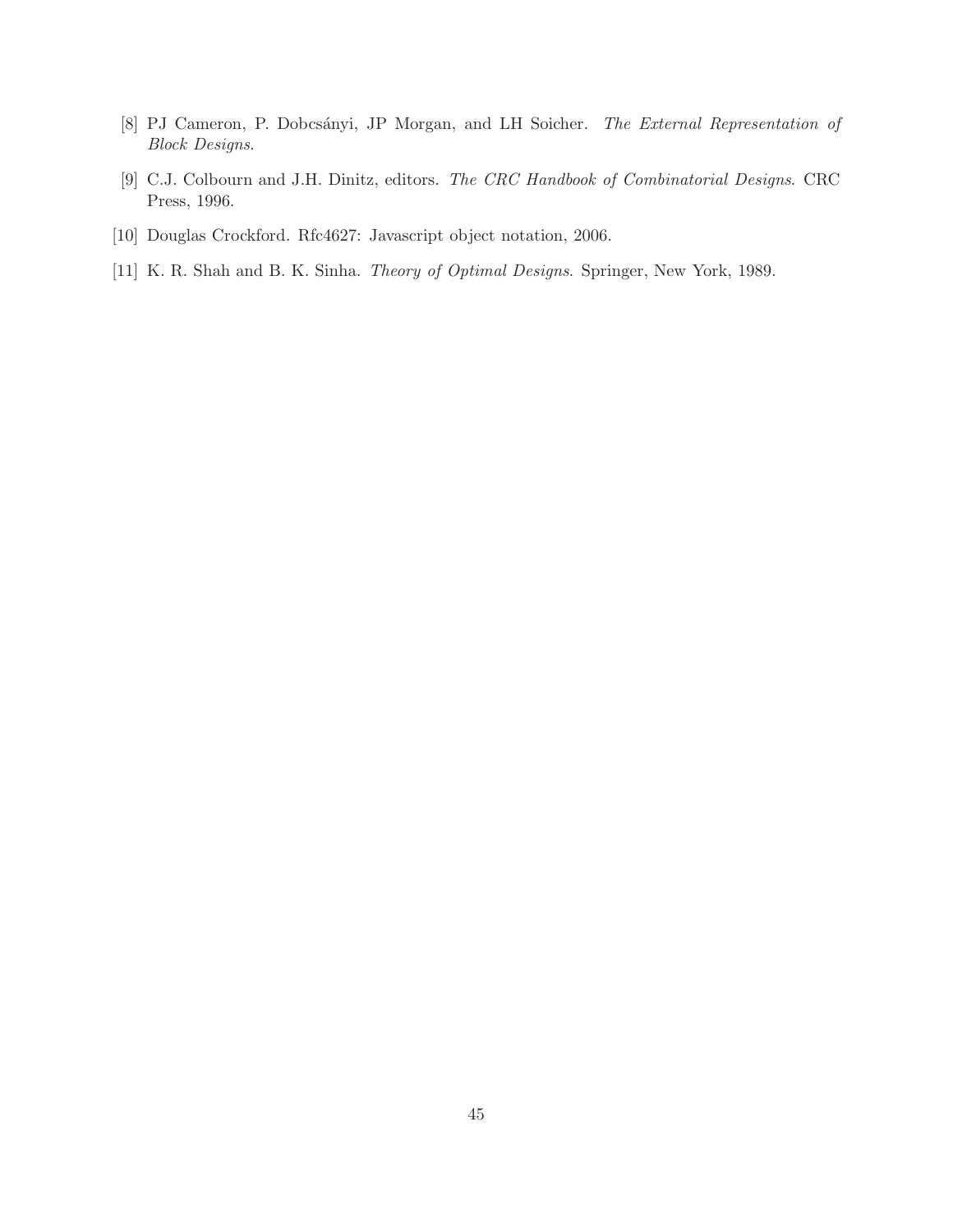[8] PJ Cameron, P. Dobcsányi, JP Morgan, and LH Soicher. *The External Representation of Block Designs*.

[9] C.J. Colbourn and J.H. Dinitz, editors. *The CRC Handbook of Combinatorial Designs*. CRC Press, 1996.

[10] Douglas Crockford. Rfc4627: Javascript object notation, 2006.

[11] K. R. Shah and B. K. Sinha. *Theory of Optimal Designs*. Springer, New York, 1989.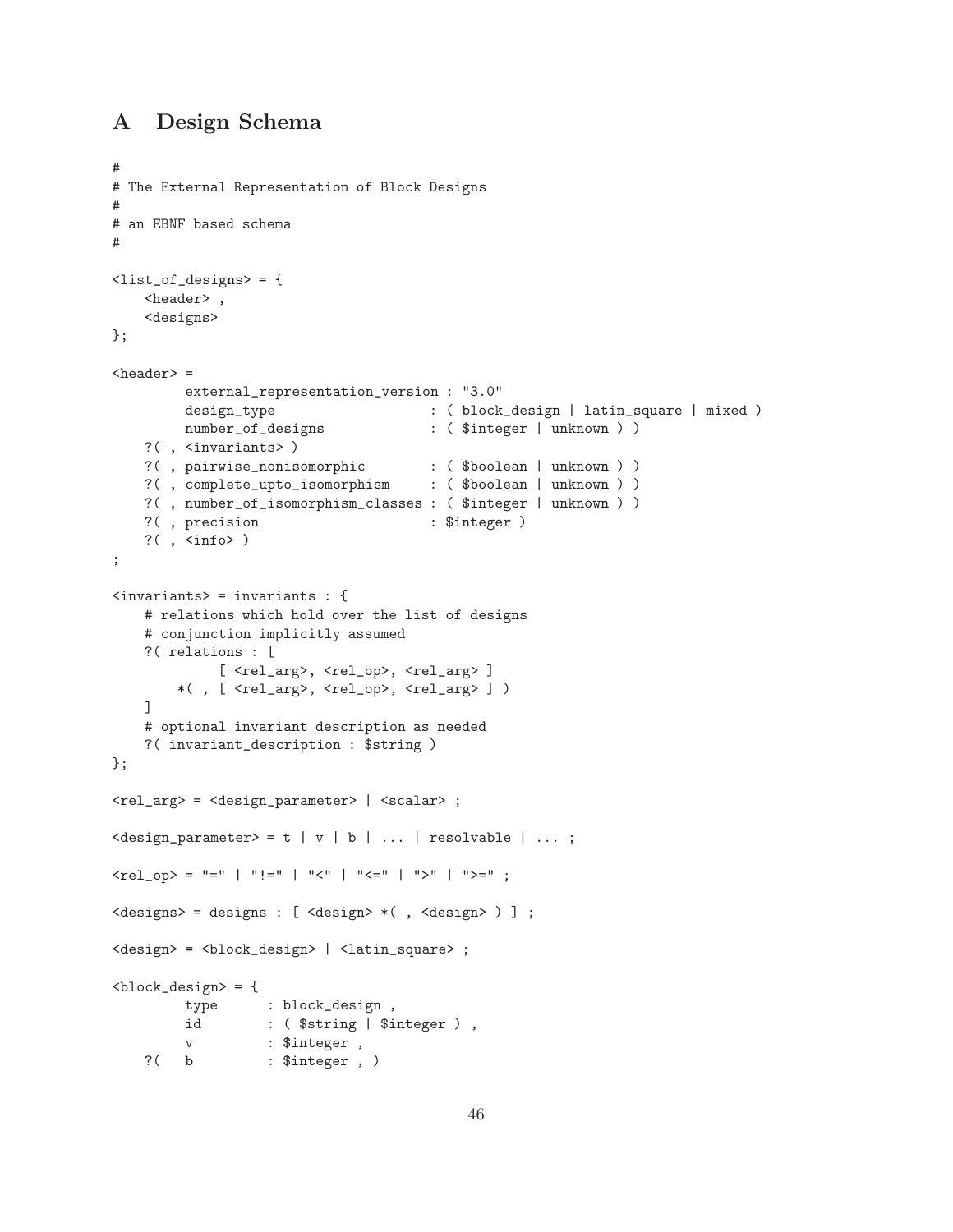# A Design Schema

```
#
# The External Representation of Block Designs
#
# an EBNF based schema
#

<list_of_designs> = {
    <header> ,
    <designs>
};

<header> =
        external_representation_version : "3.0"
        design_type                     : ( block_design | latin_square | mixed )
        number_of_designs               : ( $integer | unknown ) )
    ?( , <invariants> )
    ?( , pairwise_nonisomorphic         : ( $boolean | unknown ) )
    ?( , complete_upto_isomorphism      : ( $boolean | unknown ) )
    ?( , number_of_isomorphism_classes : ( $integer | unknown ) )
    ?( , precision                      : $integer )
    ?( , <info> )
;

<invariants> = invariants : {
    # relations which hold over the list of designs
    # conjunction implicitly assumed
    ?( relations : [
            [ <rel_arg>, <rel_op>, <rel_arg> ]
        *( , [ <rel_arg>, <rel_op>, <rel_arg> ] )
    ]
    # optional invariant description as needed
    ?( invariant_description : $string )
};

<rel_arg> = <design_parameter> | <scalar> ;

<design_parameter> = t | v | b | ... | resolvable | ... ;

<rel_op> = "=" | "!=" | "<" | "<=" | ">" | ">=" ;

<designs> = designs : [ <design> *( , <design> ) ] ;

<design> = <block_design> | <latin_square> ;

<block_design> = {
        type      : block_design ,
        id        : ( $string | $integer ) ,
        v         : $integer ,
    ?(  b         : $integer , )
```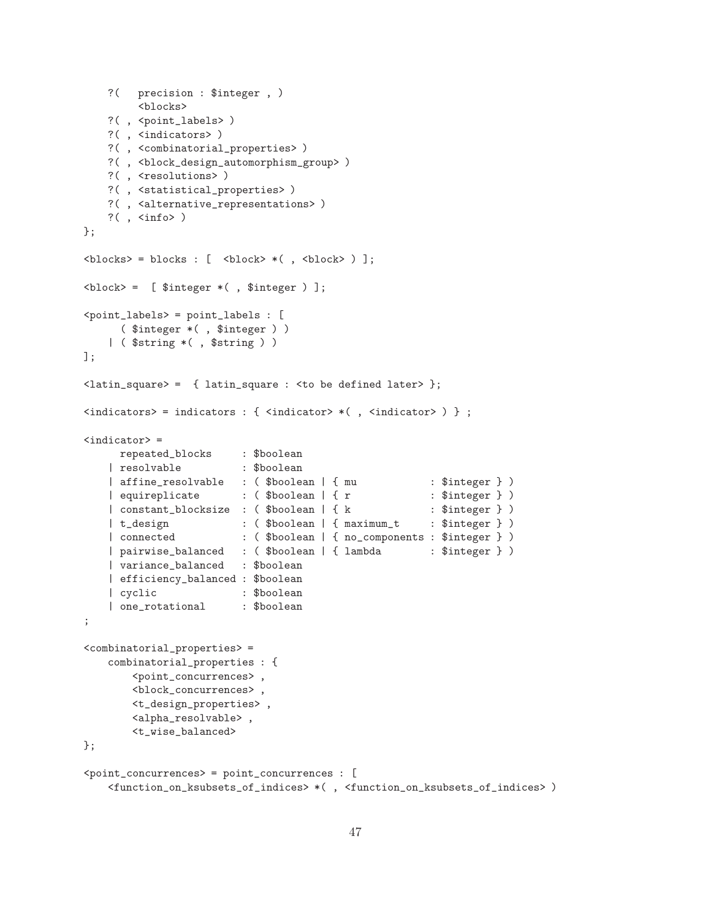```
    ?(   precision : $integer , )
         <blocks>
    ?( , <point_labels> )
    ?( , <indicators> )
    ?( , <combinatorial_properties> )
    ?( , <block_design_automorphism_group> )
    ?( , <resolutions> )
    ?( , <statistical_properties> )
    ?( , <alternative_representations> )
    ?( , <info> )
};

<blocks> = blocks : [  <block> *( , <block> ) ];

<block> =  [ $integer *( , $integer ) ];

<point_labels> = point_labels : [
      ( $integer *( , $integer ) )
    | ( $string *( , $string ) )
];

<latin_square> =  { latin_square : <to be defined later> };

<indicators> = indicators : { <indicator> *( , <indicator> ) } ;

<indicator> =
      repeated_blocks     : $boolean
    | resolvable          : $boolean
    | affine_resolvable   : ( $boolean | { mu            : $integer } )
    | equireplicate       : ( $boolean | { r             : $integer } )
    | constant_blocksize  : ( $boolean | { k             : $integer } )
    | t_design            : ( $boolean | { maximum_t     : $integer } )
    | connected           : ( $boolean | { no_components : $integer } )
    | pairwise_balanced   : ( $boolean | { lambda        : $integer } )
    | variance_balanced   : $boolean
    | efficiency_balanced : $boolean
    | cyclic              : $boolean
    | one_rotational      : $boolean
;

<combinatorial_properties> =
    combinatorial_properties : {
        <point_concurrences> ,
        <block_concurrences> ,
        <t_design_properties> ,
        <alpha_resolvable> ,
        <t_wise_balanced>
};

<point_concurrences> = point_concurrences : [
    <function_on_ksubsets_of_indices> *( , <function_on_ksubsets_of_indices> )
```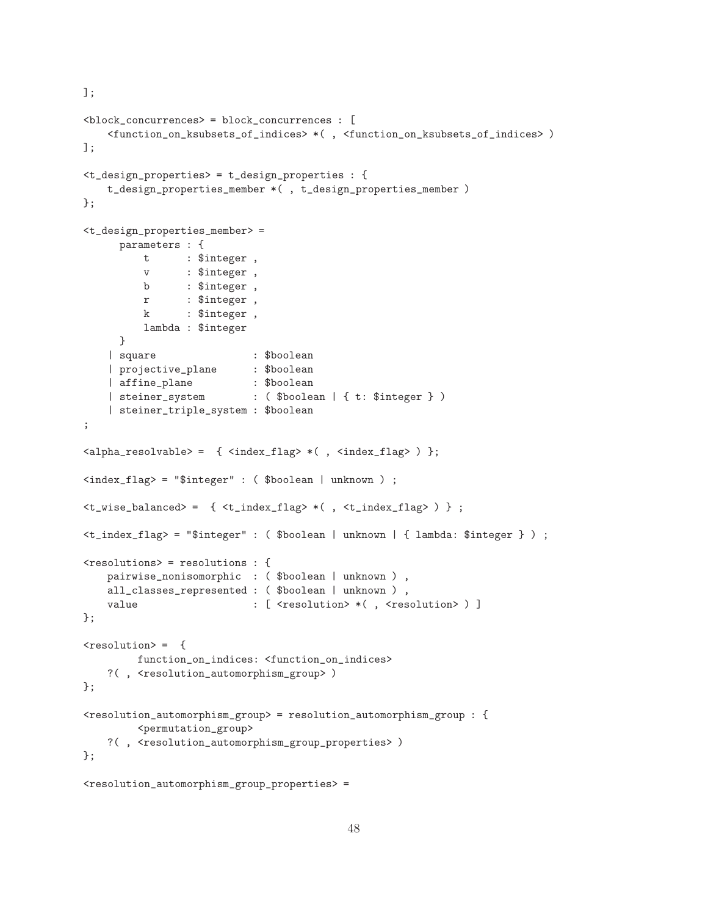```
];

<block_concurrences> = block_concurrences : [
    <function_on_ksubsets_of_indices> *( , <function_on_ksubsets_of_indices> )
];

<t_design_properties> = t_design_properties : {
    t_design_properties_member *( , t_design_properties_member )
};

<t_design_properties_member> =
      parameters : {
          t      : $integer ,
          v      : $integer ,
          b      : $integer ,
          r      : $integer ,
          k      : $integer ,
          lambda : $integer
      }
    | square                : $boolean
    | projective_plane      : $boolean
    | affine_plane          : $boolean
    | steiner_system        : ( $boolean | { t: $integer } )
    | steiner_triple_system : $boolean
;

<alpha_resolvable> =  { <index_flag> *( , <index_flag> ) };

<index_flag> = "$integer" : ( $boolean | unknown ) ;

<t_wise_balanced> =  { <t_index_flag> *( , <t_index_flag> ) } ;

<t_index_flag> = "$integer" : ( $boolean | unknown | { lambda: $integer } ) ;

<resolutions> = resolutions : {
    pairwise_nonisomorphic  : ( $boolean | unknown ) ,
    all_classes_represented : ( $boolean | unknown ) ,
    value                   : [ <resolution> *( , <resolution> ) ]
};

<resolution> =  {
        function_on_indices: <function_on_indices>
    ?( , <resolution_automorphism_group> )
};

<resolution_automorphism_group> = resolution_automorphism_group : {
        <permutation_group>
    ?( , <resolution_automorphism_group_properties> )
};

<resolution_automorphism_group_properties> =
```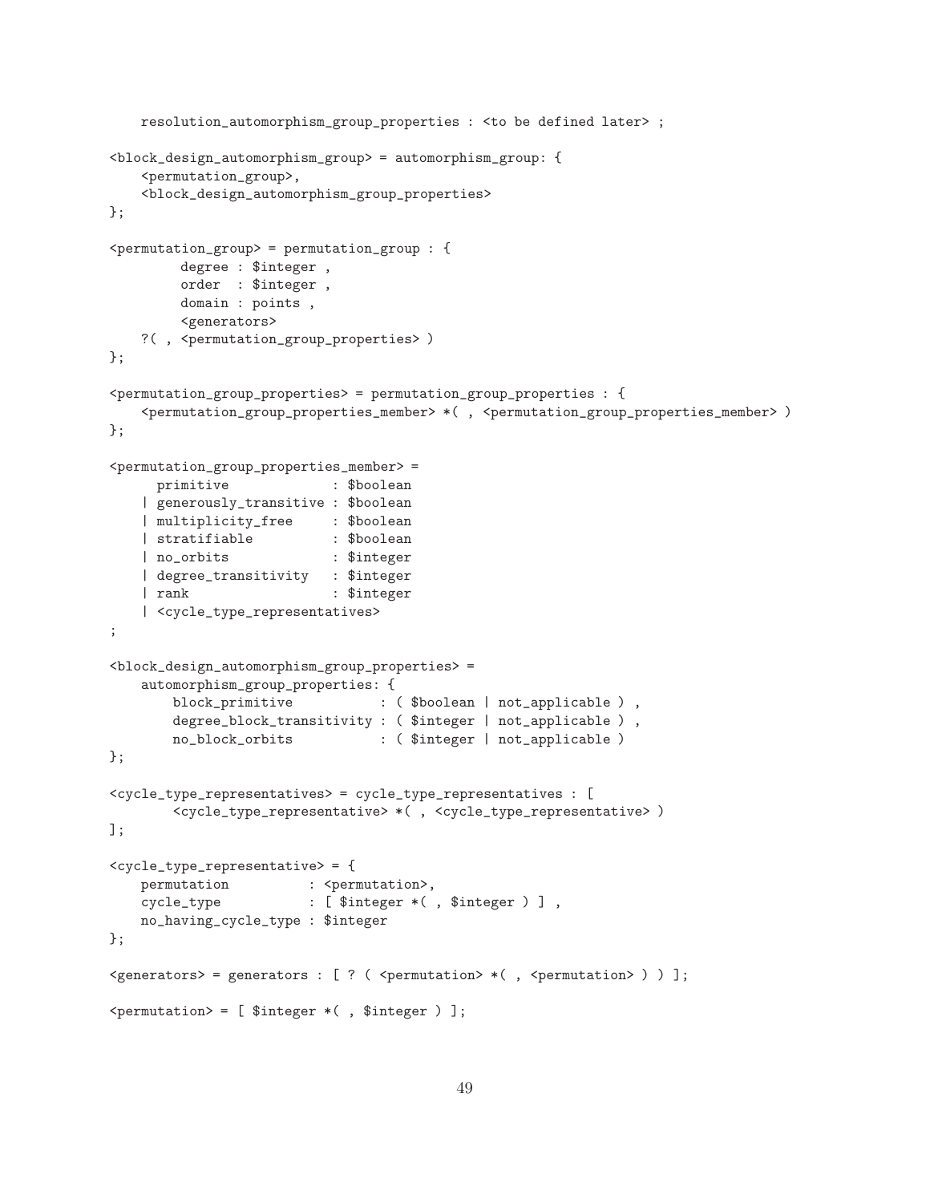```
    resolution_automorphism_group_properties : <to be defined later> ;

<block_design_automorphism_group> = automorphism_group: {
    <permutation_group>,
    <block_design_automorphism_group_properties>
};

<permutation_group> = permutation_group : {
         degree : $integer ,
         order  : $integer ,
         domain : points ,
         <generators>
    ?( , <permutation_group_properties> )
};

<permutation_group_properties> = permutation_group_properties : {
    <permutation_group_properties_member> *( , <permutation_group_properties_member> )
};

<permutation_group_properties_member> =
      primitive             : $boolean
    | generously_transitive : $boolean
    | multiplicity_free     : $boolean
    | stratifiable          : $boolean
    | no_orbits             : $integer
    | degree_transitivity   : $integer
    | rank                  : $integer
    | <cycle_type_representatives>
;

<block_design_automorphism_group_properties> =
    automorphism_group_properties: {
        block_primitive           : ( $boolean | not_applicable ) ,
        degree_block_transitivity : ( $integer | not_applicable ) ,
        no_block_orbits           : ( $integer | not_applicable )
};

<cycle_type_representatives> = cycle_type_representatives : [
        <cycle_type_representative> *( , <cycle_type_representative> )
];

<cycle_type_representative> = {
    permutation          : <permutation>,
    cycle_type           : [ $integer *( , $integer ) ] ,
    no_having_cycle_type : $integer
};

<generators> = generators : [ ? ( <permutation> *( , <permutation> ) ) ];

<permutation> = [ $integer *( , $integer ) ];
```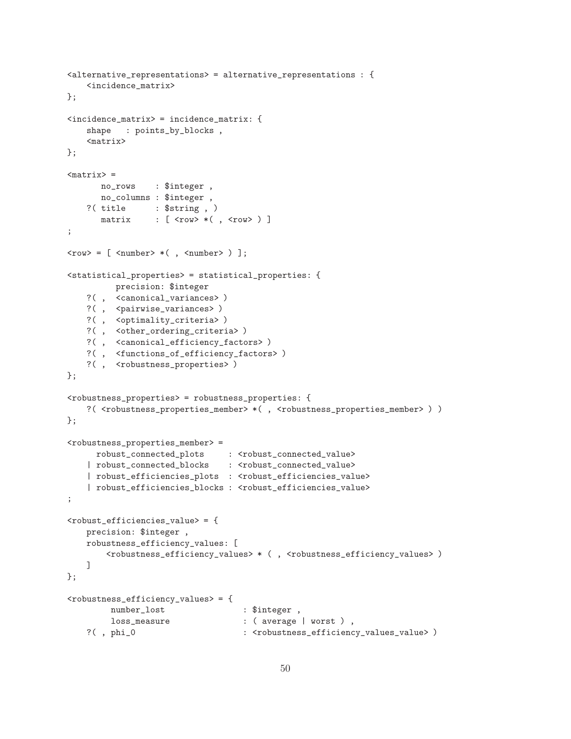```
<alternative_representations> = alternative_representations : {
    <incidence_matrix>
};

<incidence_matrix> = incidence_matrix: {
    shape   : points_by_blocks ,
    <matrix>
};

<matrix> =
       no_rows    : $integer ,
       no_columns : $integer ,
    ?( title      : $string , )
       matrix     : [ <row> *( , <row> ) ]
;

<row> = [ <number> *( , <number> ) ];

<statistical_properties> = statistical_properties: {
          precision: $integer
    ?( ,  <canonical_variances> )
    ?( ,  <pairwise_variances> )
    ?( ,  <optimality_criteria> )
    ?( ,  <other_ordering_criteria> )
    ?( ,  <canonical_efficiency_factors> )
    ?( ,  <functions_of_efficiency_factors> )
    ?( ,  <robustness_properties> )
};

<robustness_properties> = robustness_properties: {
    ?( <robustness_properties_member> *( , <robustness_properties_member> ) )
};

<robustness_properties_member> =
      robust_connected_plots     : <robust_connected_value>
    | robust_connected_blocks    : <robust_connected_value>
    | robust_efficiencies_plots  : <robust_efficiencies_value>
    | robust_efficiencies_blocks : <robust_efficiencies_value>
;

<robust_efficiencies_value> = {
    precision: $integer ,
    robustness_efficiency_values: [
        <robustness_efficiency_values> * ( , <robustness_efficiency_values> )
    ]
};

<robustness_efficiency_values> = {
         number_lost                : $integer ,
         loss_measure               : ( average | worst ) ,
    ?( , phi_0                      : <robustness_efficiency_values_value> )
```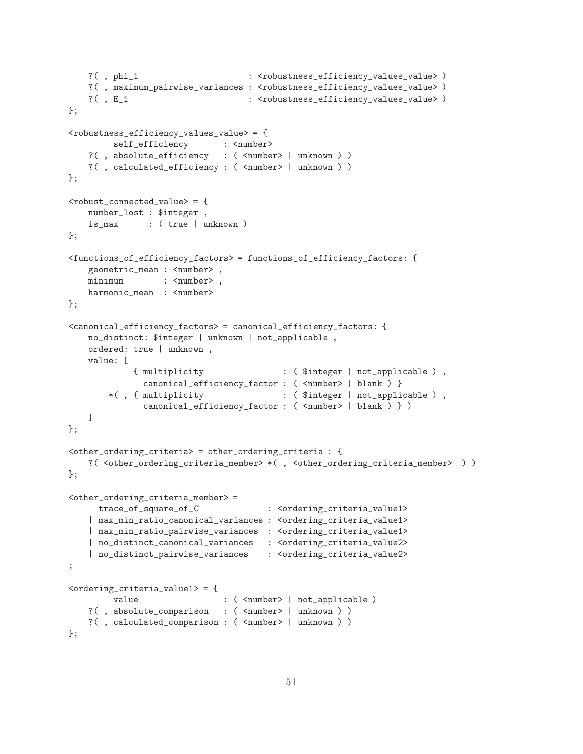```
    ?( , phi_1                      : <robustness_efficiency_values_value> )
    ?( , maximum_pairwise_variances : <robustness_efficiency_values_value> )
    ?( , E_1                        : <robustness_efficiency_values_value> )
};

<robustness_efficiency_values_value> = {
        self_efficiency       : <number>
    ?( , absolute_efficiency   : ( <number> | unknown ) )
    ?( , calculated_efficiency : ( <number> | unknown ) )
};

<robust_connected_value> = {
    number_lost : $integer ,
    is_max      : ( true | unknown )
};

<functions_of_efficiency_factors> = functions_of_efficiency_factors: {
    geometric_mean : <number> ,
    minimum        : <number> ,
    harmonic_mean  : <number>
};

<canonical_efficiency_factors> = canonical_efficiency_factors: {
    no_distinct: $integer | unknown | not_applicable ,
    ordered: true | unknown ,
    value: [
             { multiplicity                : ( $integer | not_applicable ) ,
               canonical_efficiency_factor : ( <number> | blank ) }
        *( , { multiplicity                : ( $integer | not_applicable ) ,
               canonical_efficiency_factor : ( <number> | blank ) } )
    ]
};

<other_ordering_criteria> = other_ordering_criteria : {
    ?( <other_ordering_criteria_member> *( , <other_ordering_criteria_member>  ) )
};

<other_ordering_criteria_member> =
      trace_of_square_of_C             : <ordering_criteria_value1>
    | max_min_ratio_canonical_variances : <ordering_criteria_value1>
    | max_min_ratio_pairwise_variances  : <ordering_criteria_value1>
    | no_distinct_canonical_variances   : <ordering_criteria_value2>
    | no_distinct_pairwise_variances    : <ordering_criteria_value2>
;

<ordering_criteria_value1> = {
        value                 : ( <number> | not_applicable )
    ?( , absolute_comparison   : ( <number> | unknown ) )
    ?( , calculated_comparison : ( <number> | unknown ) )
};
```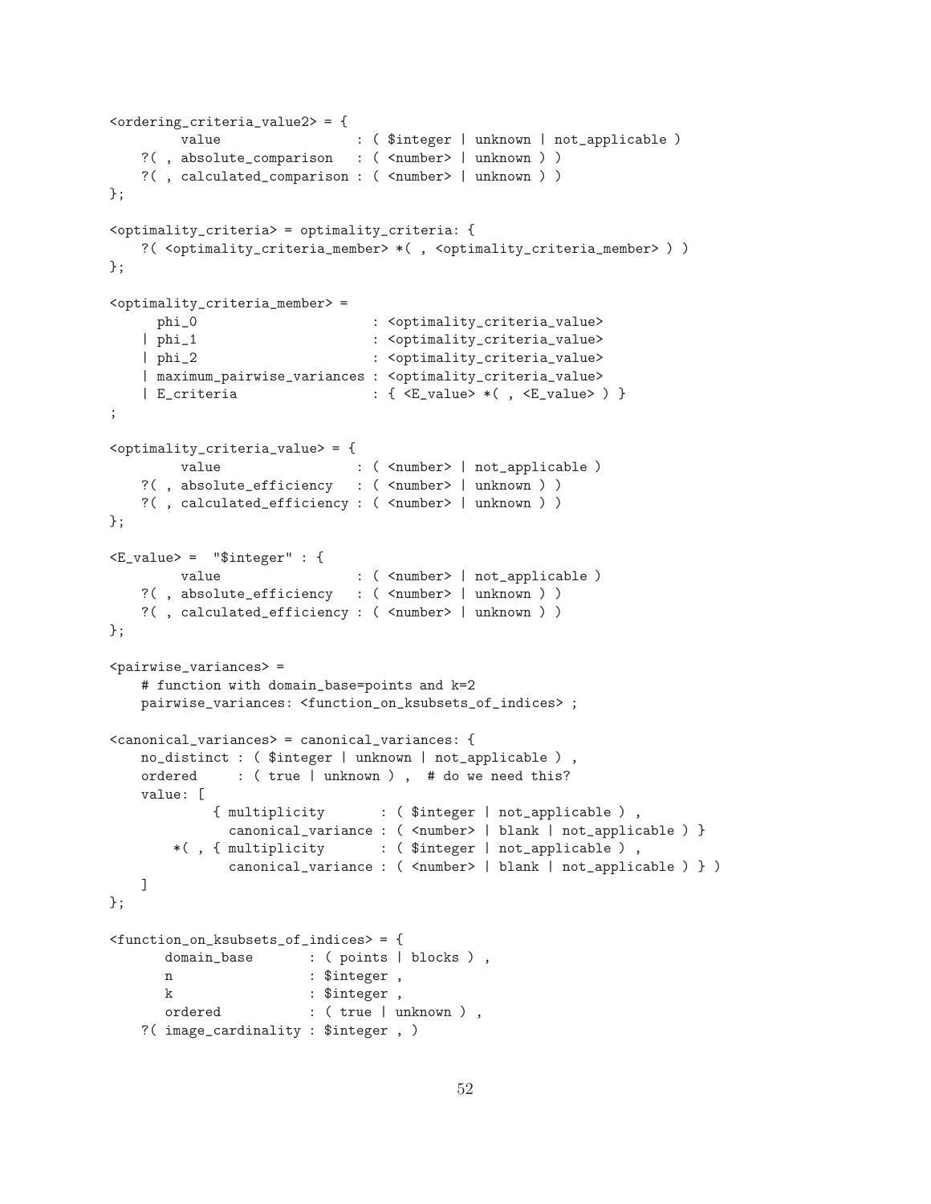```
<ordering_criteria_value2> = {
        value                 : ( $integer | unknown | not_applicable )
    ?( , absolute_comparison   : ( <number> | unknown ) )
    ?( , calculated_comparison : ( <number> | unknown ) )
};

<optimality_criteria> = optimality_criteria: {
    ?( <optimality_criteria_member> *( , <optimality_criteria_member> ) )
};

<optimality_criteria_member> =
      phi_0                     : <optimality_criteria_value>
    | phi_1                     : <optimality_criteria_value>
    | phi_2                     : <optimality_criteria_value>
    | maximum_pairwise_variances : <optimality_criteria_value>
    | E_criteria                : { <E_value> *( , <E_value> ) }
;

<optimality_criteria_value> = {
        value                : ( <number> | not_applicable )
    ?( , absolute_efficiency   : ( <number> | unknown ) )
    ?( , calculated_efficiency : ( <number> | unknown ) )
};

<E_value> =  "$integer" : {
        value                : ( <number> | not_applicable )
    ?( , absolute_efficiency   : ( <number> | unknown ) )
    ?( , calculated_efficiency : ( <number> | unknown ) )
};

<pairwise_variances> =
    # function with domain_base=points and k=2
    pairwise_variances: <function_on_ksubsets_of_indices> ;

<canonical_variances> = canonical_variances: {
    no_distinct : ( $integer | unknown | not_applicable ) ,
    ordered     : ( true | unknown ) ,  # do we need this?
    value: [
            { multiplicity       : ( $integer | not_applicable ) ,
              canonical_variance : ( <number> | blank | not_applicable ) }
        *( , { multiplicity       : ( $integer | not_applicable ) ,
              canonical_variance : ( <number> | blank | not_applicable ) } )
    ]
};

<function_on_ksubsets_of_indices> = {
       domain_base       : ( points | blocks ) ,
       n                 : $integer ,
       k                 : $integer ,
       ordered           : ( true | unknown ) ,
    ?( image_cardinality : $integer , )
```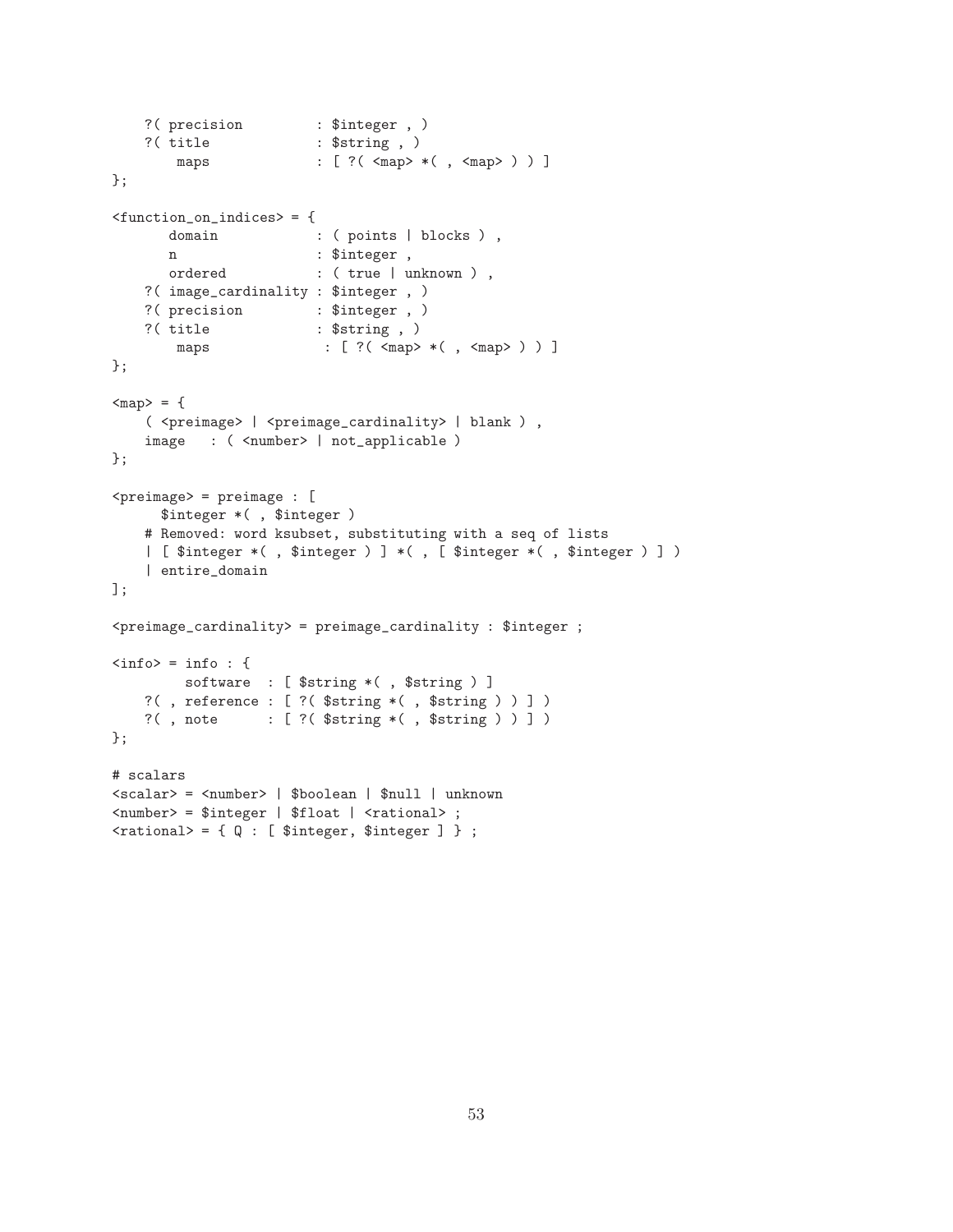```
    ?( precision         : $integer , )
    ?( title             : $string , )
        maps             : [ ?( <map> *( , <map> ) ) ]
};

<function_on_indices> = {
       domain            : ( points | blocks ) ,
       n                 : $integer ,
       ordered           : ( true | unknown ) ,
    ?( image_cardinality : $integer , )
    ?( precision         : $integer , )
    ?( title             : $string , )
        maps              : [ ?( <map> *( , <map> ) ) ]
};

<map> = {
    ( <preimage> | <preimage_cardinality> | blank ) ,
    image   : ( <number> | not_applicable )
};

<preimage> = preimage : [
      $integer *( , $integer )
    # Removed: word ksubset, substituting with a seq of lists
    | [ $integer *( , $integer ) ] *( , [ $integer *( , $integer ) ] )
    | entire_domain
];

<preimage_cardinality> = preimage_cardinality : $integer ;

<info> = info : {
        software  : [ $string *( , $string ) ]
    ?( , reference : [ ?( $string *( , $string ) ) ] )
    ?( , note      : [ ?( $string *( , $string ) ) ] )
};

# scalars
<scalar> = <number> | $boolean | $null | unknown
<number> = $integer | $float | <rational> ;
<rational> = { Q : [ $integer, $integer ] } ;
```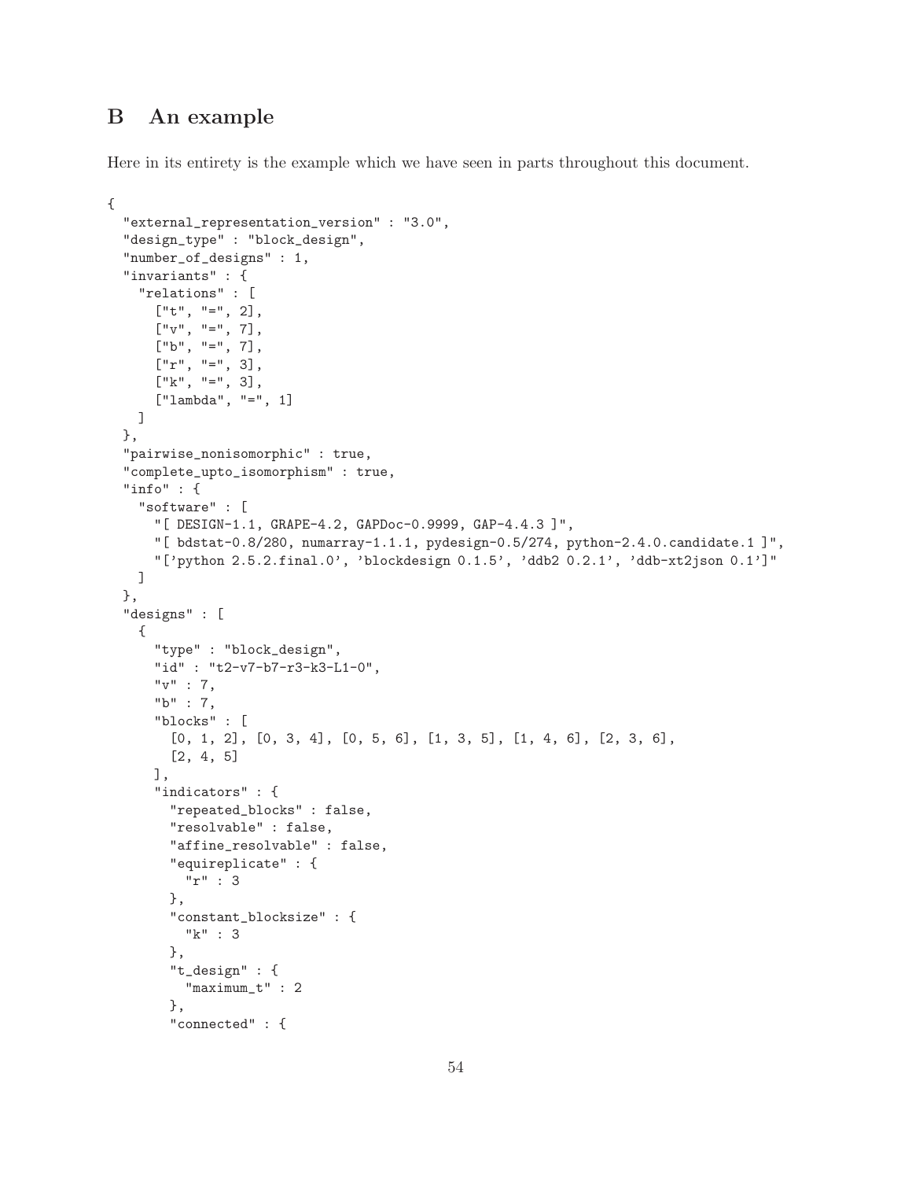## B An example

Here in its entirety is the example which we have seen in parts throughout this document.

```
{
  "external_representation_version" : "3.0",
  "design_type" : "block_design",
  "number_of_designs" : 1,
  "invariants" : {
    "relations" : [
      ["t", "=", 2],
      ["v", "=", 7],
      ["b", "=", 7],
      ["r", "=", 3],
      ["k", "=", 3],
      ["lambda", "=", 1]
    ]
  },
  "pairwise_nonisomorphic" : true,
  "complete_upto_isomorphism" : true,
  "info" : {
    "software" : [
      "[ DESIGN-1.1, GRAPE-4.2, GAPDoc-0.9999, GAP-4.4.3 ]",
      "[ bdstat-0.8/280, numarray-1.1.1, pydesign-0.5/274, python-2.4.0.candidate.1 ]",
      "['python 2.5.2.final.0', 'blockdesign 0.1.5', 'ddb2 0.2.1', 'ddb-xt2json 0.1']"
    ]
  },
  "designs" : [
    {
      "type" : "block_design",
      "id" : "t2-v7-b7-r3-k3-L1-0",
      "v" : 7,
      "b" : 7,
      "blocks" : [
        [0, 1, 2], [0, 3, 4], [0, 5, 6], [1, 3, 5], [1, 4, 6], [2, 3, 6],
        [2, 4, 5]
      ],
      "indicators" : {
        "repeated_blocks" : false,
        "resolvable" : false,
        "affine_resolvable" : false,
        "equireplicate" : {
          "r" : 3
        },
        "constant_blocksize" : {
          "k" : 3
        },
        "t_design" : {
          "maximum_t" : 2
        },
        "connected" : {
```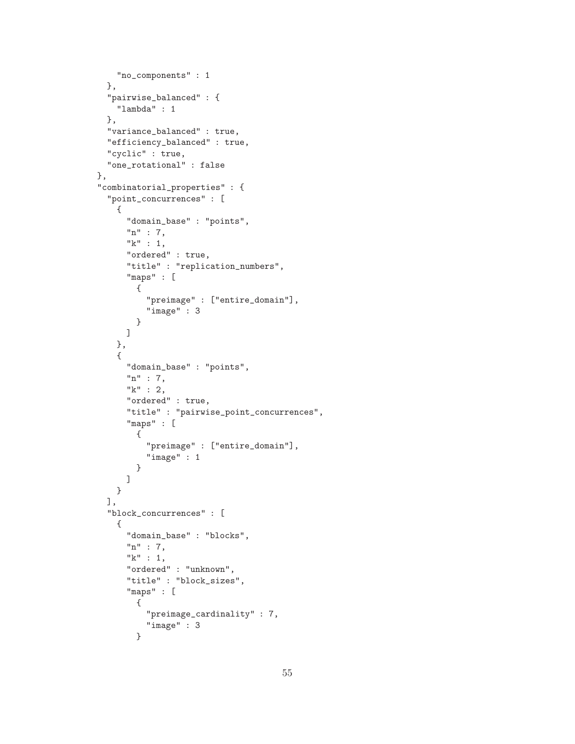```
    "no_components" : 1
  },
  "pairwise_balanced" : {
    "lambda" : 1
  },
  "variance_balanced" : true,
  "efficiency_balanced" : true,
  "cyclic" : true,
  "one_rotational" : false
},
"combinatorial_properties" : {
  "point_concurrences" : [
    {
      "domain_base" : "points",
      "n" : 7,
      "k" : 1,
      "ordered" : true,
      "title" : "replication_numbers",
      "maps" : [
        {
          "preimage" : ["entire_domain"],
          "image" : 3
        }
      ]
    },
    {
      "domain_base" : "points",
      "n" : 7,
      "k" : 2,
      "ordered" : true,
      "title" : "pairwise_point_concurrences",
      "maps" : [
        {
          "preimage" : ["entire_domain"],
          "image" : 1
        }
      ]
    }
  ],
  "block_concurrences" : [
    {
      "domain_base" : "blocks",
      "n" : 7,
      "k" : 1,
      "ordered" : "unknown",
      "title" : "block_sizes",
      "maps" : [
        {
          "preimage_cardinality" : 7,
          "image" : 3
        }
```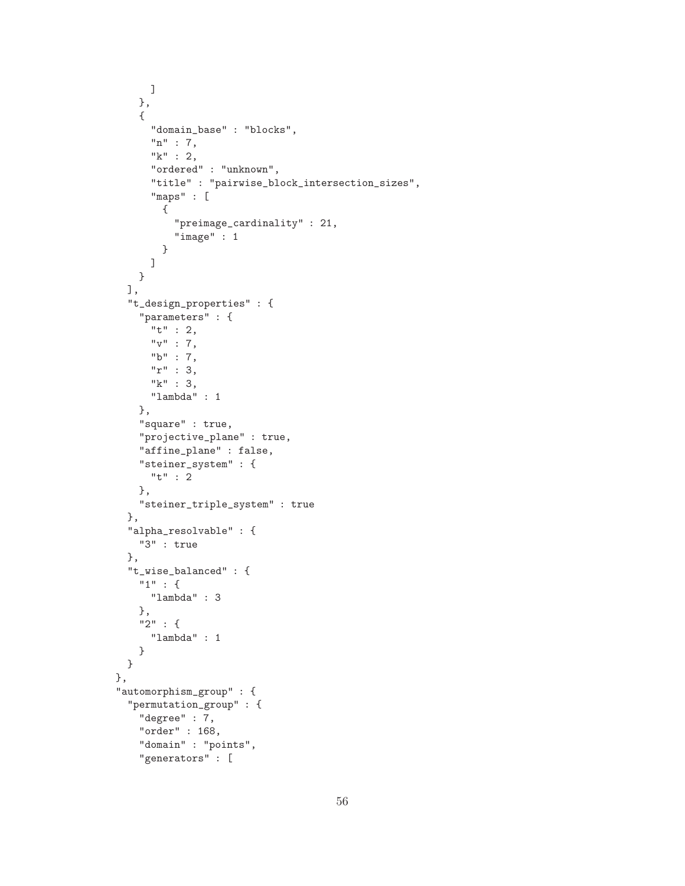```
        ]
      },
      {
        "domain_base" : "blocks",
        "n" : 7,
        "k" : 2,
        "ordered" : "unknown",
        "title" : "pairwise_block_intersection_sizes",
        "maps" : [
          {
            "preimage_cardinality" : 21,
            "image" : 1
          }
        ]
      }
    ],
    "t_design_properties" : {
      "parameters" : {
        "t" : 2,
        "v" : 7,
        "b" : 7,
        "r" : 3,
        "k" : 3,
        "lambda" : 1
      },
      "square" : true,
      "projective_plane" : true,
      "affine_plane" : false,
      "steiner_system" : {
        "t" : 2
      },
      "steiner_triple_system" : true
    },
    "alpha_resolvable" : {
      "3" : true
    },
    "t_wise_balanced" : {
      "1" : {
        "lambda" : 3
      },
      "2" : {
        "lambda" : 1
      }
    }
  },
  "automorphism_group" : {
    "permutation_group" : {
      "degree" : 7,
      "order" : 168,
      "domain" : "points",
      "generators" : [
```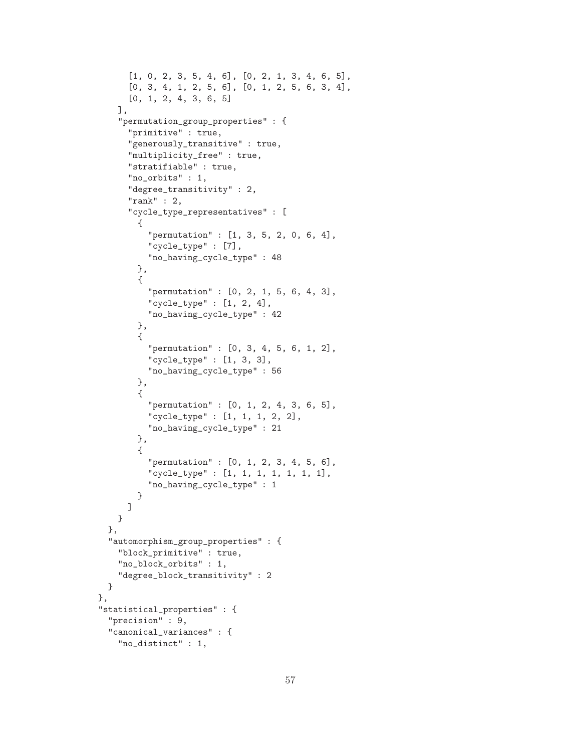```
        [1, 0, 2, 3, 5, 4, 6], [0, 2, 1, 3, 4, 6, 5],
        [0, 3, 4, 1, 2, 5, 6], [0, 1, 2, 5, 6, 3, 4],
        [0, 1, 2, 4, 3, 6, 5]
      ],
      "permutation_group_properties" : {
        "primitive" : true,
        "generously_transitive" : true,
        "multiplicity_free" : true,
        "stratifiable" : true,
        "no_orbits" : 1,
        "degree_transitivity" : 2,
        "rank" : 2,
        "cycle_type_representatives" : [
          {
            "permutation" : [1, 3, 5, 2, 0, 6, 4],
            "cycle_type" : [7],
            "no_having_cycle_type" : 48
          },
          {
            "permutation" : [0, 2, 1, 5, 6, 4, 3],
            "cycle_type" : [1, 2, 4],
            "no_having_cycle_type" : 42
          },
          {
            "permutation" : [0, 3, 4, 5, 6, 1, 2],
            "cycle_type" : [1, 3, 3],
            "no_having_cycle_type" : 56
          },
          {
            "permutation" : [0, 1, 2, 4, 3, 6, 5],
            "cycle_type" : [1, 1, 1, 2, 2],
            "no_having_cycle_type" : 21
          },
          {
            "permutation" : [0, 1, 2, 3, 4, 5, 6],
            "cycle_type" : [1, 1, 1, 1, 1, 1, 1],
            "no_having_cycle_type" : 1
          }
        ]
      }
    },
    "automorphism_group_properties" : {
      "block_primitive" : true,
      "no_block_orbits" : 1,
      "degree_block_transitivity" : 2
    }
  },
  "statistical_properties" : {
    "precision" : 9,
    "canonical_variances" : {
      "no_distinct" : 1,
```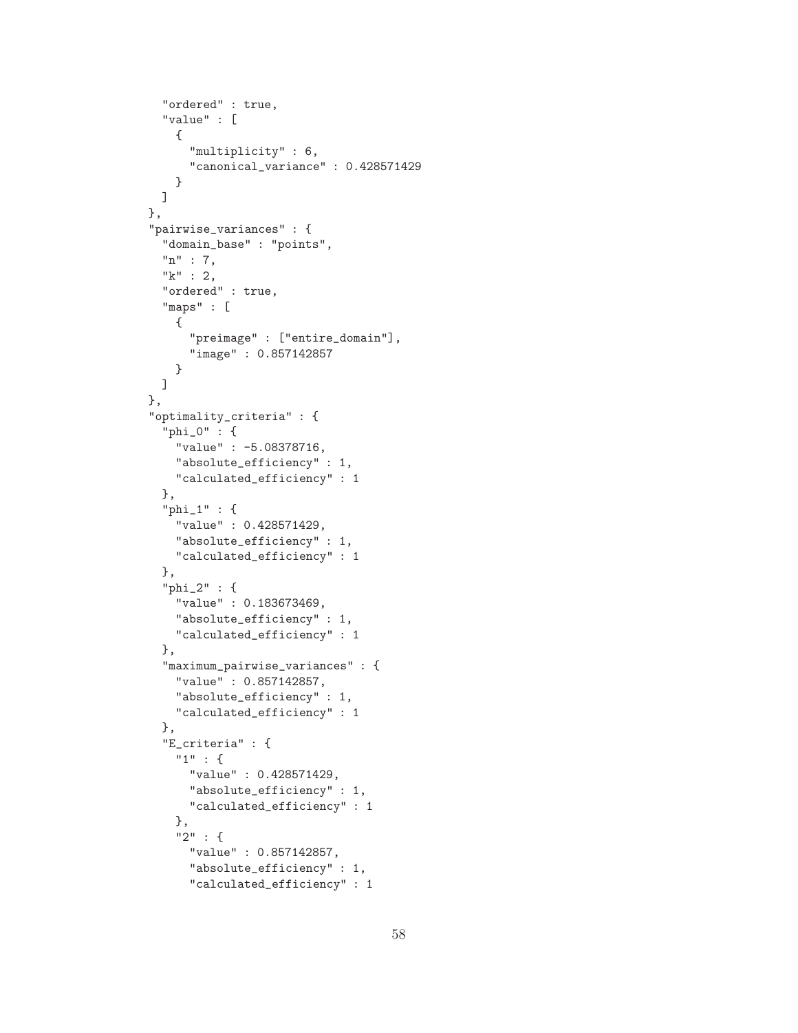```
    "ordered" : true,
    "value" : [
      {
        "multiplicity" : 6,
        "canonical_variance" : 0.428571429
      }
    ]
  },
  "pairwise_variances" : {
    "domain_base" : "points",
    "n" : 7,
    "k" : 2,
    "ordered" : true,
    "maps" : [
      {
        "preimage" : ["entire_domain"],
        "image" : 0.857142857
      }
    ]
  },
  "optimality_criteria" : {
    "phi_0" : {
      "value" : -5.08378716,
      "absolute_efficiency" : 1,
      "calculated_efficiency" : 1
    },
    "phi_1" : {
      "value" : 0.428571429,
      "absolute_efficiency" : 1,
      "calculated_efficiency" : 1
    },
    "phi_2" : {
      "value" : 0.183673469,
      "absolute_efficiency" : 1,
      "calculated_efficiency" : 1
    },
    "maximum_pairwise_variances" : {
      "value" : 0.857142857,
      "absolute_efficiency" : 1,
      "calculated_efficiency" : 1
    },
    "E_criteria" : {
      "1" : {
        "value" : 0.428571429,
        "absolute_efficiency" : 1,
        "calculated_efficiency" : 1
      },
      "2" : {
        "value" : 0.857142857,
        "absolute_efficiency" : 1,
        "calculated_efficiency" : 1
```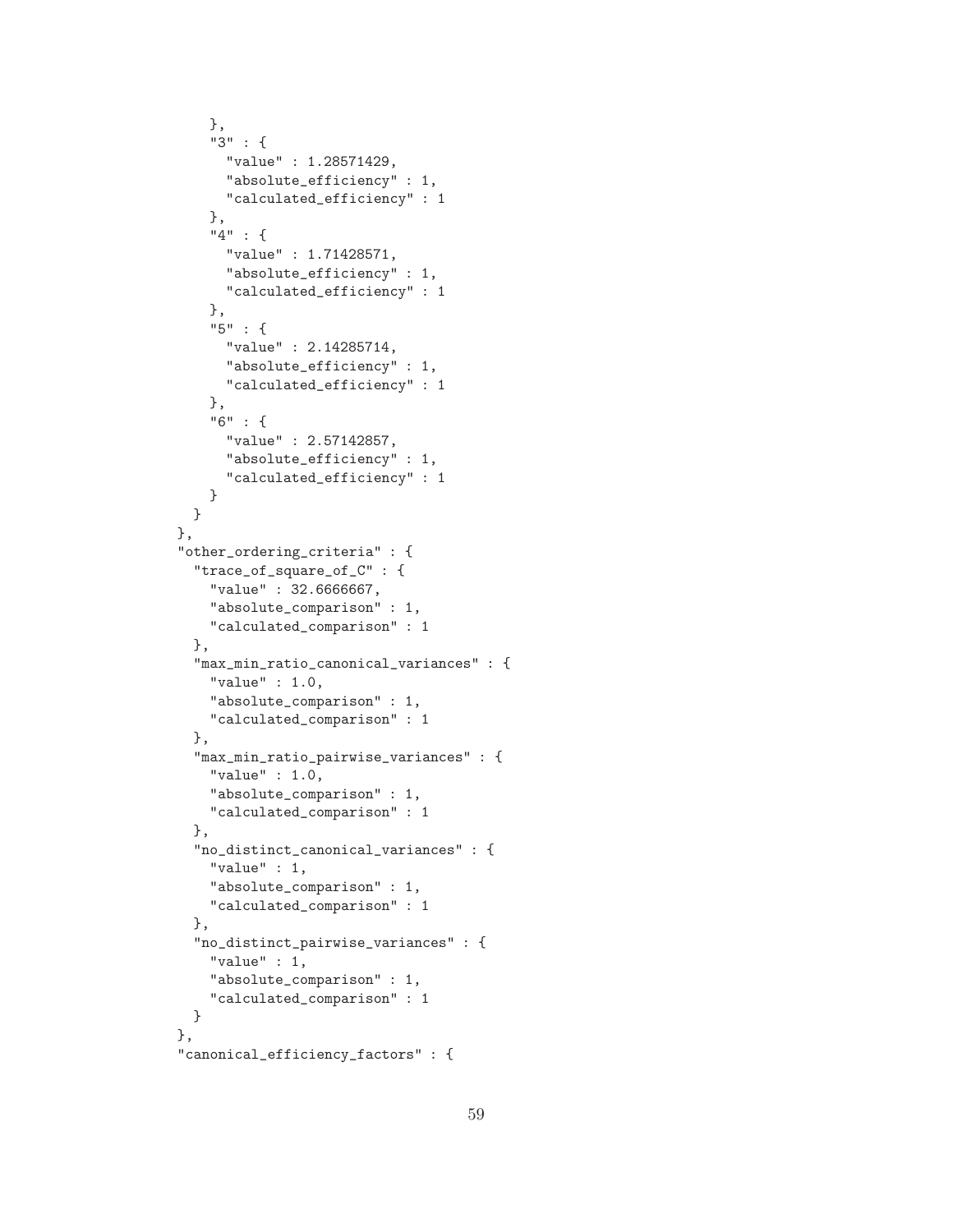```
    },
    "3" : {
      "value" : 1.28571429,
      "absolute_efficiency" : 1,
      "calculated_efficiency" : 1
    },
    "4" : {
      "value" : 1.71428571,
      "absolute_efficiency" : 1,
      "calculated_efficiency" : 1
    },
    "5" : {
      "value" : 2.14285714,
      "absolute_efficiency" : 1,
      "calculated_efficiency" : 1
    },
    "6" : {
      "value" : 2.57142857,
      "absolute_efficiency" : 1,
      "calculated_efficiency" : 1
    }
  }
},
"other_ordering_criteria" : {
  "trace_of_square_of_C" : {
    "value" : 32.6666667,
    "absolute_comparison" : 1,
    "calculated_comparison" : 1
  },
  "max_min_ratio_canonical_variances" : {
    "value" : 1.0,
    "absolute_comparison" : 1,
    "calculated_comparison" : 1
  },
  "max_min_ratio_pairwise_variances" : {
    "value" : 1.0,
    "absolute_comparison" : 1,
    "calculated_comparison" : 1
  },
  "no_distinct_canonical_variances" : {
    "value" : 1,
    "absolute_comparison" : 1,
    "calculated_comparison" : 1
  },
  "no_distinct_pairwise_variances" : {
    "value" : 1,
    "absolute_comparison" : 1,
    "calculated_comparison" : 1
  }
},
"canonical_efficiency_factors" : {
```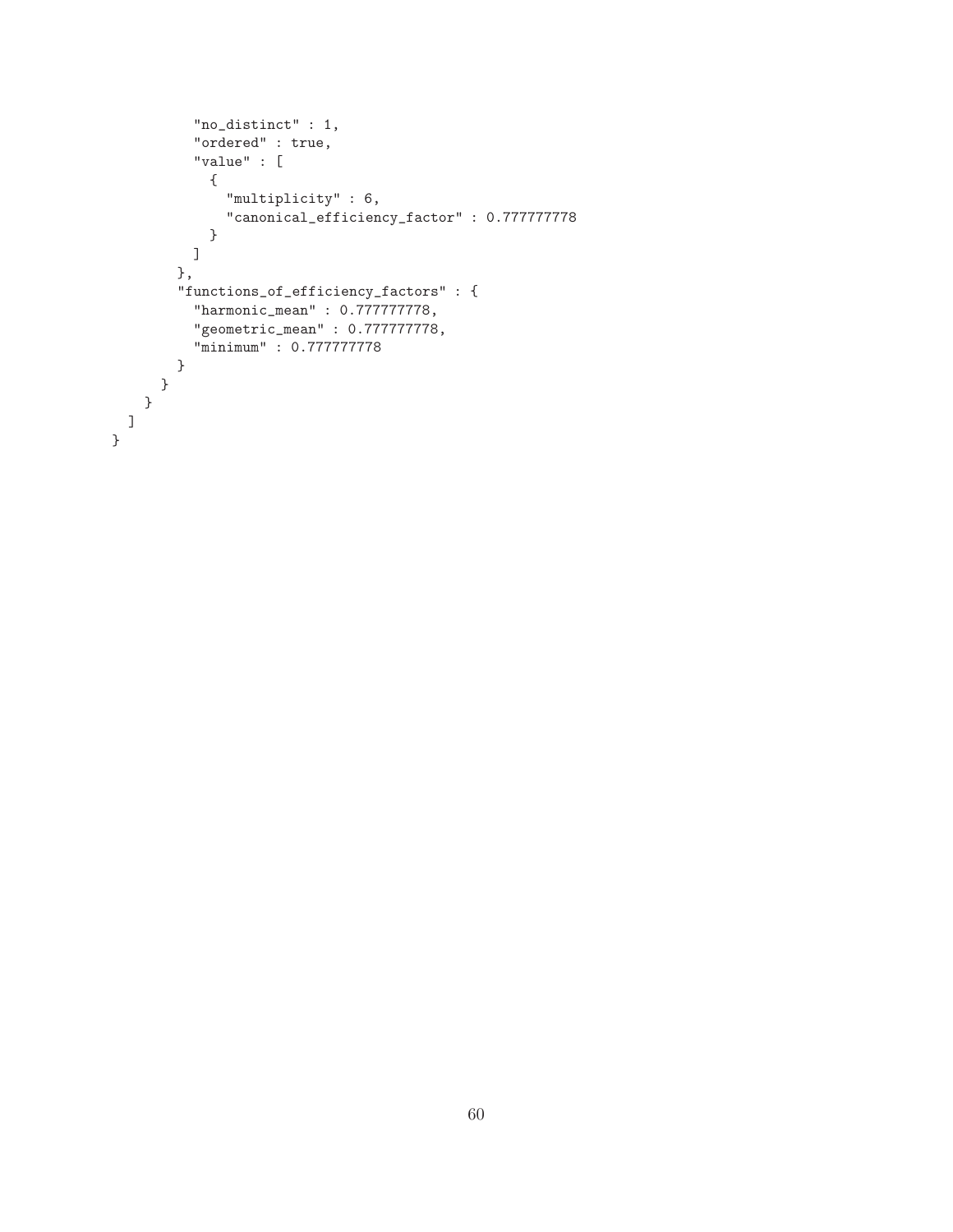```
          "no_distinct" : 1,
          "ordered" : true,
          "value" : [
            {
              "multiplicity" : 6,
              "canonical_efficiency_factor" : 0.777777778
            }
          ]
        },
        "functions_of_efficiency_factors" : {
          "harmonic_mean" : 0.777777778,
          "geometric_mean" : 0.777777778,
          "minimum" : 0.777777778
        }
      }
    }
  ]
}
```